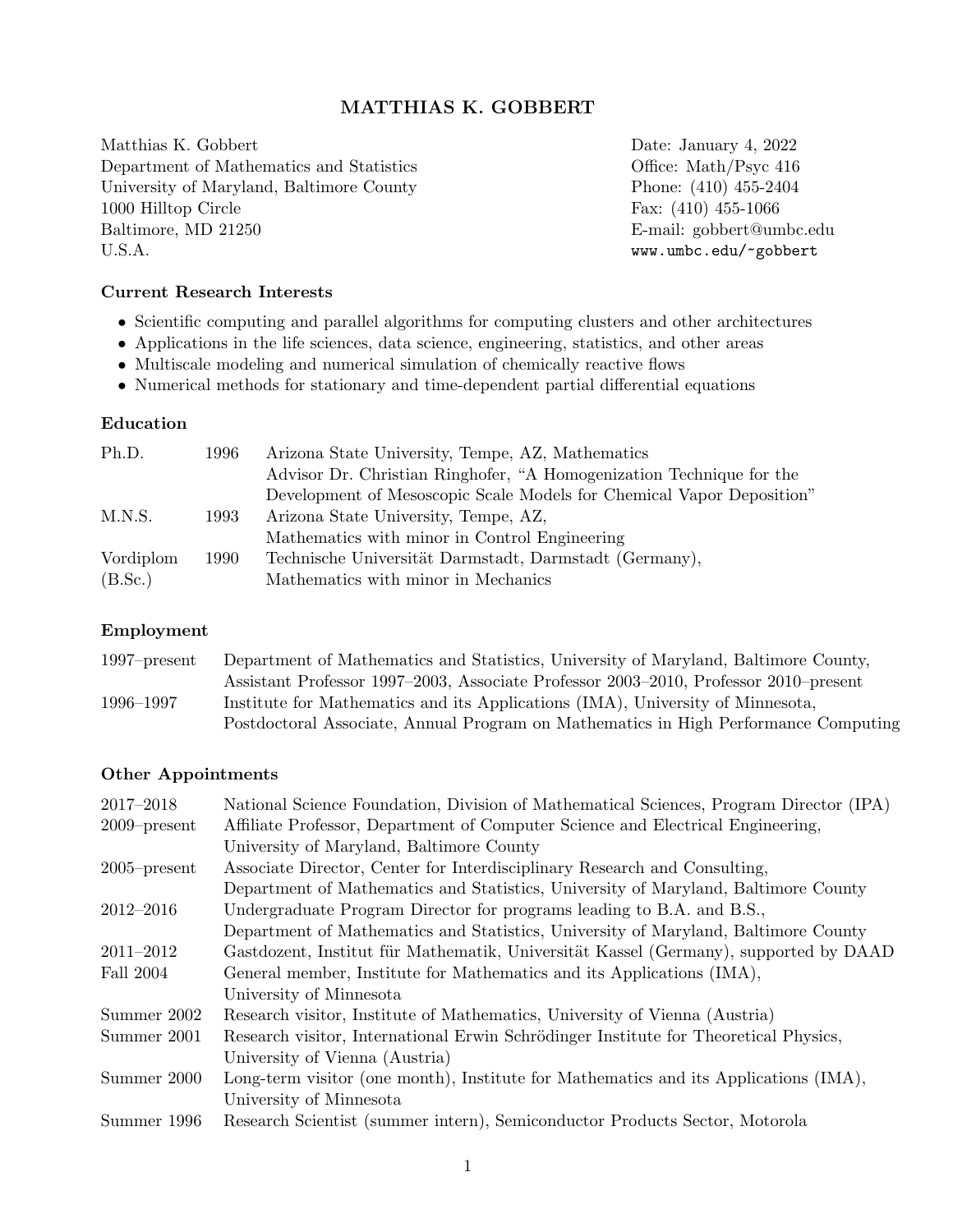# MATTHIAS K. GOBBERT

| | |
|---|---|
| Matthias K. Gobbert | Date: January 4, 2022 |
| Department of Mathematics and Statistics | Office: Math/Psyc 416 |
| University of Maryland, Baltimore County | Phone: (410) 455-2404 |
| 1000 Hilltop Circle | Fax: (410) 455-1066 |
| Baltimore, MD 21250 | E-mail: gobbert@umbc.edu |
| U.S.A. | `www.umbc.edu/~gobbert` |

### Current Research Interests

- Scientific computing and parallel algorithms for computing clusters and other architectures
- Applications in the life sciences, data science, engineering, statistics, and other areas
- Multiscale modeling and numerical simulation of chemically reactive flows
- Numerical methods for stationary and time-dependent partial differential equations

### Education

| | | |
|---|---|---|
| Ph.D. | 1996 | Arizona State University, Tempe, AZ, Mathematics<br>Advisor Dr. Christian Ringhofer, "A Homogenization Technique for the Development of Mesoscopic Scale Models for Chemical Vapor Deposition" |
| M.N.S. | 1993 | Arizona State University, Tempe, AZ,<br>Mathematics with minor in Control Engineering |
| Vordiplom (B.Sc.) | 1990 | Technische Universität Darmstadt, Darmstadt (Germany),<br>Mathematics with minor in Mechanics |

### Employment

| | |
|---|---|
| 1997–present | Department of Mathematics and Statistics, University of Maryland, Baltimore County,<br>Assistant Professor 1997–2003, Associate Professor 2003–2010, Professor 2010–present |
| 1996–1997 | Institute for Mathematics and its Applications (IMA), University of Minnesota,<br>Postdoctoral Associate, Annual Program on Mathematics in High Performance Computing |

### Other Appointments

| | |
|---|---|
| 2017–2018 | National Science Foundation, Division of Mathematical Sciences, Program Director (IPA) |
| 2009–present | Affiliate Professor, Department of Computer Science and Electrical Engineering,<br>University of Maryland, Baltimore County |
| 2005–present | Associate Director, Center for Interdisciplinary Research and Consulting,<br>Department of Mathematics and Statistics, University of Maryland, Baltimore County |
| 2012–2016 | Undergraduate Program Director for programs leading to B.A. and B.S.,<br>Department of Mathematics and Statistics, University of Maryland, Baltimore County |
| 2011–2012 | Gastdozent, Institut für Mathematik, Universität Kassel (Germany), supported by DAAD |
| Fall 2004 | General member, Institute for Mathematics and its Applications (IMA),<br>University of Minnesota |
| Summer 2002 | Research visitor, Institute of Mathematics, University of Vienna (Austria) |
| Summer 2001 | Research visitor, International Erwin Schrödinger Institute for Theoretical Physics,<br>University of Vienna (Austria) |
| Summer 2000 | Long-term visitor (one month), Institute for Mathematics and its Applications (IMA),<br>University of Minnesota |
| Summer 1996 | Research Scientist (summer intern), Semiconductor Products Sector, Motorola |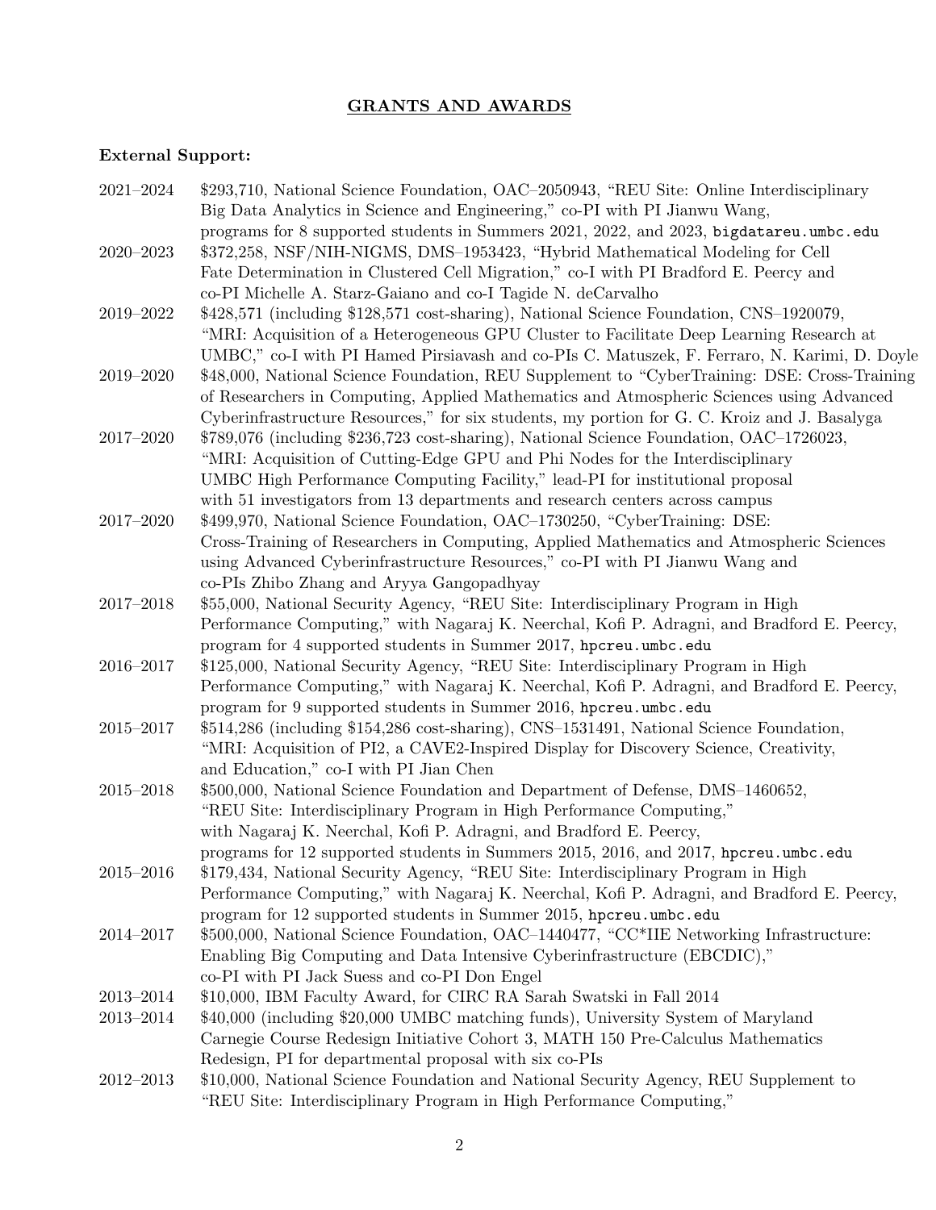## GRANTS AND AWARDS

**External Support:**

2021–2024 $293,710, National Science Foundation, OAC–2050943, "REU Site: Online Interdisciplinary Big Data Analytics in Science and Engineering," co-PI with PI Jianwu Wang, programs for 8 supported students in Summers 2021, 2022, and 2023, `bigdatareu.umbc.edu`

2020–2023 $372,258, NSF/NIH-NIGMS, DMS–1953423, "Hybrid Mathematical Modeling for Cell Fate Determination in Clustered Cell Migration," co-I with PI Bradford E. Peercy and co-PI Michelle A. Starz-Gaiano and co-I Tagide N. deCarvalho

2019–2022 $428,571 (including $128,571 cost-sharing), National Science Foundation, CNS–1920079, "MRI: Acquisition of a Heterogeneous GPU Cluster to Facilitate Deep Learning Research at UMBC," co-I with PI Hamed Pirsiavash and co-PIs C. Matuszek, F. Ferraro, N. Karimi, D. Doyle

2019–2020 $48,000, National Science Foundation, REU Supplement to "CyberTraining: DSE: Cross-Training of Researchers in Computing, Applied Mathematics and Atmospheric Sciences using Advanced Cyberinfrastructure Resources," for six students, my portion for G. C. Kroiz and J. Basalyga

2017–2020 $789,076 (including $236,723 cost-sharing), National Science Foundation, OAC–1726023, "MRI: Acquisition of Cutting-Edge GPU and Phi Nodes for the Interdisciplinary UMBC High Performance Computing Facility," lead-PI for institutional proposal with 51 investigators from 13 departments and research centers across campus

2017–2020 $499,970, National Science Foundation, OAC–1730250, "CyberTraining: DSE: Cross-Training of Researchers in Computing, Applied Mathematics and Atmospheric Sciences using Advanced Cyberinfrastructure Resources," co-PI with PI Jianwu Wang and co-PIs Zhibo Zhang and Aryya Gangopadhyay

2017–2018 $55,000, National Security Agency, "REU Site: Interdisciplinary Program in High Performance Computing," with Nagaraj K. Neerchal, Kofi P. Adragni, and Bradford E. Peercy, program for 4 supported students in Summer 2017, `hpcreu.umbc.edu`

2016–2017 $125,000, National Security Agency, "REU Site: Interdisciplinary Program in High Performance Computing," with Nagaraj K. Neerchal, Kofi P. Adragni, and Bradford E. Peercy, program for 9 supported students in Summer 2016, `hpcreu.umbc.edu`

2015–2017 $514,286 (including $154,286 cost-sharing), CNS–1531491, National Science Foundation, "MRI: Acquisition of PI2, a CAVE2-Inspired Display for Discovery Science, Creativity, and Education," co-I with PI Jian Chen

2015–2018 $500,000, National Science Foundation and Department of Defense, DMS–1460652, "REU Site: Interdisciplinary Program in High Performance Computing," with Nagaraj K. Neerchal, Kofi P. Adragni, and Bradford E. Peercy, programs for 12 supported students in Summers 2015, 2016, and 2017, `hpcreu.umbc.edu`

2015–2016 $179,434, National Security Agency, "REU Site: Interdisciplinary Program in High Performance Computing," with Nagaraj K. Neerchal, Kofi P. Adragni, and Bradford E. Peercy, program for 12 supported students in Summer 2015, `hpcreu.umbc.edu`

2014–2017 $500,000, National Science Foundation, OAC–1440477, "CC*IIE Networking Infrastructure: Enabling Big Computing and Data Intensive Cyberinfrastructure (EBCDIC)," co-PI with PI Jack Suess and co-PI Don Engel

2013–2014 $10,000, IBM Faculty Award, for CIRC RA Sarah Swatski in Fall 2014

2013–2014 $40,000 (including $20,000 UMBC matching funds), University System of Maryland Carnegie Course Redesign Initiative Cohort 3, MATH 150 Pre-Calculus Mathematics Redesign, PI for departmental proposal with six co-PIs

2012–2013 $10,000, National Science Foundation and National Security Agency, REU Supplement to "REU Site: Interdisciplinary Program in High Performance Computing,"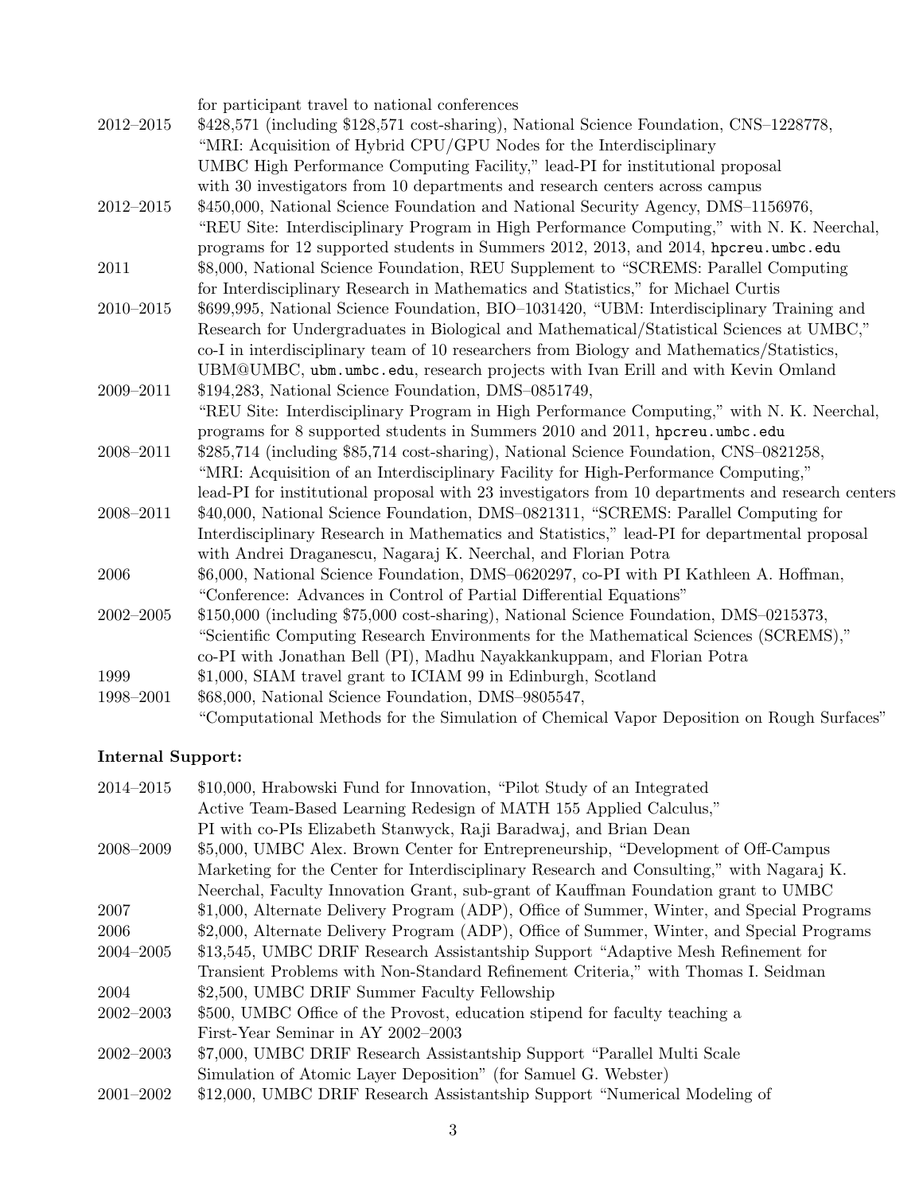| | |
|---|---|
| | for participant travel to national conferences |
| 2012–2015 | \$428,571 (including \$128,571 cost-sharing), National Science Foundation, CNS–1228778, "MRI: Acquisition of Hybrid CPU/GPU Nodes for the Interdisciplinary UMBC High Performance Computing Facility," lead-PI for institutional proposal with 30 investigators from 10 departments and research centers across campus |
| 2012–2015 | \$450,000, National Science Foundation and National Security Agency, DMS–1156976, "REU Site: Interdisciplinary Program in High Performance Computing," with N. K. Neerchal, programs for 12 supported students in Summers 2012, 2013, and 2014, `hpcreu.umbc.edu` |
| 2011 | \$8,000, National Science Foundation, REU Supplement to "SCREMS: Parallel Computing for Interdisciplinary Research in Mathematics and Statistics," for Michael Curtis |
| 2010–2015 | \$699,995, National Science Foundation, BIO–1031420, "UBM: Interdisciplinary Training and Research for Undergraduates in Biological and Mathematical/Statistical Sciences at UMBC," co-I in interdisciplinary team of 10 researchers from Biology and Mathematics/Statistics, UBM@UMBC, `ubm.umbc.edu`, research projects with Ivan Erill and with Kevin Omland |
| 2009–2011 | \$194,283, National Science Foundation, DMS–0851749, "REU Site: Interdisciplinary Program in High Performance Computing," with N. K. Neerchal, programs for 8 supported students in Summers 2010 and 2011, `hpcreu.umbc.edu` |
| 2008–2011 | \$285,714 (including \$85,714 cost-sharing), National Science Foundation, CNS–0821258, "MRI: Acquisition of an Interdisciplinary Facility for High-Performance Computing," lead-PI for institutional proposal with 23 investigators from 10 departments and research centers |
| 2008–2011 | \$40,000, National Science Foundation, DMS–0821311, "SCREMS: Parallel Computing for Interdisciplinary Research in Mathematics and Statistics," lead-PI for departmental proposal with Andrei Draganescu, Nagaraj K. Neerchal, and Florian Potra |
| 2006 | \$6,000, National Science Foundation, DMS–0620297, co-PI with PI Kathleen A. Hoffman, "Conference: Advances in Control of Partial Differential Equations" |
| 2002–2005 | \$150,000 (including \$75,000 cost-sharing), National Science Foundation, DMS–0215373, "Scientific Computing Research Environments for the Mathematical Sciences (SCREMS)," co-PI with Jonathan Bell (PI), Madhu Nayakkankuppam, and Florian Potra |
| 1999 | \$1,000, SIAM travel grant to ICIAM 99 in Edinburgh, Scotland |
| 1998–2001 | \$68,000, National Science Foundation, DMS–9805547, "Computational Methods for the Simulation of Chemical Vapor Deposition on Rough Surfaces" |

**Internal Support:**

| | |
|---|---|
| 2014–2015 | \$10,000, Hrabowski Fund for Innovation, "Pilot Study of an Integrated Active Team-Based Learning Redesign of MATH 155 Applied Calculus," PI with co-PIs Elizabeth Stanwyck, Raji Baradwaj, and Brian Dean |
| 2008–2009 | \$5,000, UMBC Alex. Brown Center for Entrepreneurship, "Development of Off-Campus Marketing for the Center for Interdisciplinary Research and Consulting," with Nagaraj K. Neerchal, Faculty Innovation Grant, sub-grant of Kauffman Foundation grant to UMBC |
| 2007 | \$1,000, Alternate Delivery Program (ADP), Office of Summer, Winter, and Special Programs |
| 2006 | \$2,000, Alternate Delivery Program (ADP), Office of Summer, Winter, and Special Programs |
| 2004–2005 | \$13,545, UMBC DRIF Research Assistantship Support "Adaptive Mesh Refinement for Transient Problems with Non-Standard Refinement Criteria," with Thomas I. Seidman |
| 2004 | \$2,500, UMBC DRIF Summer Faculty Fellowship |
| 2002–2003 | \$500, UMBC Office of the Provost, education stipend for faculty teaching a First-Year Seminar in AY 2002–2003 |
| 2002–2003 | \$7,000, UMBC DRIF Research Assistantship Support "Parallel Multi Scale Simulation of Atomic Layer Deposition" (for Samuel G. Webster) |
| 2001–2002 | \$12,000, UMBC DRIF Research Assistantship Support "Numerical Modeling of |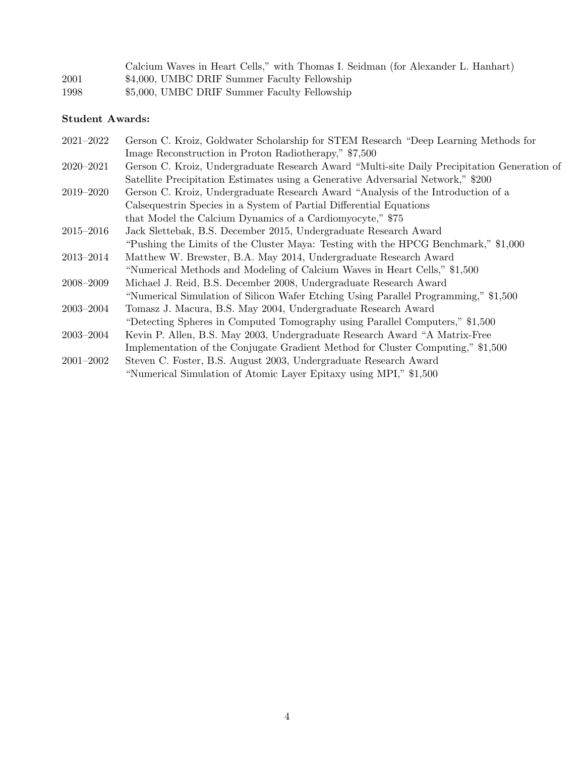| | |
|---|---|
| | Calcium Waves in Heart Cells," with Thomas I. Seidman (for Alexander L. Hanhart) |
| 2001 | $4,000, UMBC DRIF Summer Faculty Fellowship |
| 1998 | $5,000, UMBC DRIF Summer Faculty Fellowship |

**Student Awards:**

| | |
|---|---|
| 2021–2022 | Gerson C. Kroiz, Goldwater Scholarship for STEM Research "Deep Learning Methods for Image Reconstruction in Proton Radiotherapy," $7,500 |
| 2020–2021 | Gerson C. Kroiz, Undergraduate Research Award "Multi-site Daily Precipitation Generation of Satellite Precipitation Estimates using a Generative Adversarial Network," $200 |
| 2019–2020 | Gerson C. Kroiz, Undergraduate Research Award "Analysis of the Introduction of a Calsequestrin Species in a System of Partial Differential Equations that Model the Calcium Dynamics of a Cardiomyocyte," $75 |
| 2015–2016 | Jack Slettebak, B.S. December 2015, Undergraduate Research Award "Pushing the Limits of the Cluster Maya: Testing with the HPCG Benchmark," $1,000 |
| 2013–2014 | Matthew W. Brewster, B.A. May 2014, Undergraduate Research Award "Numerical Methods and Modeling of Calcium Waves in Heart Cells," $1,500 |
| 2008–2009 | Michael J. Reid, B.S. December 2008, Undergraduate Research Award "Numerical Simulation of Silicon Wafer Etching Using Parallel Programming," $1,500 |
| 2003–2004 | Tomasz J. Macura, B.S. May 2004, Undergraduate Research Award "Detecting Spheres in Computed Tomography using Parallel Computers," $1,500 |
| 2003–2004 | Kevin P. Allen, B.S. May 2003, Undergraduate Research Award "A Matrix-Free Implementation of the Conjugate Gradient Method for Cluster Computing," $1,500 |
| 2001–2002 | Steven C. Foster, B.S. August 2003, Undergraduate Research Award "Numerical Simulation of Atomic Layer Epitaxy using MPI," $1,500 |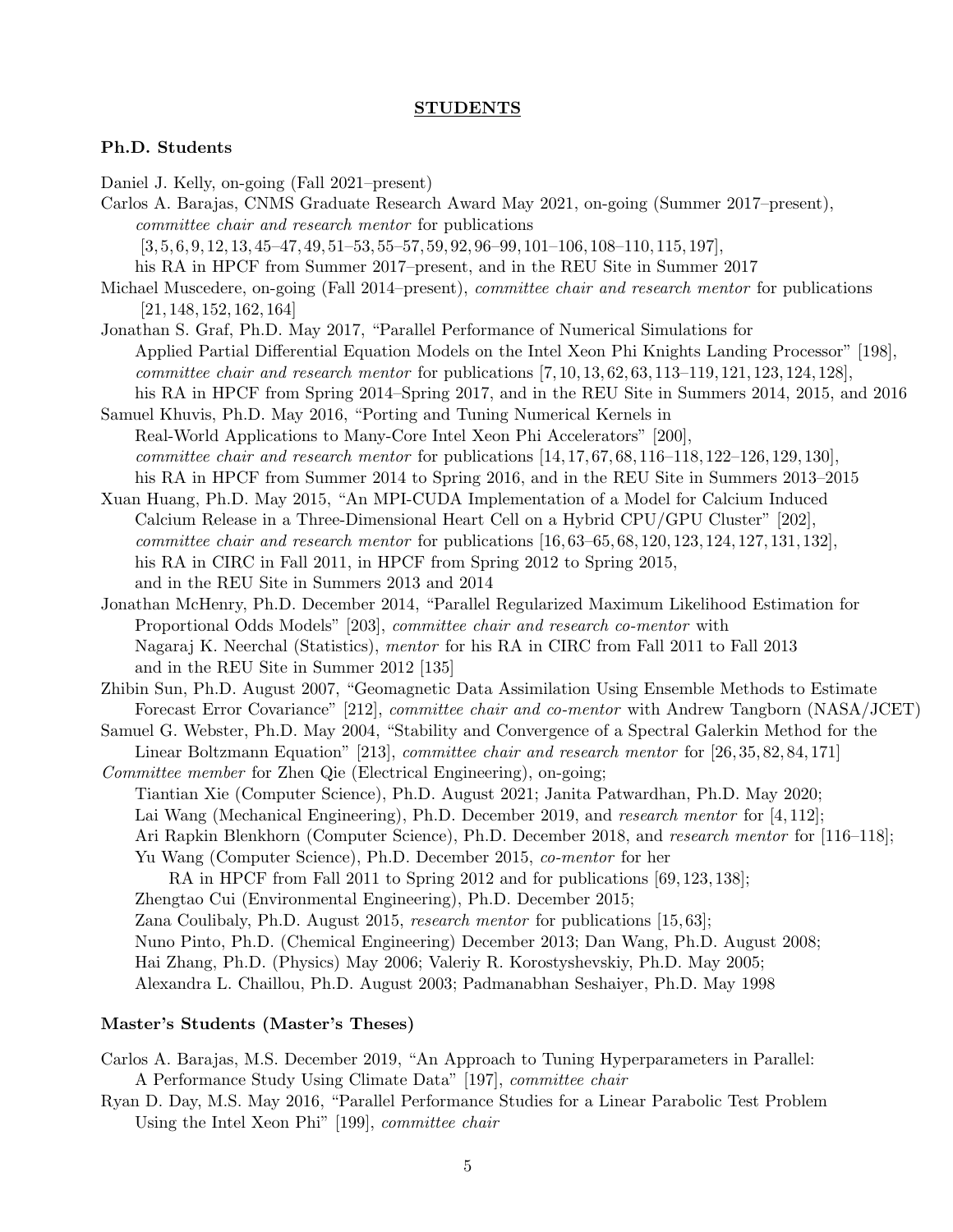## STUDENTS

### Ph.D. Students

Daniel J. Kelly, on-going (Fall 2021–present)

Carlos A. Barajas, CNMS Graduate Research Award May 2021, on-going (Summer 2017–present), *committee chair and research mentor* for publications [3, 5, 6, 9, 12, 13, 45–47, 49, 51–53, 55–57, 59, 92, 96–99, 101–106, 108–110, 115, 197], his RA in HPCF from Summer 2017–present, and in the REU Site in Summer 2017

Michael Muscedere, on-going (Fall 2014–present), *committee chair and research mentor* for publications [21, 148, 152, 162, 164]

Jonathan S. Graf, Ph.D. May 2017, "Parallel Performance of Numerical Simulations for Applied Partial Differential Equation Models on the Intel Xeon Phi Knights Landing Processor" [198], *committee chair and research mentor* for publications [7, 10, 13, 62, 63, 113–119, 121, 123, 124, 128], his RA in HPCF from Spring 2014–Spring 2017, and in the REU Site in Summers 2014, 2015, and 2016

Samuel Khuvis, Ph.D. May 2016, "Porting and Tuning Numerical Kernels in Real-World Applications to Many-Core Intel Xeon Phi Accelerators" [200], *committee chair and research mentor* for publications [14, 17, 67, 68, 116–118, 122–126, 129, 130], his RA in HPCF from Summer 2014 to Spring 2016, and in the REU Site in Summers 2013–2015

Xuan Huang, Ph.D. May 2015, "An MPI-CUDA Implementation of a Model for Calcium Induced Calcium Release in a Three-Dimensional Heart Cell on a Hybrid CPU/GPU Cluster" [202], *committee chair and research mentor* for publications [16, 63–65, 68, 120, 123, 124, 127, 131, 132], his RA in CIRC in Fall 2011, in HPCF from Spring 2012 to Spring 2015, and in the REU Site in Summers 2013 and 2014

Jonathan McHenry, Ph.D. December 2014, "Parallel Regularized Maximum Likelihood Estimation for Proportional Odds Models" [203], *committee chair and research co-mentor* with Nagaraj K. Neerchal (Statistics), *mentor* for his RA in CIRC from Fall 2011 to Fall 2013 and in the REU Site in Summer 2012 [135]

Zhibin Sun, Ph.D. August 2007, "Geomagnetic Data Assimilation Using Ensemble Methods to Estimate Forecast Error Covariance" [212], *committee chair and co-mentor* with Andrew Tangborn (NASA/JCET)

Samuel G. Webster, Ph.D. May 2004, "Stability and Convergence of a Spectral Galerkin Method for the Linear Boltzmann Equation" [213], *committee chair and research mentor* for [26, 35, 82, 84, 171]

*Committee member* for Zhen Qie (Electrical Engineering), on-going;
Tiantian Xie (Computer Science), Ph.D. August 2021; Janita Patwardhan, Ph.D. May 2020;
Lai Wang (Mechanical Engineering), Ph.D. December 2019, and *research mentor* for [4, 112];
Ari Rapkin Blenkhorn (Computer Science), Ph.D. December 2018, and *research mentor* for [116–118];
Yu Wang (Computer Science), Ph.D. December 2015, *co-mentor* for her RA in HPCF from Fall 2011 to Spring 2012 and for publications [69, 123, 138];
Zhengtao Cui (Environmental Engineering), Ph.D. December 2015;
Zana Coulibaly, Ph.D. August 2015, *research mentor* for publications [15, 63];
Nuno Pinto, Ph.D. (Chemical Engineering) December 2013; Dan Wang, Ph.D. August 2008;
Hai Zhang, Ph.D. (Physics) May 2006; Valeriy R. Korostyshevskiy, Ph.D. May 2005;
Alexandra L. Chaillou, Ph.D. August 2003; Padmanabhan Seshaiyer, Ph.D. May 1998

### Master's Students (Master's Theses)

Carlos A. Barajas, M.S. December 2019, "An Approach to Tuning Hyperparameters in Parallel: A Performance Study Using Climate Data" [197], *committee chair*

Ryan D. Day, M.S. May 2016, "Parallel Performance Studies for a Linear Parabolic Test Problem Using the Intel Xeon Phi" [199], *committee chair*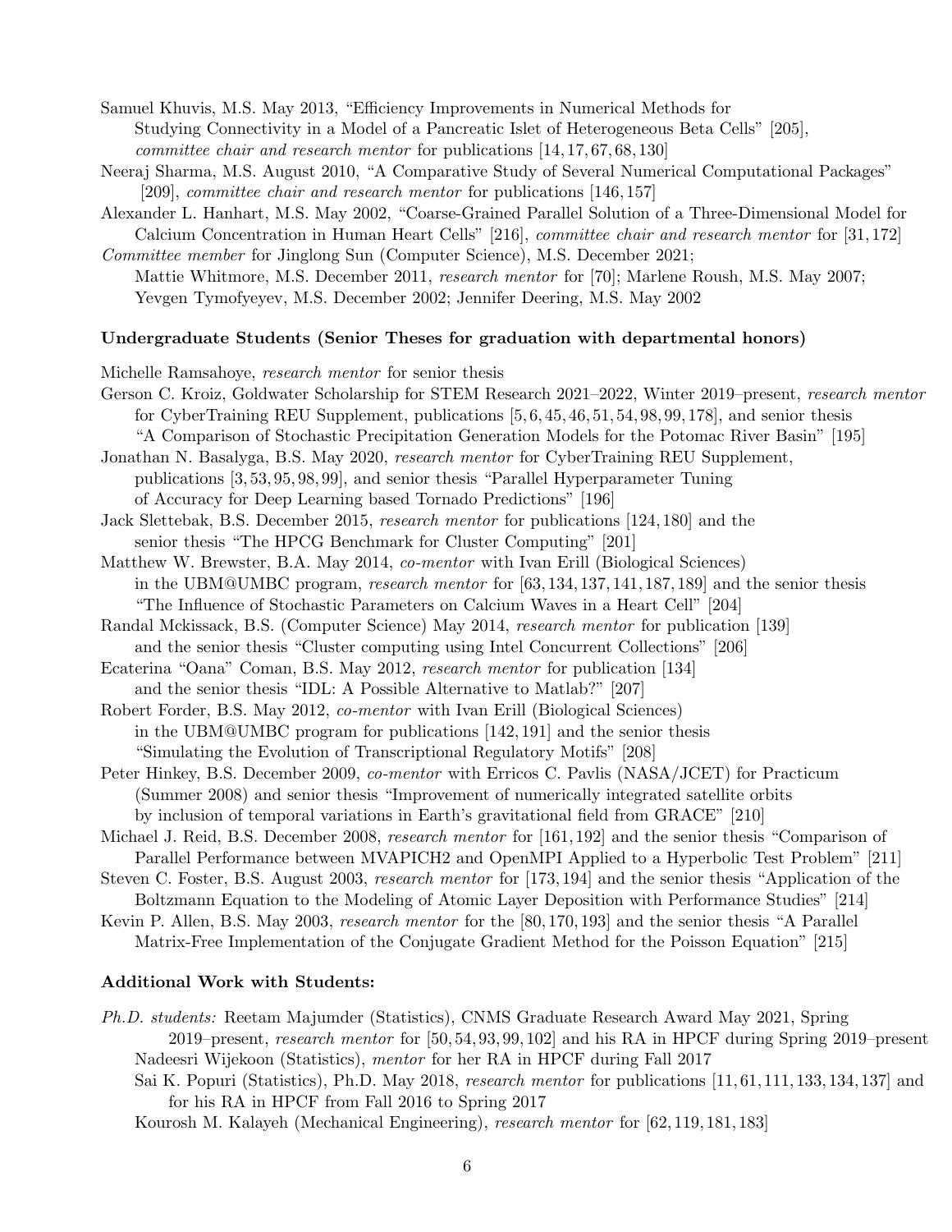Samuel Khuvis, M.S. May 2013, "Efficiency Improvements in Numerical Methods for Studying Connectivity in a Model of a Pancreatic Islet of Heterogeneous Beta Cells" [205], *committee chair and research mentor* for publications [14, 17, 67, 68, 130]

Neeraj Sharma, M.S. August 2010, "A Comparative Study of Several Numerical Computational Packages" [209], *committee chair and research mentor* for publications [146, 157]

Alexander L. Hanhart, M.S. May 2002, "Coarse-Grained Parallel Solution of a Three-Dimensional Model for Calcium Concentration in Human Heart Cells" [216], *committee chair and research mentor* for [31, 172]

*Committee member* for Jinglong Sun (Computer Science), M.S. December 2021; Mattie Whitmore, M.S. December 2011, *research mentor* for [70]; Marlene Roush, M.S. May 2007; Yevgen Tymofyeyev, M.S. December 2002; Jennifer Deering, M.S. May 2002

**Undergraduate Students (Senior Theses for graduation with departmental honors)**

Michelle Ramsahoye, *research mentor* for senior thesis

Gerson C. Kroiz, Goldwater Scholarship for STEM Research 2021–2022, Winter 2019–present, *research mentor* for CyberTraining REU Supplement, publications [5, 6, 45, 46, 51, 54, 98, 99, 178], and senior thesis "A Comparison of Stochastic Precipitation Generation Models for the Potomac River Basin" [195]

Jonathan N. Basalyga, B.S. May 2020, *research mentor* for CyberTraining REU Supplement, publications [3, 53, 95, 98, 99], and senior thesis "Parallel Hyperparameter Tuning of Accuracy for Deep Learning based Tornado Predictions" [196]

Jack Slettebak, B.S. December 2015, *research mentor* for publications [124, 180] and the senior thesis "The HPCG Benchmark for Cluster Computing" [201]

Matthew W. Brewster, B.A. May 2014, *co-mentor* with Ivan Erill (Biological Sciences) in the UBM@UMBC program, *research mentor* for [63, 134, 137, 141, 187, 189] and the senior thesis "The Influence of Stochastic Parameters on Calcium Waves in a Heart Cell" [204]

Randal Mckissack, B.S. (Computer Science) May 2014, *research mentor* for publication [139] and the senior thesis "Cluster computing using Intel Concurrent Collections" [206]

Ecaterina "Oana" Coman, B.S. May 2012, *research mentor* for publication [134] and the senior thesis "IDL: A Possible Alternative to Matlab?" [207]

Robert Forder, B.S. May 2012, *co-mentor* with Ivan Erill (Biological Sciences) in the UBM@UMBC program for publications [142, 191] and the senior thesis "Simulating the Evolution of Transcriptional Regulatory Motifs" [208]

Peter Hinkey, B.S. December 2009, *co-mentor* with Erricos C. Pavlis (NASA/JCET) for Practicum (Summer 2008) and senior thesis "Improvement of numerically integrated satellite orbits by inclusion of temporal variations in Earth's gravitational field from GRACE" [210]

Michael J. Reid, B.S. December 2008, *research mentor* for [161, 192] and the senior thesis "Comparison of Parallel Performance between MVAPICH2 and OpenMPI Applied to a Hyperbolic Test Problem" [211]

Steven C. Foster, B.S. August 2003, *research mentor* for [173, 194] and the senior thesis "Application of the Boltzmann Equation to the Modeling of Atomic Layer Deposition with Performance Studies" [214]

Kevin P. Allen, B.S. May 2003, *research mentor* for the [80, 170, 193] and the senior thesis "A Parallel Matrix-Free Implementation of the Conjugate Gradient Method for the Poisson Equation" [215]

**Additional Work with Students:**

*Ph.D. students:* Reetam Majumder (Statistics), CNMS Graduate Research Award May 2021, Spring 2019–present, *research mentor* for [50, 54, 93, 99, 102] and his RA in HPCF during Spring 2019–present

Nadeesri Wijekoon (Statistics), *mentor* for her RA in HPCF during Fall 2017

Sai K. Popuri (Statistics), Ph.D. May 2018, *research mentor* for publications [11, 61, 111, 133, 134, 137] and for his RA in HPCF from Fall 2016 to Spring 2017

Kourosh M. Kalayeh (Mechanical Engineering), *research mentor* for [62, 119, 181, 183]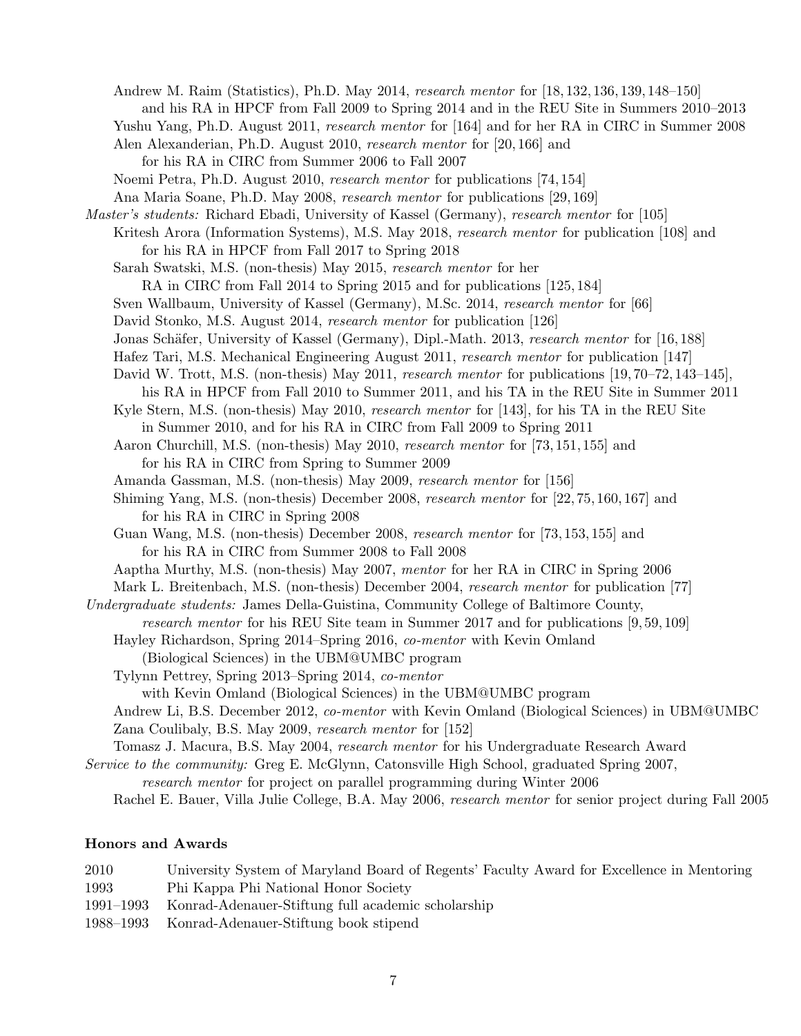Andrew M. Raim (Statistics), Ph.D. May 2014, *research mentor* for [18, 132, 136, 139, 148–150] and his RA in HPCF from Fall 2009 to Spring 2014 and in the REU Site in Summers 2010–2013

Yushu Yang, Ph.D. August 2011, *research mentor* for [164] and for her RA in CIRC in Summer 2008

Alen Alexanderian, Ph.D. August 2010, *research mentor* for [20, 166] and for his RA in CIRC from Summer 2006 to Fall 2007

Noemi Petra, Ph.D. August 2010, *research mentor* for publications [74, 154]

Ana Maria Soane, Ph.D. May 2008, *research mentor* for publications [29, 169]

*Master's students:* Richard Ebadi, University of Kassel (Germany), *research mentor* for [105]

Kritesh Arora (Information Systems), M.S. May 2018, *research mentor* for publication [108] and for his RA in HPCF from Fall 2017 to Spring 2018

Sarah Swatski, M.S. (non-thesis) May 2015, *research mentor* for her RA in CIRC from Fall 2014 to Spring 2015 and for publications [125, 184]

Sven Wallbaum, University of Kassel (Germany), M.Sc. 2014, *research mentor* for [66]

David Stonko, M.S. August 2014, *research mentor* for publication [126]

Jonas Schäfer, University of Kassel (Germany), Dipl.-Math. 2013, *research mentor* for [16, 188]

Hafez Tari, M.S. Mechanical Engineering August 2011, *research mentor* for publication [147]

David W. Trott, M.S. (non-thesis) May 2011, *research mentor* for publications [19, 70–72, 143–145], his RA in HPCF from Fall 2010 to Summer 2011, and his TA in the REU Site in Summer 2011

Kyle Stern, M.S. (non-thesis) May 2010, *research mentor* for [143], for his TA in the REU Site in Summer 2010, and for his RA in CIRC from Fall 2009 to Spring 2011

Aaron Churchill, M.S. (non-thesis) May 2010, *research mentor* for [73, 151, 155] and for his RA in CIRC from Spring to Summer 2009

Amanda Gassman, M.S. (non-thesis) May 2009, *research mentor* for [156]

Shiming Yang, M.S. (non-thesis) December 2008, *research mentor* for [22, 75, 160, 167] and for his RA in CIRC in Spring 2008

Guan Wang, M.S. (non-thesis) December 2008, *research mentor* for [73, 153, 155] and for his RA in CIRC from Summer 2008 to Fall 2008

Aaptha Murthy, M.S. (non-thesis) May 2007, *mentor* for her RA in CIRC in Spring 2006

Mark L. Breitenbach, M.S. (non-thesis) December 2004, *research mentor* for publication [77]

*Undergraduate students:* James Della-Guistina, Community College of Baltimore County, *research mentor* for his REU Site team in Summer 2017 and for publications [9, 59, 109]

Hayley Richardson, Spring 2014–Spring 2016, *co-mentor* with Kevin Omland (Biological Sciences) in the UBM@UMBC program

Tylynn Pettrey, Spring 2013–Spring 2014, *co-mentor* with Kevin Omland (Biological Sciences) in the UBM@UMBC program

Andrew Li, B.S. December 2012, *co-mentor* with Kevin Omland (Biological Sciences) in UBM@UMBC

Zana Coulibaly, B.S. May 2009, *research mentor* for [152]

Tomasz J. Macura, B.S. May 2004, *research mentor* for his Undergraduate Research Award

*Service to the community:* Greg E. McGlynn, Catonsville High School, graduated Spring 2007, *research mentor* for project on parallel programming during Winter 2006

Rachel E. Bauer, Villa Julie College, B.A. May 2006, *research mentor* for senior project during Fall 2005

## Honors and Awards

| | |
|---|---|
| 2010 | University System of Maryland Board of Regents' Faculty Award for Excellence in Mentoring |
| 1993 | Phi Kappa Phi National Honor Society |
| 1991–1993 | Konrad-Adenauer-Stiftung full academic scholarship |
| 1988–1993 | Konrad-Adenauer-Stiftung book stipend |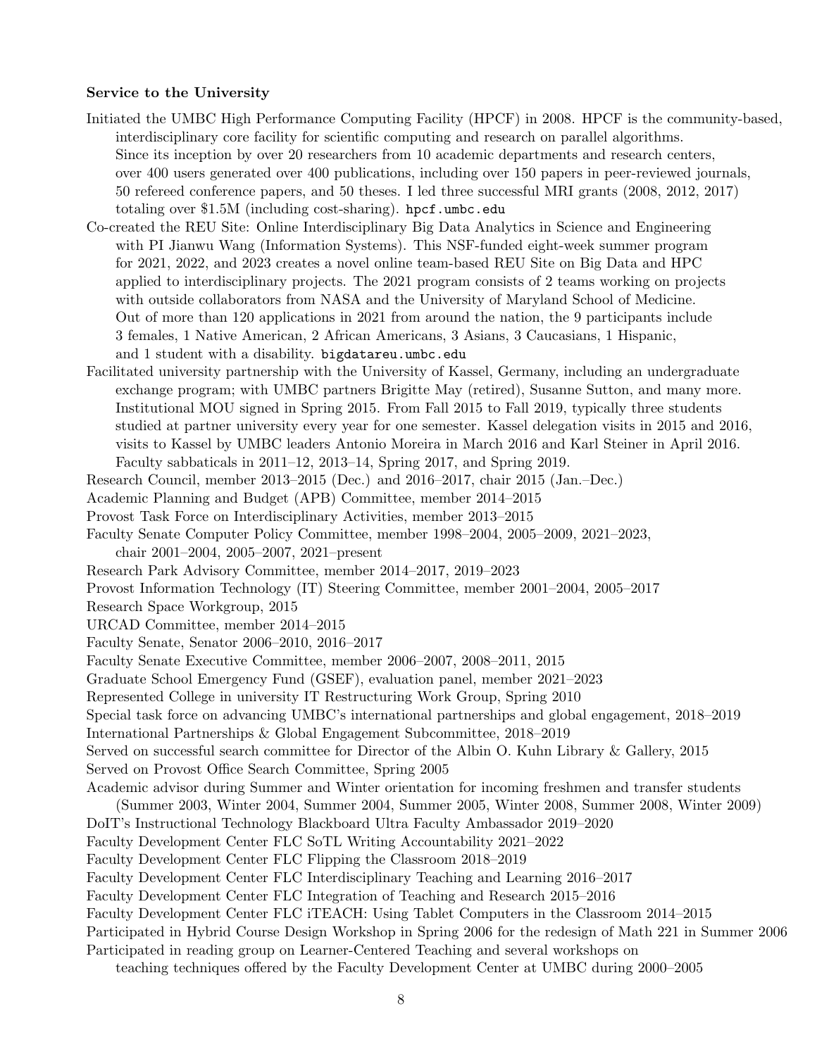**Service to the University**

Initiated the UMBC High Performance Computing Facility (HPCF) in 2008. HPCF is the community-based, interdisciplinary core facility for scientific computing and research on parallel algorithms. Since its inception by over 20 researchers from 10 academic departments and research centers, over 400 users generated over 400 publications, including over 150 papers in peer-reviewed journals, 50 refereed conference papers, and 50 theses. I led three successful MRI grants (2008, 2012, 2017) totaling over $1.5M (including cost-sharing). `hpcf.umbc.edu`

Co-created the REU Site: Online Interdisciplinary Big Data Analytics in Science and Engineering with PI Jianwu Wang (Information Systems). This NSF-funded eight-week summer program for 2021, 2022, and 2023 creates a novel online team-based REU Site on Big Data and HPC applied to interdisciplinary projects. The 2021 program consists of 2 teams working on projects with outside collaborators from NASA and the University of Maryland School of Medicine. Out of more than 120 applications in 2021 from around the nation, the 9 participants include 3 females, 1 Native American, 2 African Americans, 3 Asians, 3 Caucasians, 1 Hispanic, and 1 student with a disability. `bigdatareu.umbc.edu`

Facilitated university partnership with the University of Kassel, Germany, including an undergraduate exchange program; with UMBC partners Brigitte May (retired), Susanne Sutton, and many more. Institutional MOU signed in Spring 2015. From Fall 2015 to Fall 2019, typically three students studied at partner university every year for one semester. Kassel delegation visits in 2015 and 2016, visits to Kassel by UMBC leaders Antonio Moreira in March 2016 and Karl Steiner in April 2016. Faculty sabbaticals in 2011–12, 2013–14, Spring 2017, and Spring 2019.

Research Council, member 2013–2015 (Dec.) and 2016–2017, chair 2015 (Jan.–Dec.)

Academic Planning and Budget (APB) Committee, member 2014–2015

Provost Task Force on Interdisciplinary Activities, member 2013–2015

Faculty Senate Computer Policy Committee, member 1998–2004, 2005–2009, 2021–2023, chair 2001–2004, 2005–2007, 2021–present

Research Park Advisory Committee, member 2014–2017, 2019–2023

Provost Information Technology (IT) Steering Committee, member 2001–2004, 2005–2017

Research Space Workgroup, 2015

URCAD Committee, member 2014–2015

Faculty Senate, Senator 2006–2010, 2016–2017

Faculty Senate Executive Committee, member 2006–2007, 2008–2011, 2015

Graduate School Emergency Fund (GSEF), evaluation panel, member 2021–2023

Represented College in university IT Restructuring Work Group, Spring 2010

Special task force on advancing UMBC's international partnerships and global engagement, 2018–2019

International Partnerships & Global Engagement Subcommittee, 2018–2019

Served on successful search committee for Director of the Albin O. Kuhn Library & Gallery, 2015

Served on Provost Office Search Committee, Spring 2005

Academic advisor during Summer and Winter orientation for incoming freshmen and transfer students (Summer 2003, Winter 2004, Summer 2004, Summer 2005, Winter 2008, Summer 2008, Winter 2009)

DoIT's Instructional Technology Blackboard Ultra Faculty Ambassador 2019–2020

Faculty Development Center FLC SoTL Writing Accountability 2021–2022

Faculty Development Center FLC Flipping the Classroom 2018–2019

Faculty Development Center FLC Interdisciplinary Teaching and Learning 2016–2017

Faculty Development Center FLC Integration of Teaching and Research 2015–2016

Faculty Development Center FLC iTEACH: Using Tablet Computers in the Classroom 2014–2015

Participated in Hybrid Course Design Workshop in Spring 2006 for the redesign of Math 221 in Summer 2006

Participated in reading group on Learner-Centered Teaching and several workshops on teaching techniques offered by the Faculty Development Center at UMBC during 2000–2005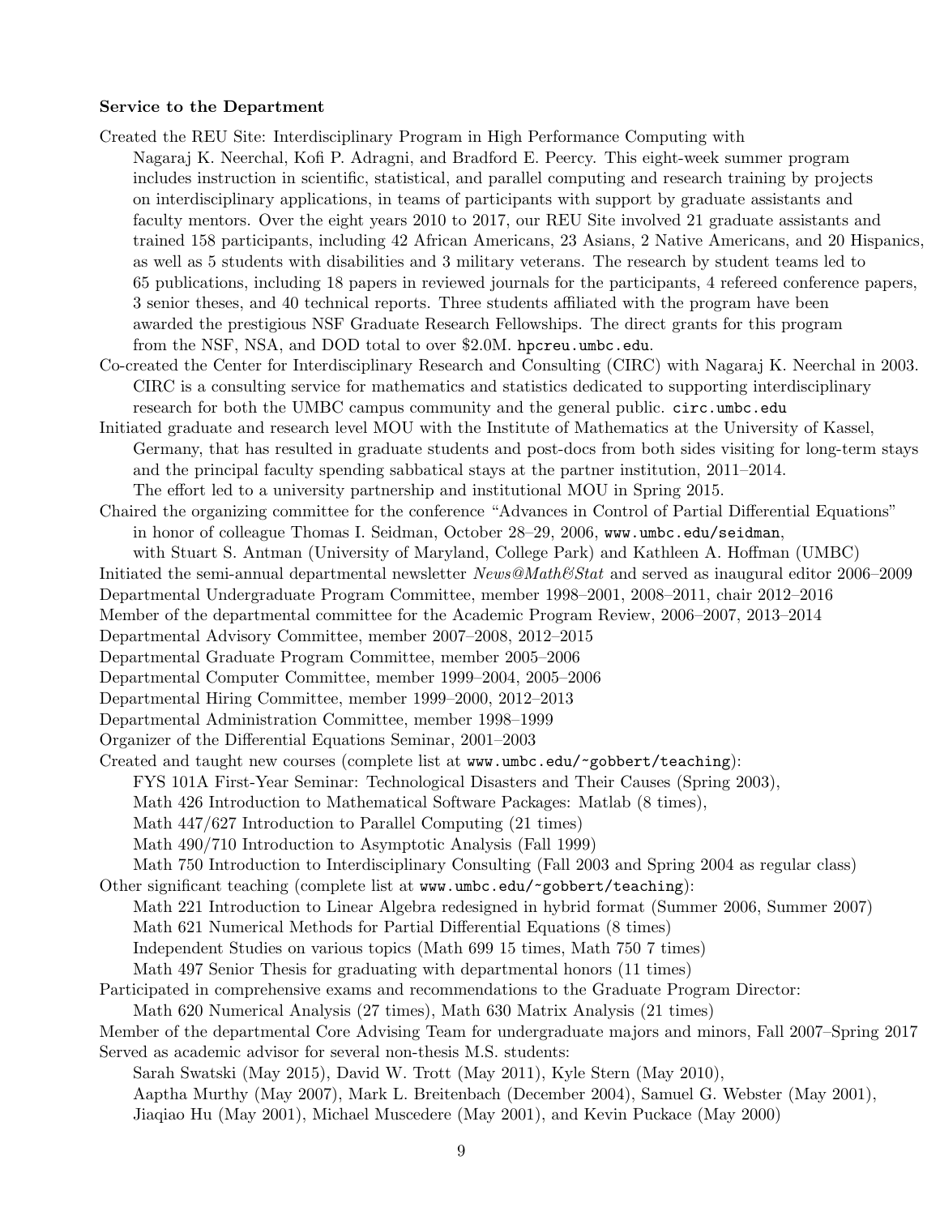**Service to the Department**

Created the REU Site: Interdisciplinary Program in High Performance Computing with Nagaraj K. Neerchal, Kofi P. Adragni, and Bradford E. Peercy. This eight-week summer program includes instruction in scientific, statistical, and parallel computing and research training by projects on interdisciplinary applications, in teams of participants with support by graduate assistants and faculty mentors. Over the eight years 2010 to 2017, our REU Site involved 21 graduate assistants and trained 158 participants, including 42 African Americans, 23 Asians, 2 Native Americans, and 20 Hispanics, as well as 5 students with disabilities and 3 military veterans. The research by student teams led to 65 publications, including 18 papers in reviewed journals for the participants, 4 refereed conference papers, 3 senior theses, and 40 technical reports. Three students affiliated with the program have been awarded the prestigious NSF Graduate Research Fellowships. The direct grants for this program from the NSF, NSA, and DOD total to over $2.0M. `hpcreu.umbc.edu`.

Co-created the Center for Interdisciplinary Research and Consulting (CIRC) with Nagaraj K. Neerchal in 2003. CIRC is a consulting service for mathematics and statistics dedicated to supporting interdisciplinary research for both the UMBC campus community and the general public. `circ.umbc.edu`

Initiated graduate and research level MOU with the Institute of Mathematics at the University of Kassel, Germany, that has resulted in graduate students and post-docs from both sides visiting for long-term stays and the principal faculty spending sabbatical stays at the partner institution, 2011–2014. The effort led to a university partnership and institutional MOU in Spring 2015.

Chaired the organizing committee for the conference "Advances in Control of Partial Differential Equations" in honor of colleague Thomas I. Seidman, October 28–29, 2006, `www.umbc.edu/seidman`, with Stuart S. Antman (University of Maryland, College Park) and Kathleen A. Hoffman (UMBC)

Initiated the semi-annual departmental newsletter *News@Math&Stat* and served as inaugural editor 2006–2009

Departmental Undergraduate Program Committee, member 1998–2001, 2008–2011, chair 2012–2016

Member of the departmental committee for the Academic Program Review, 2006–2007, 2013–2014

Departmental Advisory Committee, member 2007–2008, 2012–2015

Departmental Graduate Program Committee, member 2005–2006

Departmental Computer Committee, member 1999–2004, 2005–2006

Departmental Hiring Committee, member 1999–2000, 2012–2013

Departmental Administration Committee, member 1998–1999

Organizer of the Differential Equations Seminar, 2001–2003

Created and taught new courses (complete list at `www.umbc.edu/~gobbert/teaching`):
- FYS 101A First-Year Seminar: Technological Disasters and Their Causes (Spring 2003),
- Math 426 Introduction to Mathematical Software Packages: Matlab (8 times),
- Math 447/627 Introduction to Parallel Computing (21 times)
- Math 490/710 Introduction to Asymptotic Analysis (Fall 1999)
- Math 750 Introduction to Interdisciplinary Consulting (Fall 2003 and Spring 2004 as regular class)

Other significant teaching (complete list at `www.umbc.edu/~gobbert/teaching`):
- Math 221 Introduction to Linear Algebra redesigned in hybrid format (Summer 2006, Summer 2007)
- Math 621 Numerical Methods for Partial Differential Equations (8 times)
- Independent Studies on various topics (Math 699 15 times, Math 750 7 times)
- Math 497 Senior Thesis for graduating with departmental honors (11 times)

Participated in comprehensive exams and recommendations to the Graduate Program Director:
- Math 620 Numerical Analysis (27 times), Math 630 Matrix Analysis (21 times)

Member of the departmental Core Advising Team for undergraduate majors and minors, Fall 2007–Spring 2017

Served as academic advisor for several non-thesis M.S. students:
Sarah Swatski (May 2015), David W. Trott (May 2011), Kyle Stern (May 2010), Aaptha Murthy (May 2007), Mark L. Breitenbach (December 2004), Samuel G. Webster (May 2001), Jiaqiao Hu (May 2001), Michael Muscedere (May 2001), and Kevin Puckace (May 2000)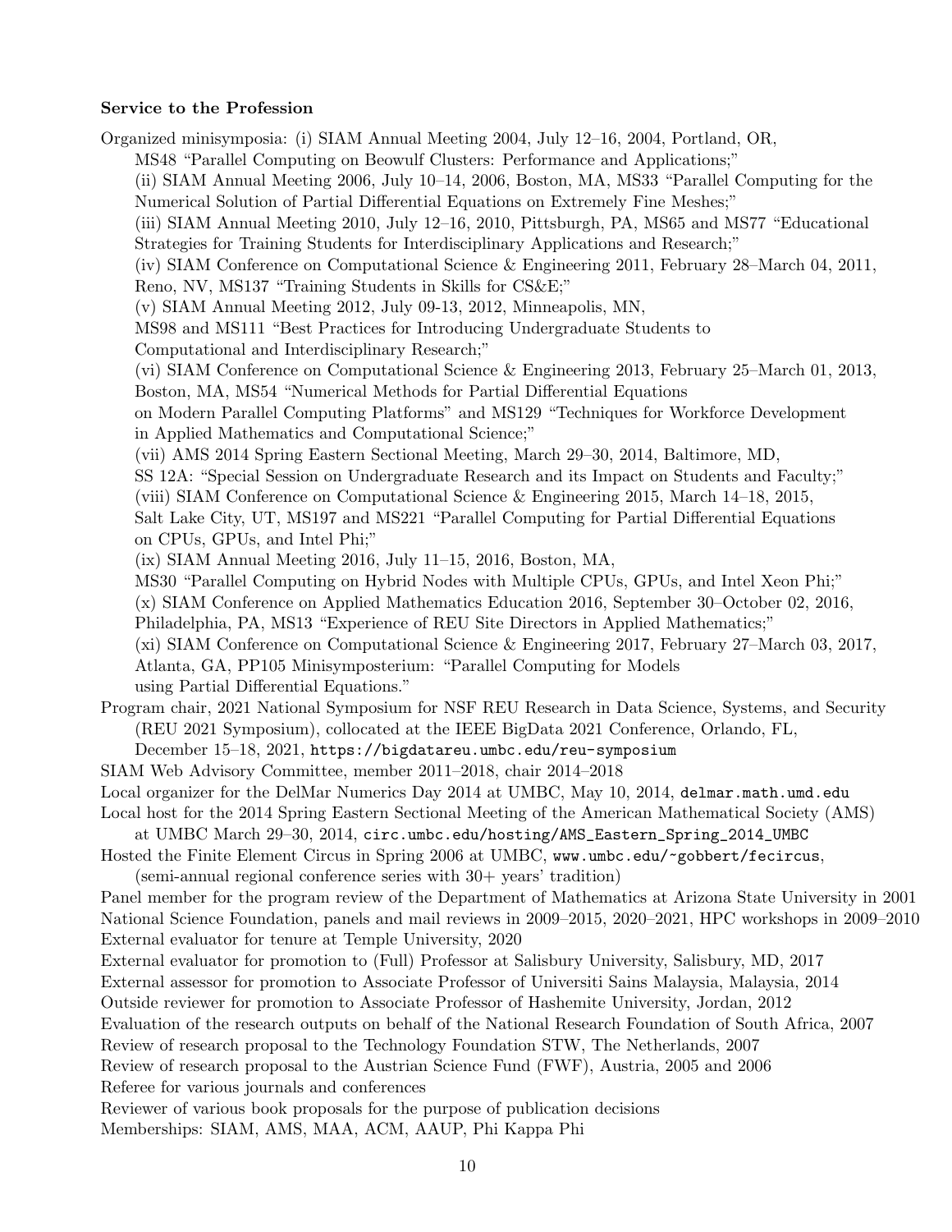**Service to the Profession**

Organized minisymposia: (i) SIAM Annual Meeting 2004, July 12–16, 2004, Portland, OR, MS48 "Parallel Computing on Beowulf Clusters: Performance and Applications;"
(ii) SIAM Annual Meeting 2006, July 10–14, 2006, Boston, MA, MS33 "Parallel Computing for the Numerical Solution of Partial Differential Equations on Extremely Fine Meshes;"
(iii) SIAM Annual Meeting 2010, July 12–16, 2010, Pittsburgh, PA, MS65 and MS77 "Educational Strategies for Training Students for Interdisciplinary Applications and Research;"
(iv) SIAM Conference on Computational Science & Engineering 2011, February 28–March 04, 2011, Reno, NV, MS137 "Training Students in Skills for CS&E;"
(v) SIAM Annual Meeting 2012, July 09-13, 2012, Minneapolis, MN, MS98 and MS111 "Best Practices for Introducing Undergraduate Students to Computational and Interdisciplinary Research;"
(vi) SIAM Conference on Computational Science & Engineering 2013, February 25–March 01, 2013, Boston, MA, MS54 "Numerical Methods for Partial Differential Equations on Modern Parallel Computing Platforms" and MS129 "Techniques for Workforce Development in Applied Mathematics and Computational Science;"
(vii) AMS 2014 Spring Eastern Sectional Meeting, March 29–30, 2014, Baltimore, MD, SS 12A: "Special Session on Undergraduate Research and its Impact on Students and Faculty;"
(viii) SIAM Conference on Computational Science & Engineering 2015, March 14–18, 2015, Salt Lake City, UT, MS197 and MS221 "Parallel Computing for Partial Differential Equations on CPUs, GPUs, and Intel Phi;"
(ix) SIAM Annual Meeting 2016, July 11–15, 2016, Boston, MA, MS30 "Parallel Computing on Hybrid Nodes with Multiple CPUs, GPUs, and Intel Xeon Phi;"
(x) SIAM Conference on Applied Mathematics Education 2016, September 30–October 02, 2016, Philadelphia, PA, MS13 "Experience of REU Site Directors in Applied Mathematics;"
(xi) SIAM Conference on Computational Science & Engineering 2017, February 27–March 03, 2017, Atlanta, GA, PP105 Minisymposterium: "Parallel Computing for Models using Partial Differential Equations."

Program chair, 2021 National Symposium for NSF REU Research in Data Science, Systems, and Security (REU 2021 Symposium), collocated at the IEEE BigData 2021 Conference, Orlando, FL, December 15–18, 2021, `https://bigdatareu.umbc.edu/reu-symposium`

SIAM Web Advisory Committee, member 2011–2018, chair 2014–2018

Local organizer for the DelMar Numerics Day 2014 at UMBC, May 10, 2014, `delmar.math.umd.edu`

Local host for the 2014 Spring Eastern Sectional Meeting of the American Mathematical Society (AMS) at UMBC March 29–30, 2014, `circ.umbc.edu/hosting/AMS_Eastern_Spring_2014_UMBC`

Hosted the Finite Element Circus in Spring 2006 at UMBC, `www.umbc.edu/~gobbert/fecircus`, (semi-annual regional conference series with 30+ years' tradition)

Panel member for the program review of the Department of Mathematics at Arizona State University in 2001

National Science Foundation, panels and mail reviews in 2009–2015, 2020–2021, HPC workshops in 2009–2010

External evaluator for tenure at Temple University, 2020

External evaluator for promotion to (Full) Professor at Salisbury University, Salisbury, MD, 2017

External assessor for promotion to Associate Professor of Universiti Sains Malaysia, Malaysia, 2014

Outside reviewer for promotion to Associate Professor of Hashemite University, Jordan, 2012

Evaluation of the research outputs on behalf of the National Research Foundation of South Africa, 2007

Review of research proposal to the Technology Foundation STW, The Netherlands, 2007

Review of research proposal to the Austrian Science Fund (FWF), Austria, 2005 and 2006

Referee for various journals and conferences

Reviewer of various book proposals for the purpose of publication decisions

Memberships: SIAM, AMS, MAA, ACM, AAUP, Phi Kappa Phi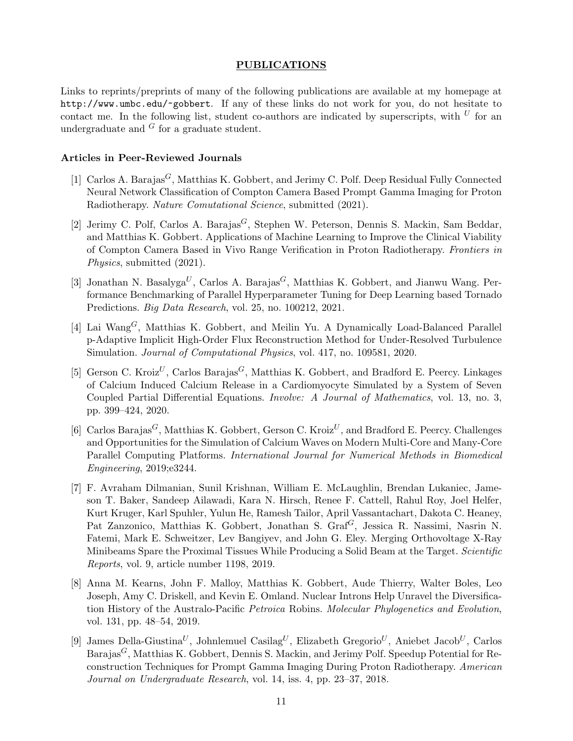## PUBLICATIONS

Links to reprints/preprints of many of the following publications are available at my homepage at `http://www.umbc.edu/~gobbert`. If any of these links do not work for you, do not hesitate to contact me. In the following list, student co-authors are indicated by superscripts, with $^{U}$ for an undergraduate and $^{G}$ for a graduate student.

### Articles in Peer-Reviewed Journals

[1] Carlos A. Barajas$^{G}$, Matthias K. Gobbert, and Jerimy C. Polf. Deep Residual Fully Connected Neural Network Classification of Compton Camera Based Prompt Gamma Imaging for Proton Radiotherapy. *Nature Comutational Science*, submitted (2021).

[2] Jerimy C. Polf, Carlos A. Barajas$^{G}$, Stephen W. Peterson, Dennis S. Mackin, Sam Beddar, and Matthias K. Gobbert. Applications of Machine Learning to Improve the Clinical Viability of Compton Camera Based in Vivo Range Verification in Proton Radiotherapy. *Frontiers in Physics*, submitted (2021).

[3] Jonathan N. Basalyga$^{U}$, Carlos A. Barajas$^{G}$, Matthias K. Gobbert, and Jianwu Wang. Performance Benchmarking of Parallel Hyperparameter Tuning for Deep Learning based Tornado Predictions. *Big Data Research*, vol. 25, no. 100212, 2021.

[4] Lai Wang$^{G}$, Matthias K. Gobbert, and Meilin Yu. A Dynamically Load-Balanced Parallel p-Adaptive Implicit High-Order Flux Reconstruction Method for Under-Resolved Turbulence Simulation. *Journal of Computational Physics*, vol. 417, no. 109581, 2020.

[5] Gerson C. Kroiz$^{U}$, Carlos Barajas$^{G}$, Matthias K. Gobbert, and Bradford E. Peercy. Linkages of Calcium Induced Calcium Release in a Cardiomyocyte Simulated by a System of Seven Coupled Partial Differential Equations. *Involve: A Journal of Mathematics*, vol. 13, no. 3, pp. 399–424, 2020.

[6] Carlos Barajas$^{G}$, Matthias K. Gobbert, Gerson C. Kroiz$^{U}$, and Bradford E. Peercy. Challenges and Opportunities for the Simulation of Calcium Waves on Modern Multi-Core and Many-Core Parallel Computing Platforms. *International Journal for Numerical Methods in Biomedical Engineering*, 2019;e3244.

[7] F. Avraham Dilmanian, Sunil Krishnan, William E. McLaughlin, Brendan Lukaniec, Jameson T. Baker, Sandeep Ailawadi, Kara N. Hirsch, Renee F. Cattell, Rahul Roy, Joel Helfer, Kurt Kruger, Karl Spuhler, Yulun He, Ramesh Tailor, April Vassantachart, Dakota C. Heaney, Pat Zanzonico, Matthias K. Gobbert, Jonathan S. Graf$^{G}$, Jessica R. Nassimi, Nasrin N. Fatemi, Mark E. Schweitzer, Lev Bangiyev, and John G. Eley. Merging Orthovoltage X-Ray Minibeams Spare the Proximal Tissues While Producing a Solid Beam at the Target. *Scientific Reports*, vol. 9, article number 1198, 2019.

[8] Anna M. Kearns, John F. Malloy, Matthias K. Gobbert, Aude Thierry, Walter Boles, Leo Joseph, Amy C. Driskell, and Kevin E. Omland. Nuclear Introns Help Unravel the Diversification History of the Australo-Pacific *Petroica* Robins. *Molecular Phylogenetics and Evolution*, vol. 131, pp. 48–54, 2019.

[9] James Della-Giustina$^{U}$, Johnlemuel Casilag$^{U}$, Elizabeth Gregorio$^{U}$, Aniebet Jacob$^{U}$, Carlos Barajas$^{G}$, Matthias K. Gobbert, Dennis S. Mackin, and Jerimy Polf. Speedup Potential for Reconstruction Techniques for Prompt Gamma Imaging During Proton Radiotherapy. *American Journal on Undergraduate Research*, vol. 14, iss. 4, pp. 23–37, 2018.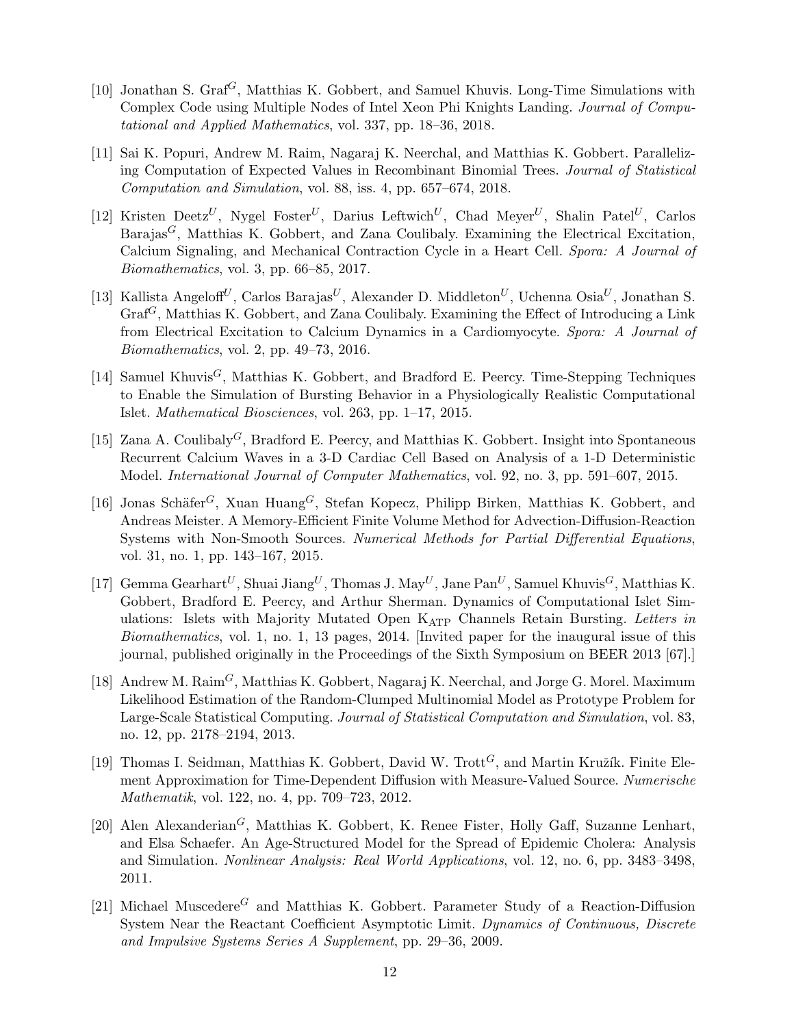[10] Jonathan S. Graf[G], Matthias K. Gobbert, and Samuel Khuvis. Long-Time Simulations with Complex Code using Multiple Nodes of Intel Xeon Phi Knights Landing. *Journal of Computational and Applied Mathematics*, vol. 337, pp. 18–36, 2018.

[11] Sai K. Popuri, Andrew M. Raim, Nagaraj K. Neerchal, and Matthias K. Gobbert. Parallelizing Computation of Expected Values in Recombinant Binomial Trees. *Journal of Statistical Computation and Simulation*, vol. 88, iss. 4, pp. 657–674, 2018.

[12] Kristen Deetz[U], Nygel Foster[U], Darius Leftwich[U], Chad Meyer[U], Shalin Patel[U], Carlos Barajas[G], Matthias K. Gobbert, and Zana Coulibaly. Examining the Electrical Excitation, Calcium Signaling, and Mechanical Contraction Cycle in a Heart Cell. *Spora: A Journal of Biomathematics*, vol. 3, pp. 66–85, 2017.

[13] Kallista Angeloff[U], Carlos Barajas[U], Alexander D. Middleton[U], Uchenna Osia[U], Jonathan S. Graf[G], Matthias K. Gobbert, and Zana Coulibaly. Examining the Effect of Introducing a Link from Electrical Excitation to Calcium Dynamics in a Cardiomyocyte. *Spora: A Journal of Biomathematics*, vol. 2, pp. 49–73, 2016.

[14] Samuel Khuvis[G], Matthias K. Gobbert, and Bradford E. Peercy. Time-Stepping Techniques to Enable the Simulation of Bursting Behavior in a Physiologically Realistic Computational Islet. *Mathematical Biosciences*, vol. 263, pp. 1–17, 2015.

[15] Zana A. Coulibaly[G], Bradford E. Peercy, and Matthias K. Gobbert. Insight into Spontaneous Recurrent Calcium Waves in a 3-D Cardiac Cell Based on Analysis of a 1-D Deterministic Model. *International Journal of Computer Mathematics*, vol. 92, no. 3, pp. 591–607, 2015.

[16] Jonas Schäfer[G], Xuan Huang[G], Stefan Kopecz, Philipp Birken, Matthias K. Gobbert, and Andreas Meister. A Memory-Efficient Finite Volume Method for Advection-Diffusion-Reaction Systems with Non-Smooth Sources. *Numerical Methods for Partial Differential Equations*, vol. 31, no. 1, pp. 143–167, 2015.

[17] Gemma Gearhart[U], Shuai Jiang[U], Thomas J. May[U], Jane Pan[U], Samuel Khuvis[G], Matthias K. Gobbert, Bradford E. Peercy, and Arthur Sherman. Dynamics of Computational Islet Simulations: Islets with Majority Mutated Open $K_{ATP}$ Channels Retain Bursting. *Letters in Biomathematics*, vol. 1, no. 1, 13 pages, 2014. [Invited paper for the inaugural issue of this journal, published originally in the Proceedings of the Sixth Symposium on BEER 2013 [67].]

[18] Andrew M. Raim[G], Matthias K. Gobbert, Nagaraj K. Neerchal, and Jorge G. Morel. Maximum Likelihood Estimation of the Random-Clumped Multinomial Model as Prototype Problem for Large-Scale Statistical Computing. *Journal of Statistical Computation and Simulation*, vol. 83, no. 12, pp. 2178–2194, 2013.

[19] Thomas I. Seidman, Matthias K. Gobbert, David W. Trott[G], and Martin Kružík. Finite Element Approximation for Time-Dependent Diffusion with Measure-Valued Source. *Numerische Mathematik*, vol. 122, no. 4, pp. 709–723, 2012.

[20] Alen Alexanderian[G], Matthias K. Gobbert, K. Renee Fister, Holly Gaff, Suzanne Lenhart, and Elsa Schaefer. An Age-Structured Model for the Spread of Epidemic Cholera: Analysis and Simulation. *Nonlinear Analysis: Real World Applications*, vol. 12, no. 6, pp. 3483–3498, 2011.

[21] Michael Muscedere[G] and Matthias K. Gobbert. Parameter Study of a Reaction-Diffusion System Near the Reactant Coefficient Asymptotic Limit. *Dynamics of Continuous, Discrete and Impulsive Systems Series A Supplement*, pp. 29–36, 2009.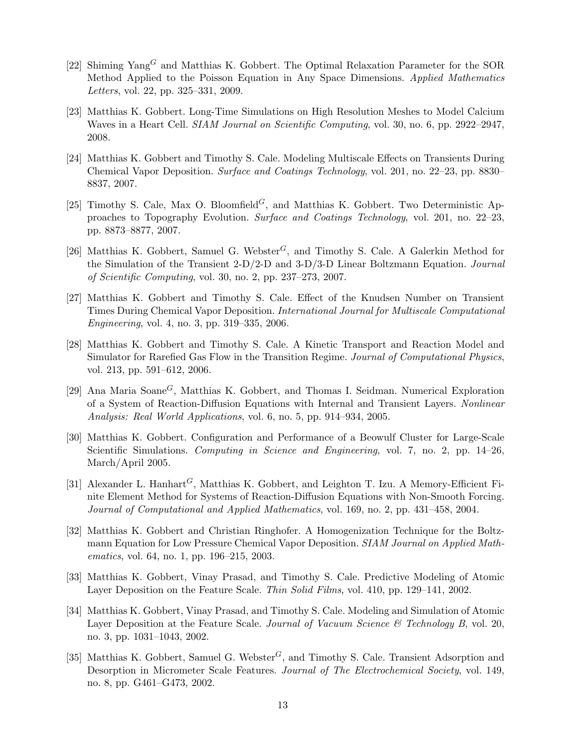[22] Shiming Yang[G] and Matthias K. Gobbert. The Optimal Relaxation Parameter for the SOR Method Applied to the Poisson Equation in Any Space Dimensions. *Applied Mathematics Letters*, vol. 22, pp. 325–331, 2009.

[23] Matthias K. Gobbert. Long-Time Simulations on High Resolution Meshes to Model Calcium Waves in a Heart Cell. *SIAM Journal on Scientific Computing*, vol. 30, no. 6, pp. 2922–2947, 2008.

[24] Matthias K. Gobbert and Timothy S. Cale. Modeling Multiscale Effects on Transients During Chemical Vapor Deposition. *Surface and Coatings Technology*, vol. 201, no. 22–23, pp. 8830–8837, 2007.

[25] Timothy S. Cale, Max O. Bloomfield[G], and Matthias K. Gobbert. Two Deterministic Approaches to Topography Evolution. *Surface and Coatings Technology*, vol. 201, no. 22–23, pp. 8873–8877, 2007.

[26] Matthias K. Gobbert, Samuel G. Webster[G], and Timothy S. Cale. A Galerkin Method for the Simulation of the Transient 2-D/2-D and 3-D/3-D Linear Boltzmann Equation. *Journal of Scientific Computing*, vol. 30, no. 2, pp. 237–273, 2007.

[27] Matthias K. Gobbert and Timothy S. Cale. Effect of the Knudsen Number on Transient Times During Chemical Vapor Deposition. *International Journal for Multiscale Computational Engineering*, vol. 4, no. 3, pp. 319–335, 2006.

[28] Matthias K. Gobbert and Timothy S. Cale. A Kinetic Transport and Reaction Model and Simulator for Rarefied Gas Flow in the Transition Regime. *Journal of Computational Physics*, vol. 213, pp. 591–612, 2006.

[29] Ana Maria Soane[G], Matthias K. Gobbert, and Thomas I. Seidman. Numerical Exploration of a System of Reaction-Diffusion Equations with Internal and Transient Layers. *Nonlinear Analysis: Real World Applications*, vol. 6, no. 5, pp. 914–934, 2005.

[30] Matthias K. Gobbert. Configuration and Performance of a Beowulf Cluster for Large-Scale Scientific Simulations. *Computing in Science and Engineering*, vol. 7, no. 2, pp. 14–26, March/April 2005.

[31] Alexander L. Hanhart[G], Matthias K. Gobbert, and Leighton T. Izu. A Memory-Efficient Finite Element Method for Systems of Reaction-Diffusion Equations with Non-Smooth Forcing. *Journal of Computational and Applied Mathematics*, vol. 169, no. 2, pp. 431–458, 2004.

[32] Matthias K. Gobbert and Christian Ringhofer. A Homogenization Technique for the Boltzmann Equation for Low Pressure Chemical Vapor Deposition. *SIAM Journal on Applied Mathematics*, vol. 64, no. 1, pp. 196–215, 2003.

[33] Matthias K. Gobbert, Vinay Prasad, and Timothy S. Cale. Predictive Modeling of Atomic Layer Deposition on the Feature Scale. *Thin Solid Films*, vol. 410, pp. 129–141, 2002.

[34] Matthias K. Gobbert, Vinay Prasad, and Timothy S. Cale. Modeling and Simulation of Atomic Layer Deposition at the Feature Scale. *Journal of Vacuum Science & Technology B*, vol. 20, no. 3, pp. 1031–1043, 2002.

[35] Matthias K. Gobbert, Samuel G. Webster[G], and Timothy S. Cale. Transient Adsorption and Desorption in Micrometer Scale Features. *Journal of The Electrochemical Society*, vol. 149, no. 8, pp. G461–G473, 2002.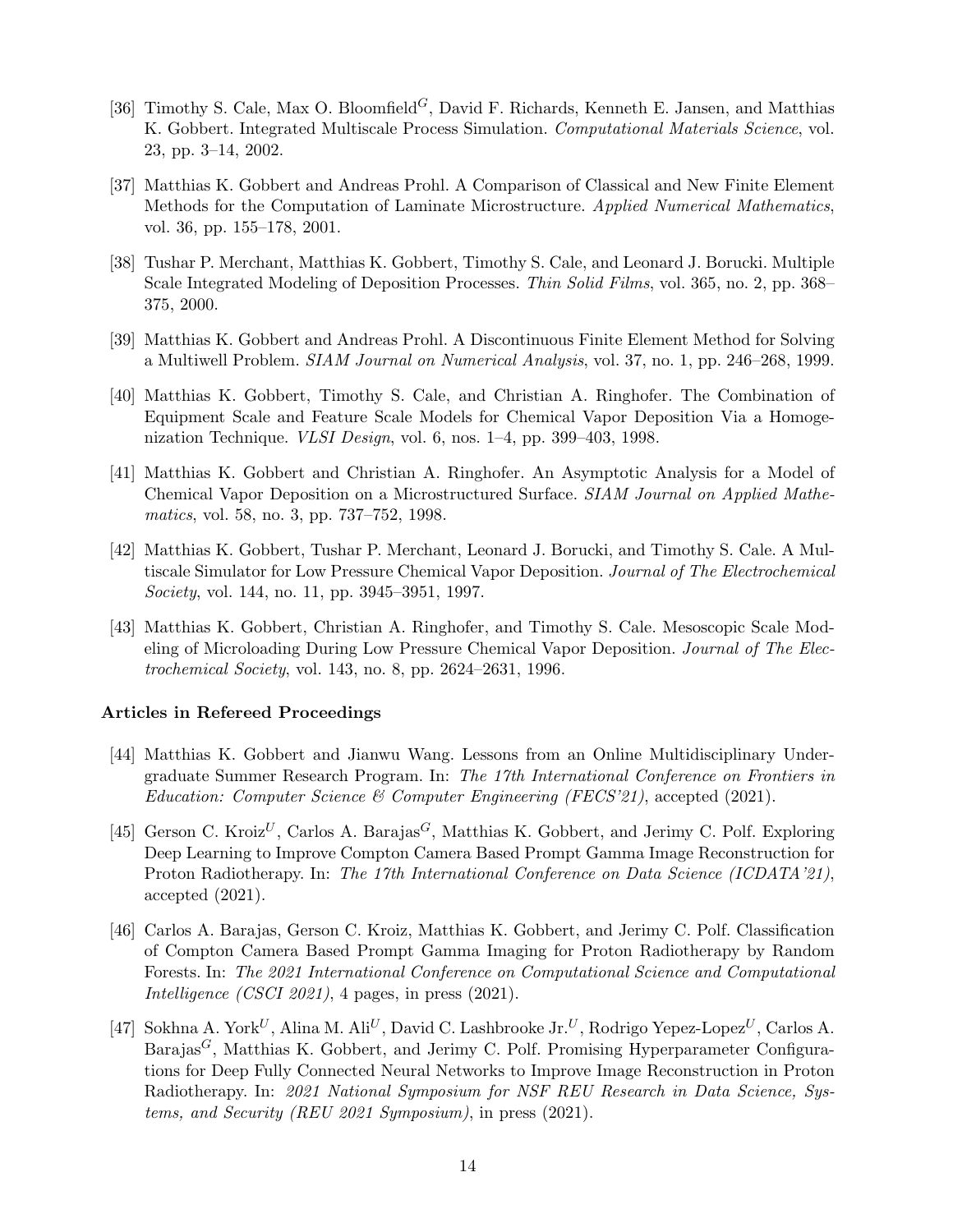[36] Timothy S. Cale, Max O. Bloomfield[G], David F. Richards, Kenneth E. Jansen, and Matthias K. Gobbert. Integrated Multiscale Process Simulation. *Computational Materials Science*, vol. 23, pp. 3–14, 2002.

[37] Matthias K. Gobbert and Andreas Prohl. A Comparison of Classical and New Finite Element Methods for the Computation of Laminate Microstructure. *Applied Numerical Mathematics*, vol. 36, pp. 155–178, 2001.

[38] Tushar P. Merchant, Matthias K. Gobbert, Timothy S. Cale, and Leonard J. Borucki. Multiple Scale Integrated Modeling of Deposition Processes. *Thin Solid Films*, vol. 365, no. 2, pp. 368–375, 2000.

[39] Matthias K. Gobbert and Andreas Prohl. A Discontinuous Finite Element Method for Solving a Multiwell Problem. *SIAM Journal on Numerical Analysis*, vol. 37, no. 1, pp. 246–268, 1999.

[40] Matthias K. Gobbert, Timothy S. Cale, and Christian A. Ringhofer. The Combination of Equipment Scale and Feature Scale Models for Chemical Vapor Deposition Via a Homogenization Technique. *VLSI Design*, vol. 6, nos. 1–4, pp. 399–403, 1998.

[41] Matthias K. Gobbert and Christian A. Ringhofer. An Asymptotic Analysis for a Model of Chemical Vapor Deposition on a Microstructured Surface. *SIAM Journal on Applied Mathematics*, vol. 58, no. 3, pp. 737–752, 1998.

[42] Matthias K. Gobbert, Tushar P. Merchant, Leonard J. Borucki, and Timothy S. Cale. A Multiscale Simulator for Low Pressure Chemical Vapor Deposition. *Journal of The Electrochemical Society*, vol. 144, no. 11, pp. 3945–3951, 1997.

[43] Matthias K. Gobbert, Christian A. Ringhofer, and Timothy S. Cale. Mesoscopic Scale Modeling of Microloading During Low Pressure Chemical Vapor Deposition. *Journal of The Electrochemical Society*, vol. 143, no. 8, pp. 2624–2631, 1996.

### Articles in Refereed Proceedings

[44] Matthias K. Gobbert and Jianwu Wang. Lessons from an Online Multidisciplinary Undergraduate Summer Research Program. In: *The 17th International Conference on Frontiers in Education: Computer Science & Computer Engineering (FECS'21)*, accepted (2021).

[45] Gerson C. Kroiz[U], Carlos A. Barajas[G], Matthias K. Gobbert, and Jerimy C. Polf. Exploring Deep Learning to Improve Compton Camera Based Prompt Gamma Image Reconstruction for Proton Radiotherapy. In: *The 17th International Conference on Data Science (ICDATA'21)*, accepted (2021).

[46] Carlos A. Barajas, Gerson C. Kroiz, Matthias K. Gobbert, and Jerimy C. Polf. Classification of Compton Camera Based Prompt Gamma Imaging for Proton Radiotherapy by Random Forests. In: *The 2021 International Conference on Computational Science and Computational Intelligence (CSCI 2021)*, 4 pages, in press (2021).

[47] Sokhna A. York[U], Alina M. Ali[U], David C. Lashbrooke Jr.[U], Rodrigo Yepez-Lopez[U], Carlos A. Barajas[G], Matthias K. Gobbert, and Jerimy C. Polf. Promising Hyperparameter Configurations for Deep Fully Connected Neural Networks to Improve Image Reconstruction in Proton Radiotherapy. In: *2021 National Symposium for NSF REU Research in Data Science, Systems, and Security (REU 2021 Symposium)*, in press (2021).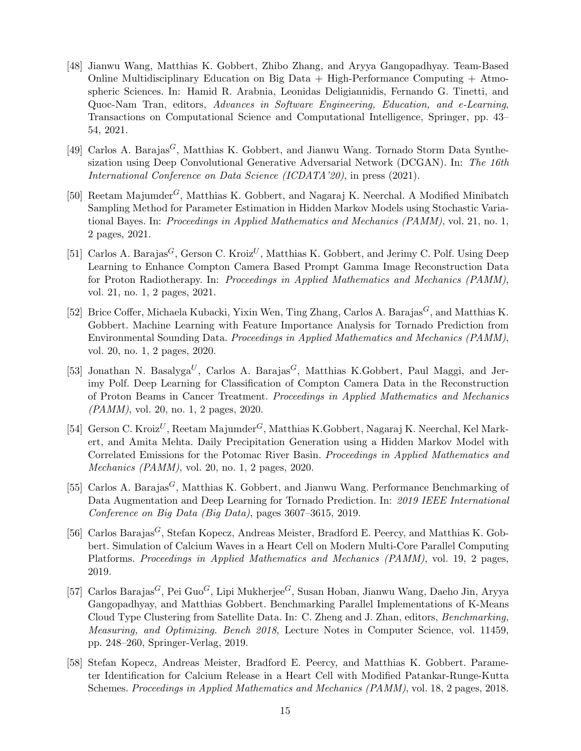[48] Jianwu Wang, Matthias K. Gobbert, Zhibo Zhang, and Aryya Gangopadhyay. Team-Based Online Multidisciplinary Education on Big Data + High-Performance Computing + Atmospheric Sciences. In: Hamid R. Arabnia, Leonidas Deligiannidis, Fernando G. Tinetti, and Quoc-Nam Tran, editors, *Advances in Software Engineering, Education, and e-Learning*, Transactions on Computational Science and Computational Intelligence, Springer, pp. 43–54, 2021.

[49] Carlos A. Barajas[G], Matthias K. Gobbert, and Jianwu Wang. Tornado Storm Data Synthesization using Deep Convolutional Generative Adversarial Network (DCGAN). In: *The 16th International Conference on Data Science (ICDATA'20)*, in press (2021).

[50] Reetam Majumder[G], Matthias K. Gobbert, and Nagaraj K. Neerchal. A Modified Minibatch Sampling Method for Parameter Estimation in Hidden Markov Models using Stochastic Variational Bayes. In: *Proceedings in Applied Mathematics and Mechanics (PAMM)*, vol. 21, no. 1, 2 pages, 2021.

[51] Carlos A. Barajas[G], Gerson C. Kroiz[U], Matthias K. Gobbert, and Jerimy C. Polf. Using Deep Learning to Enhance Compton Camera Based Prompt Gamma Image Reconstruction Data for Proton Radiotherapy. In: *Proceedings in Applied Mathematics and Mechanics (PAMM)*, vol. 21, no. 1, 2 pages, 2021.

[52] Brice Coffer, Michaela Kubacki, Yixin Wen, Ting Zhang, Carlos A. Barajas[G], and Matthias K. Gobbert. Machine Learning with Feature Importance Analysis for Tornado Prediction from Environmental Sounding Data. *Proceedings in Applied Mathematics and Mechanics (PAMM)*, vol. 20, no. 1, 2 pages, 2020.

[53] Jonathan N. Basalyga[U], Carlos A. Barajas[G], Matthias K.Gobbert, Paul Maggi, and Jerimy Polf. Deep Learning for Classification of Compton Camera Data in the Reconstruction of Proton Beams in Cancer Treatment. *Proceedings in Applied Mathematics and Mechanics (PAMM)*, vol. 20, no. 1, 2 pages, 2020.

[54] Gerson C. Kroiz[U], Reetam Majumder[G], Matthias K.Gobbert, Nagaraj K. Neerchal, Kel Markert, and Amita Mehta. Daily Precipitation Generation using a Hidden Markov Model with Correlated Emissions for the Potomac River Basin. *Proceedings in Applied Mathematics and Mechanics (PAMM)*, vol. 20, no. 1, 2 pages, 2020.

[55] Carlos A. Barajas[G], Matthias K. Gobbert, and Jianwu Wang. Performance Benchmarking of Data Augmentation and Deep Learning for Tornado Prediction. In: *2019 IEEE International Conference on Big Data (Big Data)*, pages 3607–3615, 2019.

[56] Carlos Barajas[G], Stefan Kopecz, Andreas Meister, Bradford E. Peercy, and Matthias K. Gobbert. Simulation of Calcium Waves in a Heart Cell on Modern Multi-Core Parallel Computing Platforms. *Proceedings in Applied Mathematics and Mechanics (PAMM)*, vol. 19, 2 pages, 2019.

[57] Carlos Barajas[G], Pei Guo[G], Lipi Mukherjee[G], Susan Hoban, Jianwu Wang, Daeho Jin, Aryya Gangopadhyay, and Matthias Gobbert. Benchmarking Parallel Implementations of K-Means Cloud Type Clustering from Satellite Data. In: C. Zheng and J. Zhan, editors, *Benchmarking, Measuring, and Optimizing. Bench 2018*, Lecture Notes in Computer Science, vol. 11459, pp. 248–260, Springer-Verlag, 2019.

[58] Stefan Kopecz, Andreas Meister, Bradford E. Peercy, and Matthias K. Gobbert. Parameter Identification for Calcium Release in a Heart Cell with Modified Patankar-Runge-Kutta Schemes. *Proceedings in Applied Mathematics and Mechanics (PAMM)*, vol. 18, 2 pages, 2018.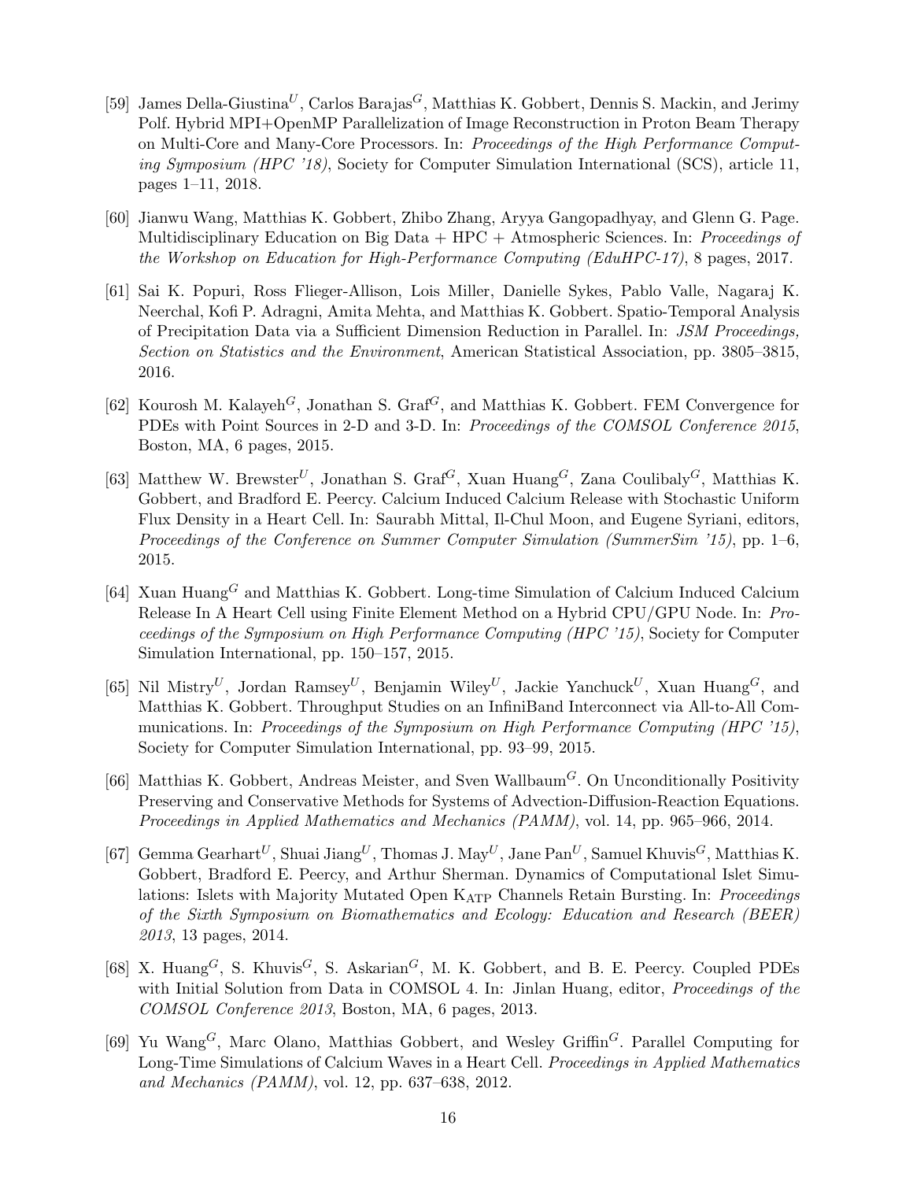[59] James Della-Giustina[U], Carlos Barajas[G], Matthias K. Gobbert, Dennis S. Mackin, and Jerimy Polf. Hybrid MPI+OpenMP Parallelization of Image Reconstruction in Proton Beam Therapy on Multi-Core and Many-Core Processors. In: *Proceedings of the High Performance Computing Symposium (HPC '18)*, Society for Computer Simulation International (SCS), article 11, pages 1–11, 2018.

[60] Jianwu Wang, Matthias K. Gobbert, Zhibo Zhang, Aryya Gangopadhyay, and Glenn G. Page. Multidisciplinary Education on Big Data + HPC + Atmospheric Sciences. In: *Proceedings of the Workshop on Education for High-Performance Computing (EduHPC-17)*, 8 pages, 2017.

[61] Sai K. Popuri, Ross Flieger-Allison, Lois Miller, Danielle Sykes, Pablo Valle, Nagaraj K. Neerchal, Kofi P. Adragni, Amita Mehta, and Matthias K. Gobbert. Spatio-Temporal Analysis of Precipitation Data via a Sufficient Dimension Reduction in Parallel. In: *JSM Proceedings, Section on Statistics and the Environment*, American Statistical Association, pp. 3805–3815, 2016.

[62] Kourosh M. Kalayeh[G], Jonathan S. Graf[G], and Matthias K. Gobbert. FEM Convergence for PDEs with Point Sources in 2-D and 3-D. In: *Proceedings of the COMSOL Conference 2015*, Boston, MA, 6 pages, 2015.

[63] Matthew W. Brewster[U], Jonathan S. Graf[G], Xuan Huang[G], Zana Coulibaly[G], Matthias K. Gobbert, and Bradford E. Peercy. Calcium Induced Calcium Release with Stochastic Uniform Flux Density in a Heart Cell. In: Saurabh Mittal, Il-Chul Moon, and Eugene Syriani, editors, *Proceedings of the Conference on Summer Computer Simulation (SummerSim '15)*, pp. 1–6, 2015.

[64] Xuan Huang[G] and Matthias K. Gobbert. Long-time Simulation of Calcium Induced Calcium Release In A Heart Cell using Finite Element Method on a Hybrid CPU/GPU Node. In: *Proceedings of the Symposium on High Performance Computing (HPC '15)*, Society for Computer Simulation International, pp. 150–157, 2015.

[65] Nil Mistry[U], Jordan Ramsey[U], Benjamin Wiley[U], Jackie Yanchuck[U], Xuan Huang[G], and Matthias K. Gobbert. Throughput Studies on an InfiniBand Interconnect via All-to-All Communications. In: *Proceedings of the Symposium on High Performance Computing (HPC '15)*, Society for Computer Simulation International, pp. 93–99, 2015.

[66] Matthias K. Gobbert, Andreas Meister, and Sven Wallbaum[G]. On Unconditionally Positivity Preserving and Conservative Methods for Systems of Advection-Diffusion-Reaction Equations. *Proceedings in Applied Mathematics and Mechanics (PAMM)*, vol. 14, pp. 965–966, 2014.

[67] Gemma Gearhart[U], Shuai Jiang[U], Thomas J. May[U], Jane Pan[U], Samuel Khuvis[G], Matthias K. Gobbert, Bradford E. Peercy, and Arthur Sherman. Dynamics of Computational Islet Simulations: Islets with Majority Mutated Open $K_{ATP}$ Channels Retain Bursting. In: *Proceedings of the Sixth Symposium on Biomathematics and Ecology: Education and Research (BEER) 2013*, 13 pages, 2014.

[68] X. Huang[G], S. Khuvis[G], S. Askarian[G], M. K. Gobbert, and B. E. Peercy. Coupled PDEs with Initial Solution from Data in COMSOL 4. In: Jinlan Huang, editor, *Proceedings of the COMSOL Conference 2013*, Boston, MA, 6 pages, 2013.

[69] Yu Wang[G], Marc Olano, Matthias Gobbert, and Wesley Griffin[G]. Parallel Computing for Long-Time Simulations of Calcium Waves in a Heart Cell. *Proceedings in Applied Mathematics and Mechanics (PAMM)*, vol. 12, pp. 637–638, 2012.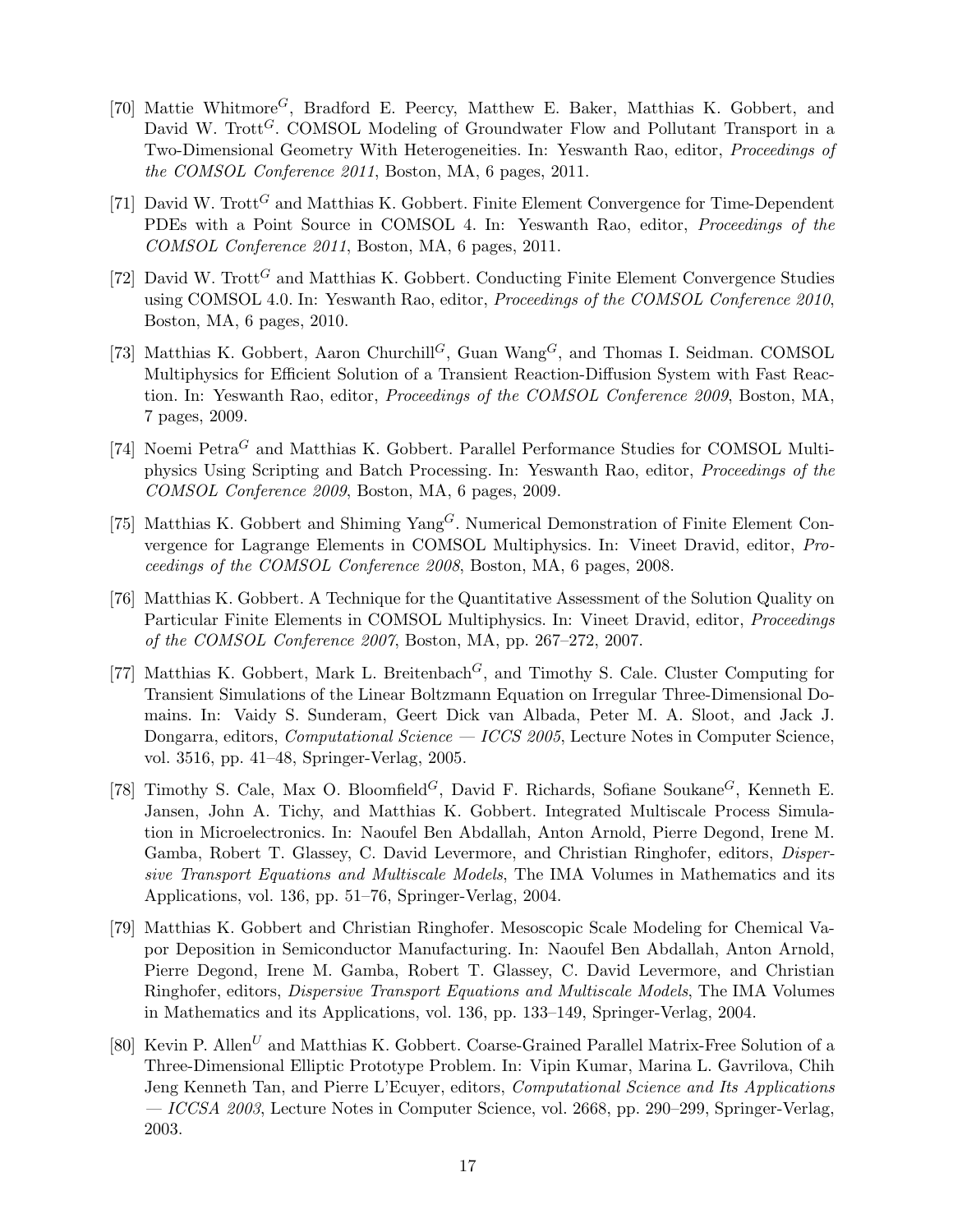[70] Mattie Whitmore[G], Bradford E. Peercy, Matthew E. Baker, Matthias K. Gobbert, and David W. Trott[G]. COMSOL Modeling of Groundwater Flow and Pollutant Transport in a Two-Dimensional Geometry With Heterogeneities. In: Yeswanth Rao, editor, *Proceedings of the COMSOL Conference 2011*, Boston, MA, 6 pages, 2011.

[71] David W. Trott[G] and Matthias K. Gobbert. Finite Element Convergence for Time-Dependent PDEs with a Point Source in COMSOL 4. In: Yeswanth Rao, editor, *Proceedings of the COMSOL Conference 2011*, Boston, MA, 6 pages, 2011.

[72] David W. Trott[G] and Matthias K. Gobbert. Conducting Finite Element Convergence Studies using COMSOL 4.0. In: Yeswanth Rao, editor, *Proceedings of the COMSOL Conference 2010*, Boston, MA, 6 pages, 2010.

[73] Matthias K. Gobbert, Aaron Churchill[G], Guan Wang[G], and Thomas I. Seidman. COMSOL Multiphysics for Efficient Solution of a Transient Reaction-Diffusion System with Fast Reaction. In: Yeswanth Rao, editor, *Proceedings of the COMSOL Conference 2009*, Boston, MA, 7 pages, 2009.

[74] Noemi Petra[G] and Matthias K. Gobbert. Parallel Performance Studies for COMSOL Multiphysics Using Scripting and Batch Processing. In: Yeswanth Rao, editor, *Proceedings of the COMSOL Conference 2009*, Boston, MA, 6 pages, 2009.

[75] Matthias K. Gobbert and Shiming Yang[G]. Numerical Demonstration of Finite Element Convergence for Lagrange Elements in COMSOL Multiphysics. In: Vineet Dravid, editor, *Proceedings of the COMSOL Conference 2008*, Boston, MA, 6 pages, 2008.

[76] Matthias K. Gobbert. A Technique for the Quantitative Assessment of the Solution Quality on Particular Finite Elements in COMSOL Multiphysics. In: Vineet Dravid, editor, *Proceedings of the COMSOL Conference 2007*, Boston, MA, pp. 267–272, 2007.

[77] Matthias K. Gobbert, Mark L. Breitenbach[G], and Timothy S. Cale. Cluster Computing for Transient Simulations of the Linear Boltzmann Equation on Irregular Three-Dimensional Domains. In: Vaidy S. Sunderam, Geert Dick van Albada, Peter M. A. Sloot, and Jack J. Dongarra, editors, *Computational Science — ICCS 2005*, Lecture Notes in Computer Science, vol. 3516, pp. 41–48, Springer-Verlag, 2005.

[78] Timothy S. Cale, Max O. Bloomfield[G], David F. Richards, Sofiane Soukane[G], Kenneth E. Jansen, John A. Tichy, and Matthias K. Gobbert. Integrated Multiscale Process Simulation in Microelectronics. In: Naoufel Ben Abdallah, Anton Arnold, Pierre Degond, Irene M. Gamba, Robert T. Glassey, C. David Levermore, and Christian Ringhofer, editors, *Dispersive Transport Equations and Multiscale Models*, The IMA Volumes in Mathematics and its Applications, vol. 136, pp. 51–76, Springer-Verlag, 2004.

[79] Matthias K. Gobbert and Christian Ringhofer. Mesoscopic Scale Modeling for Chemical Vapor Deposition in Semiconductor Manufacturing. In: Naoufel Ben Abdallah, Anton Arnold, Pierre Degond, Irene M. Gamba, Robert T. Glassey, C. David Levermore, and Christian Ringhofer, editors, *Dispersive Transport Equations and Multiscale Models*, The IMA Volumes in Mathematics and its Applications, vol. 136, pp. 133–149, Springer-Verlag, 2004.

[80] Kevin P. Allen[U] and Matthias K. Gobbert. Coarse-Grained Parallel Matrix-Free Solution of a Three-Dimensional Elliptic Prototype Problem. In: Vipin Kumar, Marina L. Gavrilova, Chih Jeng Kenneth Tan, and Pierre L'Ecuyer, editors, *Computational Science and Its Applications — ICCSA 2003*, Lecture Notes in Computer Science, vol. 2668, pp. 290–299, Springer-Verlag, 2003.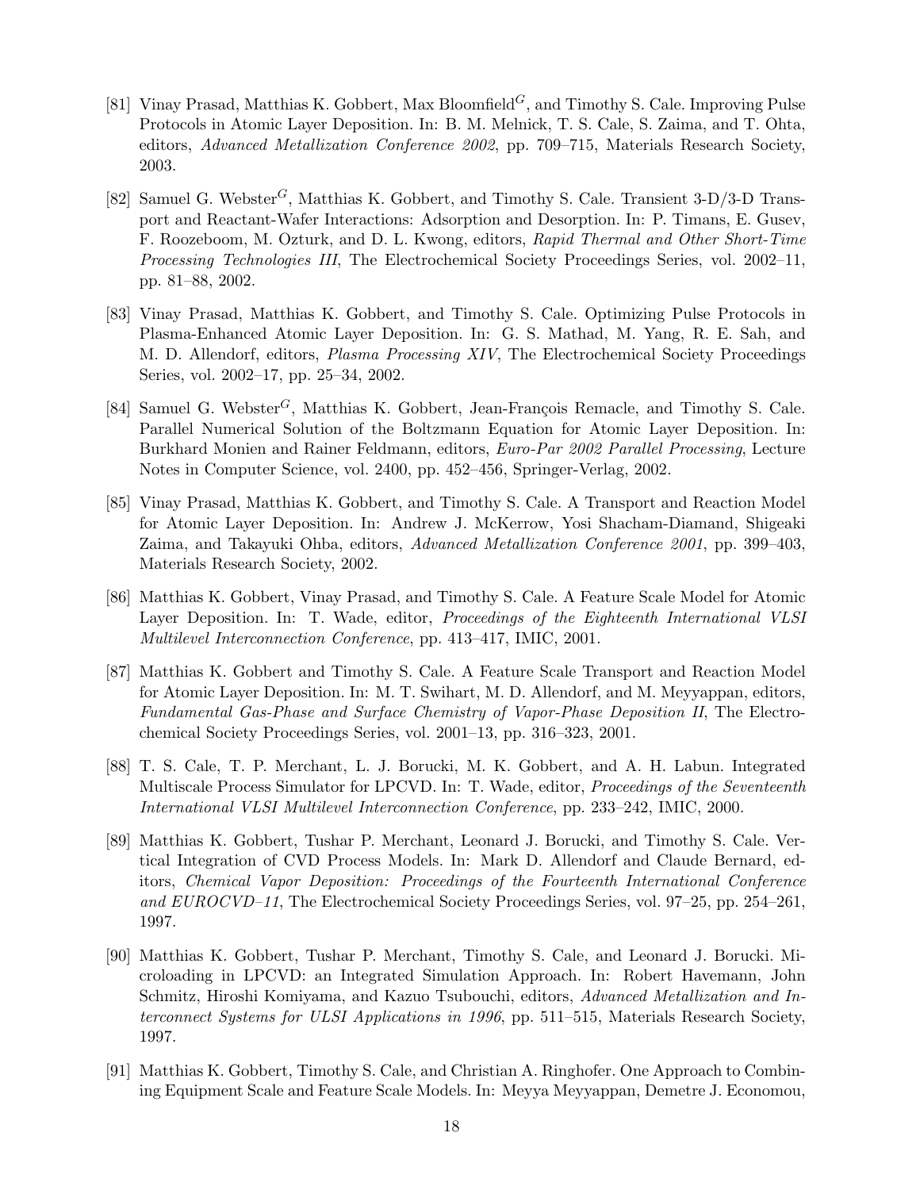[81] Vinay Prasad, Matthias K. Gobbert, Max Bloomfield$^G$, and Timothy S. Cale. Improving Pulse Protocols in Atomic Layer Deposition. In: B. M. Melnick, T. S. Cale, S. Zaima, and T. Ohta, editors, *Advanced Metallization Conference 2002*, pp. 709–715, Materials Research Society, 2003.

[82] Samuel G. Webster$^G$, Matthias K. Gobbert, and Timothy S. Cale. Transient 3-D/3-D Transport and Reactant-Wafer Interactions: Adsorption and Desorption. In: P. Timans, E. Gusev, F. Roozeboom, M. Ozturk, and D. L. Kwong, editors, *Rapid Thermal and Other Short-Time Processing Technologies III*, The Electrochemical Society Proceedings Series, vol. 2002–11, pp. 81–88, 2002.

[83] Vinay Prasad, Matthias K. Gobbert, and Timothy S. Cale. Optimizing Pulse Protocols in Plasma-Enhanced Atomic Layer Deposition. In: G. S. Mathad, M. Yang, R. E. Sah, and M. D. Allendorf, editors, *Plasma Processing XIV*, The Electrochemical Society Proceedings Series, vol. 2002–17, pp. 25–34, 2002.

[84] Samuel G. Webster$^G$, Matthias K. Gobbert, Jean-François Remacle, and Timothy S. Cale. Parallel Numerical Solution of the Boltzmann Equation for Atomic Layer Deposition. In: Burkhard Monien and Rainer Feldmann, editors, *Euro-Par 2002 Parallel Processing*, Lecture Notes in Computer Science, vol. 2400, pp. 452–456, Springer-Verlag, 2002.

[85] Vinay Prasad, Matthias K. Gobbert, and Timothy S. Cale. A Transport and Reaction Model for Atomic Layer Deposition. In: Andrew J. McKerrow, Yosi Shacham-Diamand, Shigeaki Zaima, and Takayuki Ohba, editors, *Advanced Metallization Conference 2001*, pp. 399–403, Materials Research Society, 2002.

[86] Matthias K. Gobbert, Vinay Prasad, and Timothy S. Cale. A Feature Scale Model for Atomic Layer Deposition. In: T. Wade, editor, *Proceedings of the Eighteenth International VLSI Multilevel Interconnection Conference*, pp. 413–417, IMIC, 2001.

[87] Matthias K. Gobbert and Timothy S. Cale. A Feature Scale Transport and Reaction Model for Atomic Layer Deposition. In: M. T. Swihart, M. D. Allendorf, and M. Meyyappan, editors, *Fundamental Gas-Phase and Surface Chemistry of Vapor-Phase Deposition II*, The Electrochemical Society Proceedings Series, vol. 2001–13, pp. 316–323, 2001.

[88] T. S. Cale, T. P. Merchant, L. J. Borucki, M. K. Gobbert, and A. H. Labun. Integrated Multiscale Process Simulator for LPCVD. In: T. Wade, editor, *Proceedings of the Seventeenth International VLSI Multilevel Interconnection Conference*, pp. 233–242, IMIC, 2000.

[89] Matthias K. Gobbert, Tushar P. Merchant, Leonard J. Borucki, and Timothy S. Cale. Vertical Integration of CVD Process Models. In: Mark D. Allendorf and Claude Bernard, editors, *Chemical Vapor Deposition: Proceedings of the Fourteenth International Conference and EUROCVD–11*, The Electrochemical Society Proceedings Series, vol. 97–25, pp. 254–261, 1997.

[90] Matthias K. Gobbert, Tushar P. Merchant, Timothy S. Cale, and Leonard J. Borucki. Microloading in LPCVD: an Integrated Simulation Approach. In: Robert Havemann, John Schmitz, Hiroshi Komiyama, and Kazuo Tsubouchi, editors, *Advanced Metallization and Interconnect Systems for ULSI Applications in 1996*, pp. 511–515, Materials Research Society, 1997.

[91] Matthias K. Gobbert, Timothy S. Cale, and Christian A. Ringhofer. One Approach to Combining Equipment Scale and Feature Scale Models. In: Meyya Meyyappan, Demetre J. Economou,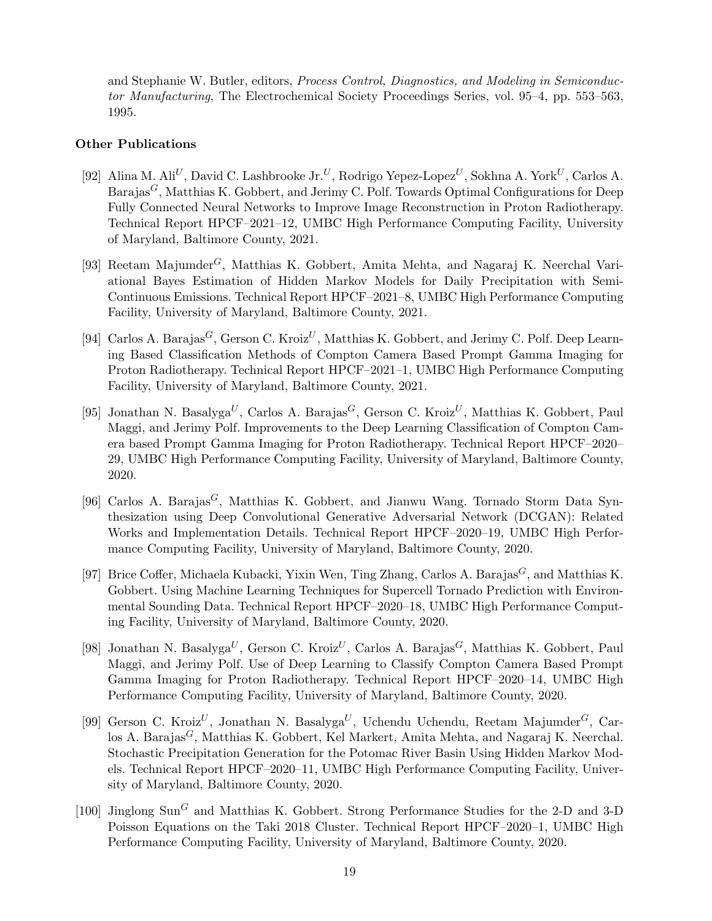and Stephanie W. Butler, editors, *Process Control, Diagnostics, and Modeling in Semiconductor Manufacturing*, The Electrochemical Society Proceedings Series, vol. 95–4, pp. 553–563, 1995.

### Other Publications

[92] Alina M. Ali[U], David C. Lashbrooke Jr.[U], Rodrigo Yepez-Lopez[U], Sokhna A. York[U], Carlos A. Barajas[G], Matthias K. Gobbert, and Jerimy C. Polf. Towards Optimal Configurations for Deep Fully Connected Neural Networks to Improve Image Reconstruction in Proton Radiotherapy. Technical Report HPCF–2021–12, UMBC High Performance Computing Facility, University of Maryland, Baltimore County, 2021.

[93] Reetam Majumder[G], Matthias K. Gobbert, Amita Mehta, and Nagaraj K. Neerchal Variational Bayes Estimation of Hidden Markov Models for Daily Precipitation with Semi-Continuous Emissions. Technical Report HPCF–2021–8, UMBC High Performance Computing Facility, University of Maryland, Baltimore County, 2021.

[94] Carlos A. Barajas[G], Gerson C. Kroiz[U], Matthias K. Gobbert, and Jerimy C. Polf. Deep Learning Based Classification Methods of Compton Camera Based Prompt Gamma Imaging for Proton Radiotherapy. Technical Report HPCF–2021–1, UMBC High Performance Computing Facility, University of Maryland, Baltimore County, 2021.

[95] Jonathan N. Basalyga[U], Carlos A. Barajas[G], Gerson C. Kroiz[U], Matthias K. Gobbert, Paul Maggi, and Jerimy Polf. Improvements to the Deep Learning Classification of Compton Camera based Prompt Gamma Imaging for Proton Radiotherapy. Technical Report HPCF–2020–29, UMBC High Performance Computing Facility, University of Maryland, Baltimore County, 2020.

[96] Carlos A. Barajas[G], Matthias K. Gobbert, and Jianwu Wang. Tornado Storm Data Synthesization using Deep Convolutional Generative Adversarial Network (DCGAN): Related Works and Implementation Details. Technical Report HPCF–2020–19, UMBC High Performance Computing Facility, University of Maryland, Baltimore County, 2020.

[97] Brice Coffer, Michaela Kubacki, Yixin Wen, Ting Zhang, Carlos A. Barajas[G], and Matthias K. Gobbert. Using Machine Learning Techniques for Supercell Tornado Prediction with Environmental Sounding Data. Technical Report HPCF–2020–18, UMBC High Performance Computing Facility, University of Maryland, Baltimore County, 2020.

[98] Jonathan N. Basalyga[U], Gerson C. Kroiz[U], Carlos A. Barajas[G], Matthias K. Gobbert, Paul Maggi, and Jerimy Polf. Use of Deep Learning to Classify Compton Camera Based Prompt Gamma Imaging for Proton Radiotherapy. Technical Report HPCF–2020–14, UMBC High Performance Computing Facility, University of Maryland, Baltimore County, 2020.

[99] Gerson C. Kroiz[U], Jonathan N. Basalyga[U], Uchendu Uchendu, Reetam Majumder[G], Carlos A. Barajas[G], Matthias K. Gobbert, Kel Markert, Amita Mehta, and Nagaraj K. Neerchal. Stochastic Precipitation Generation for the Potomac River Basin Using Hidden Markov Models. Technical Report HPCF–2020–11, UMBC High Performance Computing Facility, University of Maryland, Baltimore County, 2020.

[100] Jinglong Sun[G] and Matthias K. Gobbert. Strong Performance Studies for the 2-D and 3-D Poisson Equations on the Taki 2018 Cluster. Technical Report HPCF–2020–1, UMBC High Performance Computing Facility, University of Maryland, Baltimore County, 2020.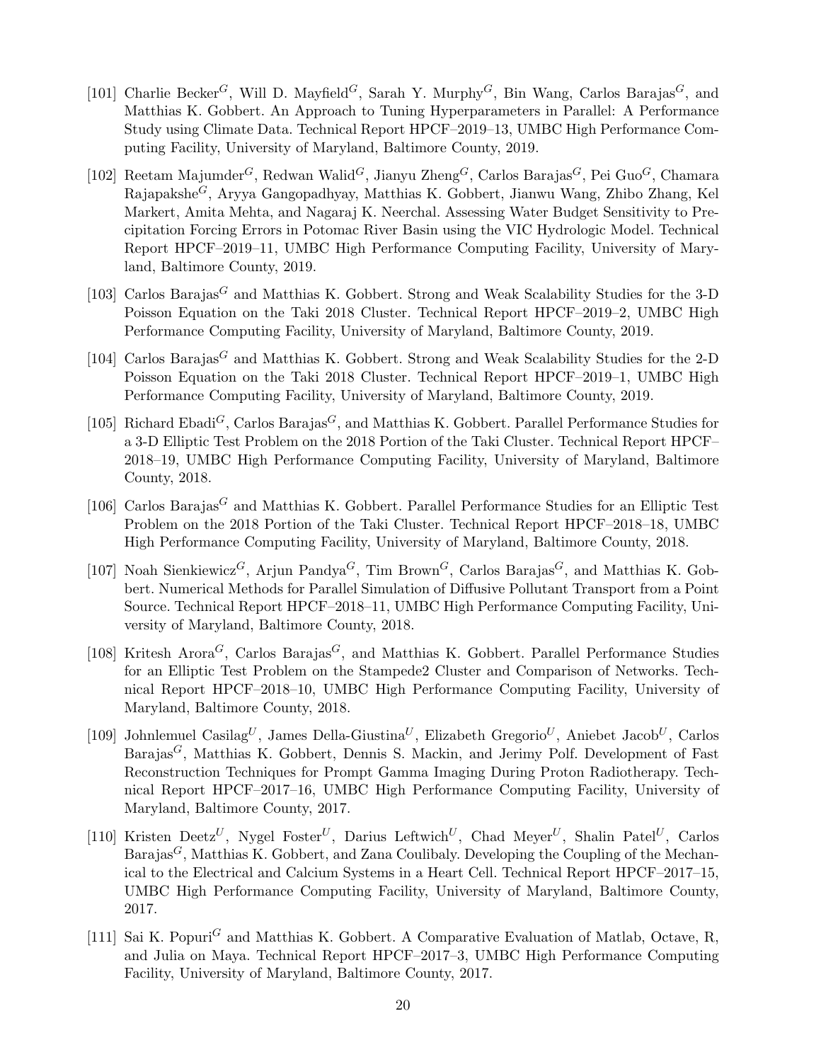[101] Charlie Becker[G], Will D. Mayfield[G], Sarah Y. Murphy[G], Bin Wang, Carlos Barajas[G], and Matthias K. Gobbert. An Approach to Tuning Hyperparameters in Parallel: A Performance Study using Climate Data. Technical Report HPCF–2019–13, UMBC High Performance Computing Facility, University of Maryland, Baltimore County, 2019.

[102] Reetam Majumder[G], Redwan Walid[G], Jianyu Zheng[G], Carlos Barajas[G], Pei Guo[G], Chamara Rajapakshe[G], Aryya Gangopadhyay, Matthias K. Gobbert, Jianwu Wang, Zhibo Zhang, Kel Markert, Amita Mehta, and Nagaraj K. Neerchal. Assessing Water Budget Sensitivity to Precipitation Forcing Errors in Potomac River Basin using the VIC Hydrologic Model. Technical Report HPCF–2019–11, UMBC High Performance Computing Facility, University of Maryland, Baltimore County, 2019.

[103] Carlos Barajas[G] and Matthias K. Gobbert. Strong and Weak Scalability Studies for the 3-D Poisson Equation on the Taki 2018 Cluster. Technical Report HPCF–2019–2, UMBC High Performance Computing Facility, University of Maryland, Baltimore County, 2019.

[104] Carlos Barajas[G] and Matthias K. Gobbert. Strong and Weak Scalability Studies for the 2-D Poisson Equation on the Taki 2018 Cluster. Technical Report HPCF–2019–1, UMBC High Performance Computing Facility, University of Maryland, Baltimore County, 2019.

[105] Richard Ebadi[G], Carlos Barajas[G], and Matthias K. Gobbert. Parallel Performance Studies for a 3-D Elliptic Test Problem on the 2018 Portion of the Taki Cluster. Technical Report HPCF–2018–19, UMBC High Performance Computing Facility, University of Maryland, Baltimore County, 2018.

[106] Carlos Barajas[G] and Matthias K. Gobbert. Parallel Performance Studies for an Elliptic Test Problem on the 2018 Portion of the Taki Cluster. Technical Report HPCF–2018–18, UMBC High Performance Computing Facility, University of Maryland, Baltimore County, 2018.

[107] Noah Sienkiewicz[G], Arjun Pandya[G], Tim Brown[G], Carlos Barajas[G], and Matthias K. Gobbert. Numerical Methods for Parallel Simulation of Diffusive Pollutant Transport from a Point Source. Technical Report HPCF–2018–11, UMBC High Performance Computing Facility, University of Maryland, Baltimore County, 2018.

[108] Kritesh Arora[G], Carlos Barajas[G], and Matthias K. Gobbert. Parallel Performance Studies for an Elliptic Test Problem on the Stampede2 Cluster and Comparison of Networks. Technical Report HPCF–2018–10, UMBC High Performance Computing Facility, University of Maryland, Baltimore County, 2018.

[109] Johnlemuel Casilag[U], James Della-Giustina[U], Elizabeth Gregorio[U], Aniebet Jacob[U], Carlos Barajas[G], Matthias K. Gobbert, Dennis S. Mackin, and Jerimy Polf. Development of Fast Reconstruction Techniques for Prompt Gamma Imaging During Proton Radiotherapy. Technical Report HPCF–2017–16, UMBC High Performance Computing Facility, University of Maryland, Baltimore County, 2017.

[110] Kristen Deetz[U], Nygel Foster[U], Darius Leftwich[U], Chad Meyer[U], Shalin Patel[U], Carlos Barajas[G], Matthias K. Gobbert, and Zana Coulibaly. Developing the Coupling of the Mechanical to the Electrical and Calcium Systems in a Heart Cell. Technical Report HPCF–2017–15, UMBC High Performance Computing Facility, University of Maryland, Baltimore County, 2017.

[111] Sai K. Popuri[G] and Matthias K. Gobbert. A Comparative Evaluation of Matlab, Octave, R, and Julia on Maya. Technical Report HPCF–2017–3, UMBC High Performance Computing Facility, University of Maryland, Baltimore County, 2017.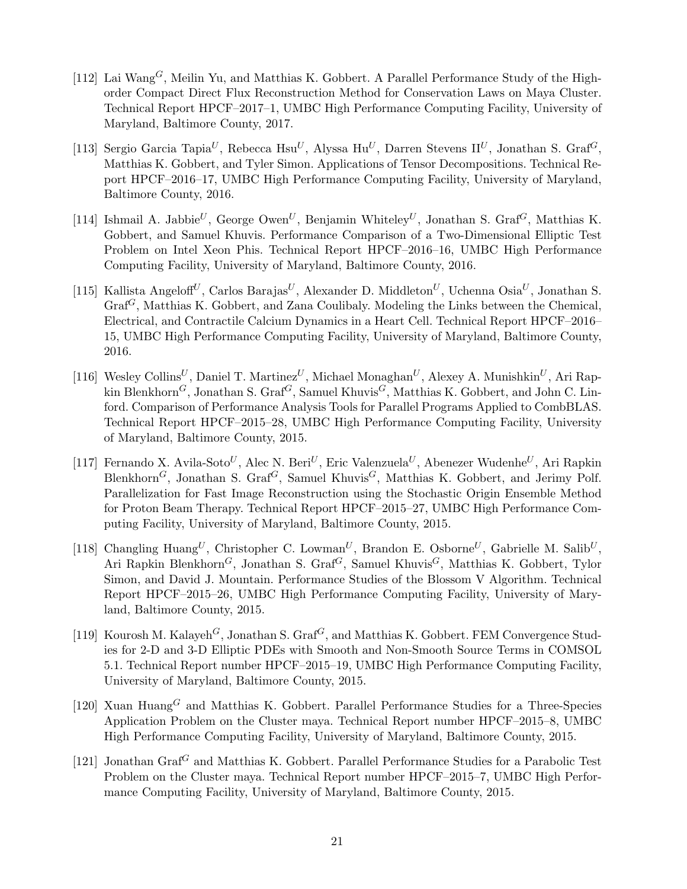[112] Lai Wang[G], Meilin Yu, and Matthias K. Gobbert. A Parallel Performance Study of the High-order Compact Direct Flux Reconstruction Method for Conservation Laws on Maya Cluster. Technical Report HPCF–2017–1, UMBC High Performance Computing Facility, University of Maryland, Baltimore County, 2017.

[113] Sergio Garcia Tapia[U], Rebecca Hsu[U], Alyssa Hu[U], Darren Stevens II[U], Jonathan S. Graf[G], Matthias K. Gobbert, and Tyler Simon. Applications of Tensor Decompositions. Technical Report HPCF–2016–17, UMBC High Performance Computing Facility, University of Maryland, Baltimore County, 2016.

[114] Ishmail A. Jabbie[U], George Owen[U], Benjamin Whiteley[U], Jonathan S. Graf[G], Matthias K. Gobbert, and Samuel Khuvis. Performance Comparison of a Two-Dimensional Elliptic Test Problem on Intel Xeon Phis. Technical Report HPCF–2016–16, UMBC High Performance Computing Facility, University of Maryland, Baltimore County, 2016.

[115] Kallista Angeloff[U], Carlos Barajas[U], Alexander D. Middleton[U], Uchenna Osia[U], Jonathan S. Graf[G], Matthias K. Gobbert, and Zana Coulibaly. Modeling the Links between the Chemical, Electrical, and Contractile Calcium Dynamics in a Heart Cell. Technical Report HPCF–2016–15, UMBC High Performance Computing Facility, University of Maryland, Baltimore County, 2016.

[116] Wesley Collins[U], Daniel T. Martinez[U], Michael Monaghan[U], Alexey A. Munishkin[U], Ari Rapkin Blenkhorn[G], Jonathan S. Graf[G], Samuel Khuvis[G], Matthias K. Gobbert, and John C. Linford. Comparison of Performance Analysis Tools for Parallel Programs Applied to CombBLAS. Technical Report HPCF–2015–28, UMBC High Performance Computing Facility, University of Maryland, Baltimore County, 2015.

[117] Fernando X. Avila-Soto[U], Alec N. Beri[U], Eric Valenzuela[U], Abenezer Wudenhe[U], Ari Rapkin Blenkhorn[G], Jonathan S. Graf[G], Samuel Khuvis[G], Matthias K. Gobbert, and Jerimy Polf. Parallelization for Fast Image Reconstruction using the Stochastic Origin Ensemble Method for Proton Beam Therapy. Technical Report HPCF–2015–27, UMBC High Performance Computing Facility, University of Maryland, Baltimore County, 2015.

[118] Changling Huang[U], Christopher C. Lowman[U], Brandon E. Osborne[U], Gabrielle M. Salib[U], Ari Rapkin Blenkhorn[G], Jonathan S. Graf[G], Samuel Khuvis[G], Matthias K. Gobbert, Tylor Simon, and David J. Mountain. Performance Studies of the Blossom V Algorithm. Technical Report HPCF–2015–26, UMBC High Performance Computing Facility, University of Maryland, Baltimore County, 2015.

[119] Kourosh M. Kalayeh[G], Jonathan S. Graf[G], and Matthias K. Gobbert. FEM Convergence Studies for 2-D and 3-D Elliptic PDEs with Smooth and Non-Smooth Source Terms in COMSOL 5.1. Technical Report number HPCF–2015–19, UMBC High Performance Computing Facility, University of Maryland, Baltimore County, 2015.

[120] Xuan Huang[G] and Matthias K. Gobbert. Parallel Performance Studies for a Three-Species Application Problem on the Cluster maya. Technical Report number HPCF–2015–8, UMBC High Performance Computing Facility, University of Maryland, Baltimore County, 2015.

[121] Jonathan Graf[G] and Matthias K. Gobbert. Parallel Performance Studies for a Parabolic Test Problem on the Cluster maya. Technical Report number HPCF–2015–7, UMBC High Performance Computing Facility, University of Maryland, Baltimore County, 2015.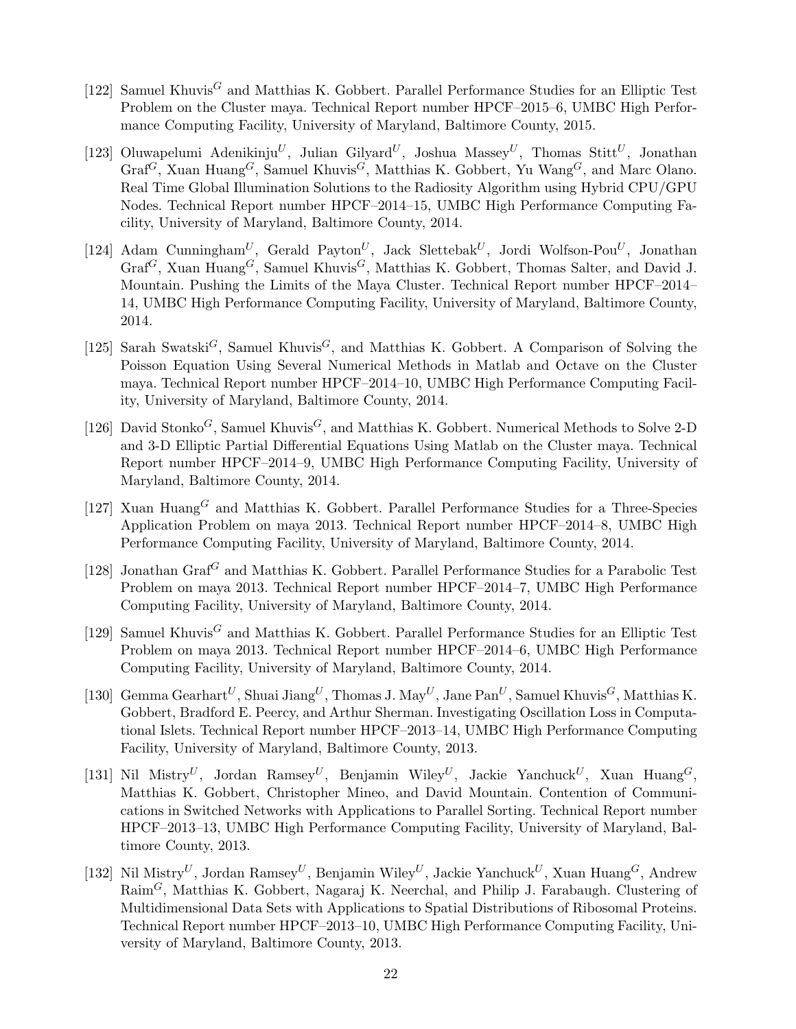[122] Samuel Khuvis[G] and Matthias K. Gobbert. Parallel Performance Studies for an Elliptic Test Problem on the Cluster maya. Technical Report number HPCF–2015–6, UMBC High Performance Computing Facility, University of Maryland, Baltimore County, 2015.

[123] Oluwapelumi Adenikinju[U], Julian Gilyard[U], Joshua Massey[U], Thomas Stitt[U], Jonathan Graf[G], Xuan Huang[G], Samuel Khuvis[G], Matthias K. Gobbert, Yu Wang[G], and Marc Olano. Real Time Global Illumination Solutions to the Radiosity Algorithm using Hybrid CPU/GPU Nodes. Technical Report number HPCF–2014–15, UMBC High Performance Computing Facility, University of Maryland, Baltimore County, 2014.

[124] Adam Cunningham[U], Gerald Payton[U], Jack Slettebak[U], Jordi Wolfson-Pou[U], Jonathan Graf[G], Xuan Huang[G], Samuel Khuvis[G], Matthias K. Gobbert, Thomas Salter, and David J. Mountain. Pushing the Limits of the Maya Cluster. Technical Report number HPCF–2014–14, UMBC High Performance Computing Facility, University of Maryland, Baltimore County, 2014.

[125] Sarah Swatski[G], Samuel Khuvis[G], and Matthias K. Gobbert. A Comparison of Solving the Poisson Equation Using Several Numerical Methods in Matlab and Octave on the Cluster maya. Technical Report number HPCF–2014–10, UMBC High Performance Computing Facility, University of Maryland, Baltimore County, 2014.

[126] David Stonko[G], Samuel Khuvis[G], and Matthias K. Gobbert. Numerical Methods to Solve 2-D and 3-D Elliptic Partial Differential Equations Using Matlab on the Cluster maya. Technical Report number HPCF–2014–9, UMBC High Performance Computing Facility, University of Maryland, Baltimore County, 2014.

[127] Xuan Huang[G] and Matthias K. Gobbert. Parallel Performance Studies for a Three-Species Application Problem on maya 2013. Technical Report number HPCF–2014–8, UMBC High Performance Computing Facility, University of Maryland, Baltimore County, 2014.

[128] Jonathan Graf[G] and Matthias K. Gobbert. Parallel Performance Studies for a Parabolic Test Problem on maya 2013. Technical Report number HPCF–2014–7, UMBC High Performance Computing Facility, University of Maryland, Baltimore County, 2014.

[129] Samuel Khuvis[G] and Matthias K. Gobbert. Parallel Performance Studies for an Elliptic Test Problem on maya 2013. Technical Report number HPCF–2014–6, UMBC High Performance Computing Facility, University of Maryland, Baltimore County, 2014.

[130] Gemma Gearhart[U], Shuai Jiang[U], Thomas J. May[U], Jane Pan[U], Samuel Khuvis[G], Matthias K. Gobbert, Bradford E. Peercy, and Arthur Sherman. Investigating Oscillation Loss in Computational Islets. Technical Report number HPCF–2013–14, UMBC High Performance Computing Facility, University of Maryland, Baltimore County, 2013.

[131] Nil Mistry[U], Jordan Ramsey[U], Benjamin Wiley[U], Jackie Yanchuck[U], Xuan Huang[G], Matthias K. Gobbert, Christopher Mineo, and David Mountain. Contention of Communications in Switched Networks with Applications to Parallel Sorting. Technical Report number HPCF–2013–13, UMBC High Performance Computing Facility, University of Maryland, Baltimore County, 2013.

[132] Nil Mistry[U], Jordan Ramsey[U], Benjamin Wiley[U], Jackie Yanchuck[U], Xuan Huang[G], Andrew Raim[G], Matthias K. Gobbert, Nagaraj K. Neerchal, and Philip J. Farabaugh. Clustering of Multidimensional Data Sets with Applications to Spatial Distributions of Ribosomal Proteins. Technical Report number HPCF–2013–10, UMBC High Performance Computing Facility, University of Maryland, Baltimore County, 2013.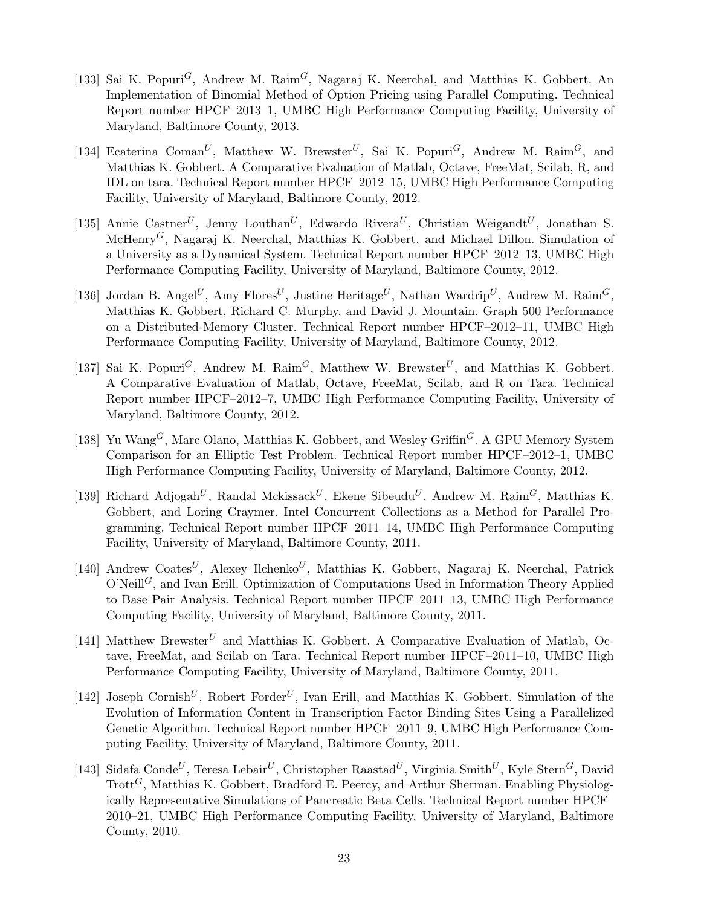[133] Sai K. Popuri[G], Andrew M. Raim[G], Nagaraj K. Neerchal, and Matthias K. Gobbert. An Implementation of Binomial Method of Option Pricing using Parallel Computing. Technical Report number HPCF–2013–1, UMBC High Performance Computing Facility, University of Maryland, Baltimore County, 2013.

[134] Ecaterina Coman[U], Matthew W. Brewster[U], Sai K. Popuri[G], Andrew M. Raim[G], and Matthias K. Gobbert. A Comparative Evaluation of Matlab, Octave, FreeMat, Scilab, R, and IDL on tara. Technical Report number HPCF–2012–15, UMBC High Performance Computing Facility, University of Maryland, Baltimore County, 2012.

[135] Annie Castner[U], Jenny Louthan[U], Edwardo Rivera[U], Christian Weigandt[U], Jonathan S. McHenry[G], Nagaraj K. Neerchal, Matthias K. Gobbert, and Michael Dillon. Simulation of a University as a Dynamical System. Technical Report number HPCF–2012–13, UMBC High Performance Computing Facility, University of Maryland, Baltimore County, 2012.

[136] Jordan B. Angel[U], Amy Flores[U], Justine Heritage[U], Nathan Wardrip[U], Andrew M. Raim[G], Matthias K. Gobbert, Richard C. Murphy, and David J. Mountain. Graph 500 Performance on a Distributed-Memory Cluster. Technical Report number HPCF–2012–11, UMBC High Performance Computing Facility, University of Maryland, Baltimore County, 2012.

[137] Sai K. Popuri[G], Andrew M. Raim[G], Matthew W. Brewster[U], and Matthias K. Gobbert. A Comparative Evaluation of Matlab, Octave, FreeMat, Scilab, and R on Tara. Technical Report number HPCF–2012–7, UMBC High Performance Computing Facility, University of Maryland, Baltimore County, 2012.

[138] Yu Wang[G], Marc Olano, Matthias K. Gobbert, and Wesley Griffin[G]. A GPU Memory System Comparison for an Elliptic Test Problem. Technical Report number HPCF–2012–1, UMBC High Performance Computing Facility, University of Maryland, Baltimore County, 2012.

[139] Richard Adjogah[U], Randal Mckissack[U], Ekene Sibeudu[U], Andrew M. Raim[G], Matthias K. Gobbert, and Loring Craymer. Intel Concurrent Collections as a Method for Parallel Programming. Technical Report number HPCF–2011–14, UMBC High Performance Computing Facility, University of Maryland, Baltimore County, 2011.

[140] Andrew Coates[U], Alexey Ilchenko[U], Matthias K. Gobbert, Nagaraj K. Neerchal, Patrick O'Neill[G], and Ivan Erill. Optimization of Computations Used in Information Theory Applied to Base Pair Analysis. Technical Report number HPCF–2011–13, UMBC High Performance Computing Facility, University of Maryland, Baltimore County, 2011.

[141] Matthew Brewster[U] and Matthias K. Gobbert. A Comparative Evaluation of Matlab, Octave, FreeMat, and Scilab on Tara. Technical Report number HPCF–2011–10, UMBC High Performance Computing Facility, University of Maryland, Baltimore County, 2011.

[142] Joseph Cornish[U], Robert Forder[U], Ivan Erill, and Matthias K. Gobbert. Simulation of the Evolution of Information Content in Transcription Factor Binding Sites Using a Parallelized Genetic Algorithm. Technical Report number HPCF–2011–9, UMBC High Performance Computing Facility, University of Maryland, Baltimore County, 2011.

[143] Sidafa Conde[U], Teresa Lebair[U], Christopher Raastad[U], Virginia Smith[U], Kyle Stern[G], David Trott[G], Matthias K. Gobbert, Bradford E. Peercy, and Arthur Sherman. Enabling Physiologically Representative Simulations of Pancreatic Beta Cells. Technical Report number HPCF–2010–21, UMBC High Performance Computing Facility, University of Maryland, Baltimore County, 2010.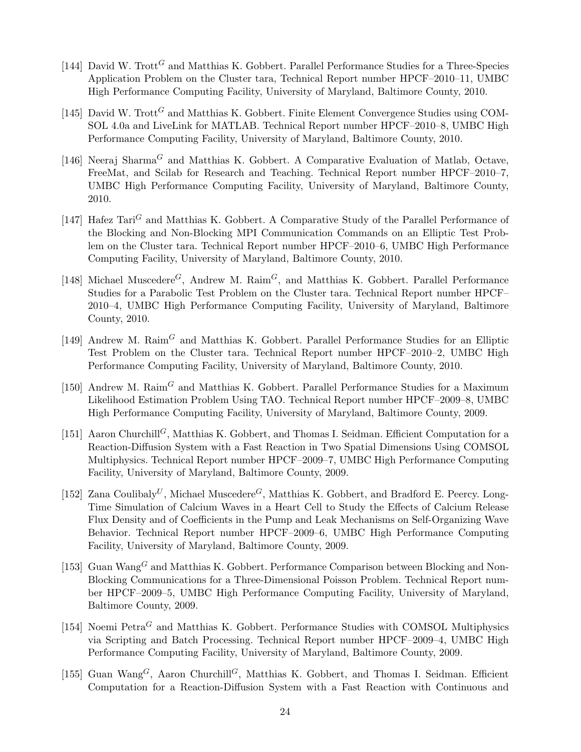[144] David W. Trott[G] and Matthias K. Gobbert. Parallel Performance Studies for a Three-Species Application Problem on the Cluster tara, Technical Report number HPCF–2010–11, UMBC High Performance Computing Facility, University of Maryland, Baltimore County, 2010.

[145] David W. Trott[G] and Matthias K. Gobbert. Finite Element Convergence Studies using COMSOL 4.0a and LiveLink for MATLAB. Technical Report number HPCF–2010–8, UMBC High Performance Computing Facility, University of Maryland, Baltimore County, 2010.

[146] Neeraj Sharma[G] and Matthias K. Gobbert. A Comparative Evaluation of Matlab, Octave, FreeMat, and Scilab for Research and Teaching. Technical Report number HPCF–2010–7, UMBC High Performance Computing Facility, University of Maryland, Baltimore County, 2010.

[147] Hafez Tari[G] and Matthias K. Gobbert. A Comparative Study of the Parallel Performance of the Blocking and Non-Blocking MPI Communication Commands on an Elliptic Test Problem on the Cluster tara. Technical Report number HPCF–2010–6, UMBC High Performance Computing Facility, University of Maryland, Baltimore County, 2010.

[148] Michael Muscedere[G], Andrew M. Raim[G], and Matthias K. Gobbert. Parallel Performance Studies for a Parabolic Test Problem on the Cluster tara. Technical Report number HPCF–2010–4, UMBC High Performance Computing Facility, University of Maryland, Baltimore County, 2010.

[149] Andrew M. Raim[G] and Matthias K. Gobbert. Parallel Performance Studies for an Elliptic Test Problem on the Cluster tara. Technical Report number HPCF–2010–2, UMBC High Performance Computing Facility, University of Maryland, Baltimore County, 2010.

[150] Andrew M. Raim[G] and Matthias K. Gobbert. Parallel Performance Studies for a Maximum Likelihood Estimation Problem Using TAO. Technical Report number HPCF–2009–8, UMBC High Performance Computing Facility, University of Maryland, Baltimore County, 2009.

[151] Aaron Churchill[G], Matthias K. Gobbert, and Thomas I. Seidman. Efficient Computation for a Reaction-Diffusion System with a Fast Reaction in Two Spatial Dimensions Using COMSOL Multiphysics. Technical Report number HPCF–2009–7, UMBC High Performance Computing Facility, University of Maryland, Baltimore County, 2009.

[152] Zana Coulibaly[U], Michael Muscedere[G], Matthias K. Gobbert, and Bradford E. Peercy. Long-Time Simulation of Calcium Waves in a Heart Cell to Study the Effects of Calcium Release Flux Density and of Coefficients in the Pump and Leak Mechanisms on Self-Organizing Wave Behavior. Technical Report number HPCF–2009–6, UMBC High Performance Computing Facility, University of Maryland, Baltimore County, 2009.

[153] Guan Wang[G] and Matthias K. Gobbert. Performance Comparison between Blocking and Non-Blocking Communications for a Three-Dimensional Poisson Problem. Technical Report number HPCF–2009–5, UMBC High Performance Computing Facility, University of Maryland, Baltimore County, 2009.

[154] Noemi Petra[G] and Matthias K. Gobbert. Performance Studies with COMSOL Multiphysics via Scripting and Batch Processing. Technical Report number HPCF–2009–4, UMBC High Performance Computing Facility, University of Maryland, Baltimore County, 2009.

[155] Guan Wang[G], Aaron Churchill[G], Matthias K. Gobbert, and Thomas I. Seidman. Efficient Computation for a Reaction-Diffusion System with a Fast Reaction with Continuous and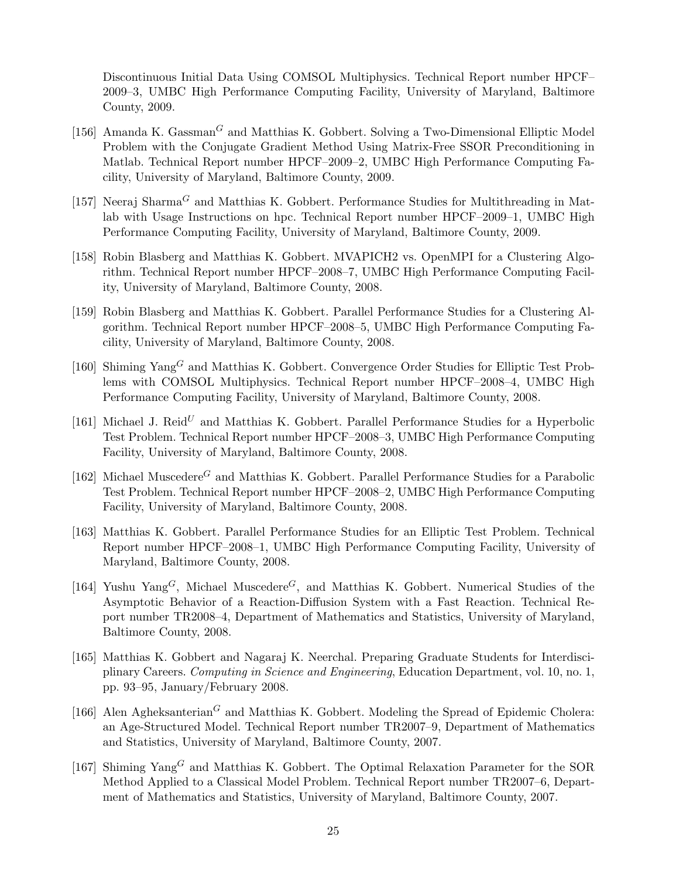Discontinuous Initial Data Using COMSOL Multiphysics. Technical Report number HPCF–2009–3, UMBC High Performance Computing Facility, University of Maryland, Baltimore County, 2009.

[156] Amanda K. Gassman[G] and Matthias K. Gobbert. Solving a Two-Dimensional Elliptic Model Problem with the Conjugate Gradient Method Using Matrix-Free SSOR Preconditioning in Matlab. Technical Report number HPCF–2009–2, UMBC High Performance Computing Facility, University of Maryland, Baltimore County, 2009.

[157] Neeraj Sharma[G] and Matthias K. Gobbert. Performance Studies for Multithreading in Matlab with Usage Instructions on hpc. Technical Report number HPCF–2009–1, UMBC High Performance Computing Facility, University of Maryland, Baltimore County, 2009.

[158] Robin Blasberg and Matthias K. Gobbert. MVAPICH2 vs. OpenMPI for a Clustering Algorithm. Technical Report number HPCF–2008–7, UMBC High Performance Computing Facility, University of Maryland, Baltimore County, 2008.

[159] Robin Blasberg and Matthias K. Gobbert. Parallel Performance Studies for a Clustering Algorithm. Technical Report number HPCF–2008–5, UMBC High Performance Computing Facility, University of Maryland, Baltimore County, 2008.

[160] Shiming Yang[G] and Matthias K. Gobbert. Convergence Order Studies for Elliptic Test Problems with COMSOL Multiphysics. Technical Report number HPCF–2008–4, UMBC High Performance Computing Facility, University of Maryland, Baltimore County, 2008.

[161] Michael J. Reid[U] and Matthias K. Gobbert. Parallel Performance Studies for a Hyperbolic Test Problem. Technical Report number HPCF–2008–3, UMBC High Performance Computing Facility, University of Maryland, Baltimore County, 2008.

[162] Michael Muscedere[G] and Matthias K. Gobbert. Parallel Performance Studies for a Parabolic Test Problem. Technical Report number HPCF–2008–2, UMBC High Performance Computing Facility, University of Maryland, Baltimore County, 2008.

[163] Matthias K. Gobbert. Parallel Performance Studies for an Elliptic Test Problem. Technical Report number HPCF–2008–1, UMBC High Performance Computing Facility, University of Maryland, Baltimore County, 2008.

[164] Yushu Yang[G], Michael Muscedere[G], and Matthias K. Gobbert. Numerical Studies of the Asymptotic Behavior of a Reaction-Diffusion System with a Fast Reaction. Technical Report number TR2008–4, Department of Mathematics and Statistics, University of Maryland, Baltimore County, 2008.

[165] Matthias K. Gobbert and Nagaraj K. Neerchal. Preparing Graduate Students for Interdisciplinary Careers. *Computing in Science and Engineering*, Education Department, vol. 10, no. 1, pp. 93–95, January/February 2008.

[166] Alen Agheksanterian[G] and Matthias K. Gobbert. Modeling the Spread of Epidemic Cholera: an Age-Structured Model. Technical Report number TR2007–9, Department of Mathematics and Statistics, University of Maryland, Baltimore County, 2007.

[167] Shiming Yang[G] and Matthias K. Gobbert. The Optimal Relaxation Parameter for the SOR Method Applied to a Classical Model Problem. Technical Report number TR2007–6, Department of Mathematics and Statistics, University of Maryland, Baltimore County, 2007.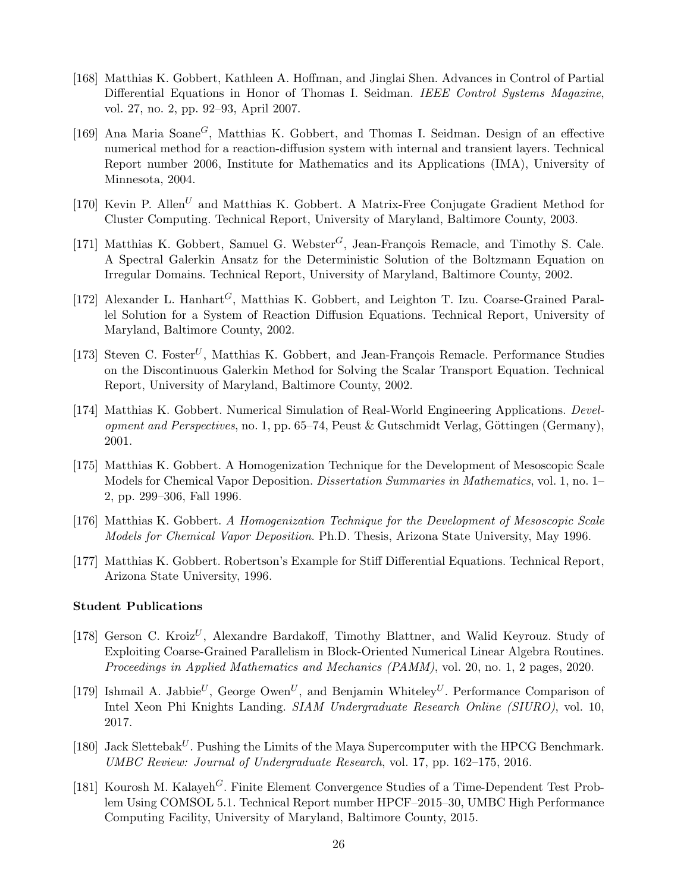[168] Matthias K. Gobbert, Kathleen A. Hoffman, and Jinglai Shen. Advances in Control of Partial Differential Equations in Honor of Thomas I. Seidman. *IEEE Control Systems Magazine*, vol. 27, no. 2, pp. 92–93, April 2007.

[169] Ana Maria Soane[G], Matthias K. Gobbert, and Thomas I. Seidman. Design of an effective numerical method for a reaction-diffusion system with internal and transient layers. Technical Report number 2006, Institute for Mathematics and its Applications (IMA), University of Minnesota, 2004.

[170] Kevin P. Allen[U] and Matthias K. Gobbert. A Matrix-Free Conjugate Gradient Method for Cluster Computing. Technical Report, University of Maryland, Baltimore County, 2003.

[171] Matthias K. Gobbert, Samuel G. Webster[G], Jean-François Remacle, and Timothy S. Cale. A Spectral Galerkin Ansatz for the Deterministic Solution of the Boltzmann Equation on Irregular Domains. Technical Report, University of Maryland, Baltimore County, 2002.

[172] Alexander L. Hanhart[G], Matthias K. Gobbert, and Leighton T. Izu. Coarse-Grained Parallel Solution for a System of Reaction Diffusion Equations. Technical Report, University of Maryland, Baltimore County, 2002.

[173] Steven C. Foster[U], Matthias K. Gobbert, and Jean-François Remacle. Performance Studies on the Discontinuous Galerkin Method for Solving the Scalar Transport Equation. Technical Report, University of Maryland, Baltimore County, 2002.

[174] Matthias K. Gobbert. Numerical Simulation of Real-World Engineering Applications. *Development and Perspectives*, no. 1, pp. 65–74, Peust & Gutschmidt Verlag, Göttingen (Germany), 2001.

[175] Matthias K. Gobbert. A Homogenization Technique for the Development of Mesoscopic Scale Models for Chemical Vapor Deposition. *Dissertation Summaries in Mathematics*, vol. 1, no. 1–2, pp. 299–306, Fall 1996.

[176] Matthias K. Gobbert. *A Homogenization Technique for the Development of Mesoscopic Scale Models for Chemical Vapor Deposition*. Ph.D. Thesis, Arizona State University, May 1996.

[177] Matthias K. Gobbert. Robertson's Example for Stiff Differential Equations. Technical Report, Arizona State University, 1996.

### Student Publications

[178] Gerson C. Kroiz[U], Alexandre Bardakoff, Timothy Blattner, and Walid Keyrouz. Study of Exploiting Coarse-Grained Parallelism in Block-Oriented Numerical Linear Algebra Routines. *Proceedings in Applied Mathematics and Mechanics (PAMM)*, vol. 20, no. 1, 2 pages, 2020.

[179] Ishmail A. Jabbie[U], George Owen[U], and Benjamin Whiteley[U]. Performance Comparison of Intel Xeon Phi Knights Landing. *SIAM Undergraduate Research Online (SIURO)*, vol. 10, 2017.

[180] Jack Slettebak[U]. Pushing the Limits of the Maya Supercomputer with the HPCG Benchmark. *UMBC Review: Journal of Undergraduate Research*, vol. 17, pp. 162–175, 2016.

[181] Kourosh M. Kalayeh[G]. Finite Element Convergence Studies of a Time-Dependent Test Problem Using COMSOL 5.1. Technical Report number HPCF–2015–30, UMBC High Performance Computing Facility, University of Maryland, Baltimore County, 2015.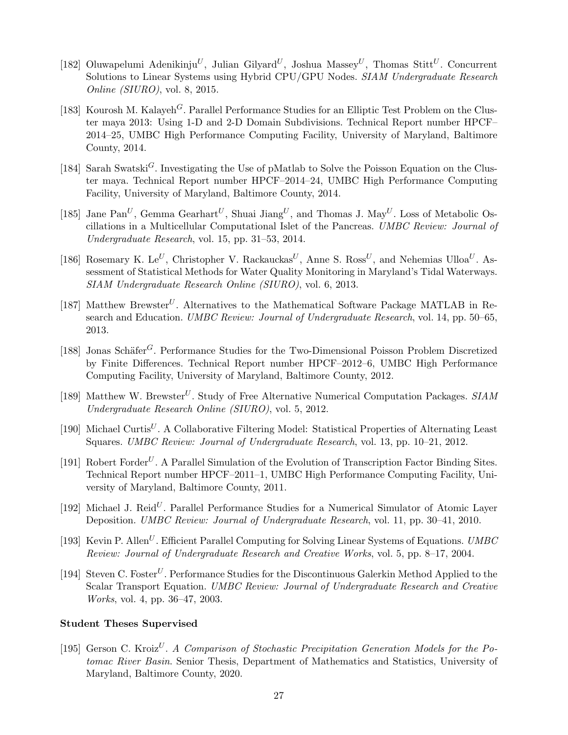[182] Oluwapelumi Adenikinju[U], Julian Gilyard[U], Joshua Massey[U], Thomas Stitt[U]. Concurrent Solutions to Linear Systems using Hybrid CPU/GPU Nodes. *SIAM Undergraduate Research Online (SIURO)*, vol. 8, 2015.

[183] Kourosh M. Kalayeh[G]. Parallel Performance Studies for an Elliptic Test Problem on the Cluster maya 2013: Using 1-D and 2-D Domain Subdivisions. Technical Report number HPCF–2014–25, UMBC High Performance Computing Facility, University of Maryland, Baltimore County, 2014.

[184] Sarah Swatski[G]. Investigating the Use of pMatlab to Solve the Poisson Equation on the Cluster maya. Technical Report number HPCF–2014–24, UMBC High Performance Computing Facility, University of Maryland, Baltimore County, 2014.

[185] Jane Pan[U], Gemma Gearhart[U], Shuai Jiang[U], and Thomas J. May[U]. Loss of Metabolic Oscillations in a Multicellular Computational Islet of the Pancreas. *UMBC Review: Journal of Undergraduate Research*, vol. 15, pp. 31–53, 2014.

[186] Rosemary K. Le[U], Christopher V. Rackauckas[U], Anne S. Ross[U], and Nehemias Ulloa[U]. Assessment of Statistical Methods for Water Quality Monitoring in Maryland's Tidal Waterways. *SIAM Undergraduate Research Online (SIURO)*, vol. 6, 2013.

[187] Matthew Brewster[U]. Alternatives to the Mathematical Software Package MATLAB in Research and Education. *UMBC Review: Journal of Undergraduate Research*, vol. 14, pp. 50–65, 2013.

[188] Jonas Schäfer[G]. Performance Studies for the Two-Dimensional Poisson Problem Discretized by Finite Differences. Technical Report number HPCF–2012–6, UMBC High Performance Computing Facility, University of Maryland, Baltimore County, 2012.

[189] Matthew W. Brewster[U]. Study of Free Alternative Numerical Computation Packages. *SIAM Undergraduate Research Online (SIURO)*, vol. 5, 2012.

[190] Michael Curtis[U]. A Collaborative Filtering Model: Statistical Properties of Alternating Least Squares. *UMBC Review: Journal of Undergraduate Research*, vol. 13, pp. 10–21, 2012.

[191] Robert Forder[U]. A Parallel Simulation of the Evolution of Transcription Factor Binding Sites. Technical Report number HPCF–2011–1, UMBC High Performance Computing Facility, University of Maryland, Baltimore County, 2011.

[192] Michael J. Reid[U]. Parallel Performance Studies for a Numerical Simulator of Atomic Layer Deposition. *UMBC Review: Journal of Undergraduate Research*, vol. 11, pp. 30–41, 2010.

[193] Kevin P. Allen[U]. Efficient Parallel Computing for Solving Linear Systems of Equations. *UMBC Review: Journal of Undergraduate Research and Creative Works*, vol. 5, pp. 8–17, 2004.

[194] Steven C. Foster[U]. Performance Studies for the Discontinuous Galerkin Method Applied to the Scalar Transport Equation. *UMBC Review: Journal of Undergraduate Research and Creative Works*, vol. 4, pp. 36–47, 2003.

### Student Theses Supervised

[195] Gerson C. Kroiz[U]. *A Comparison of Stochastic Precipitation Generation Models for the Potomac River Basin*. Senior Thesis, Department of Mathematics and Statistics, University of Maryland, Baltimore County, 2020.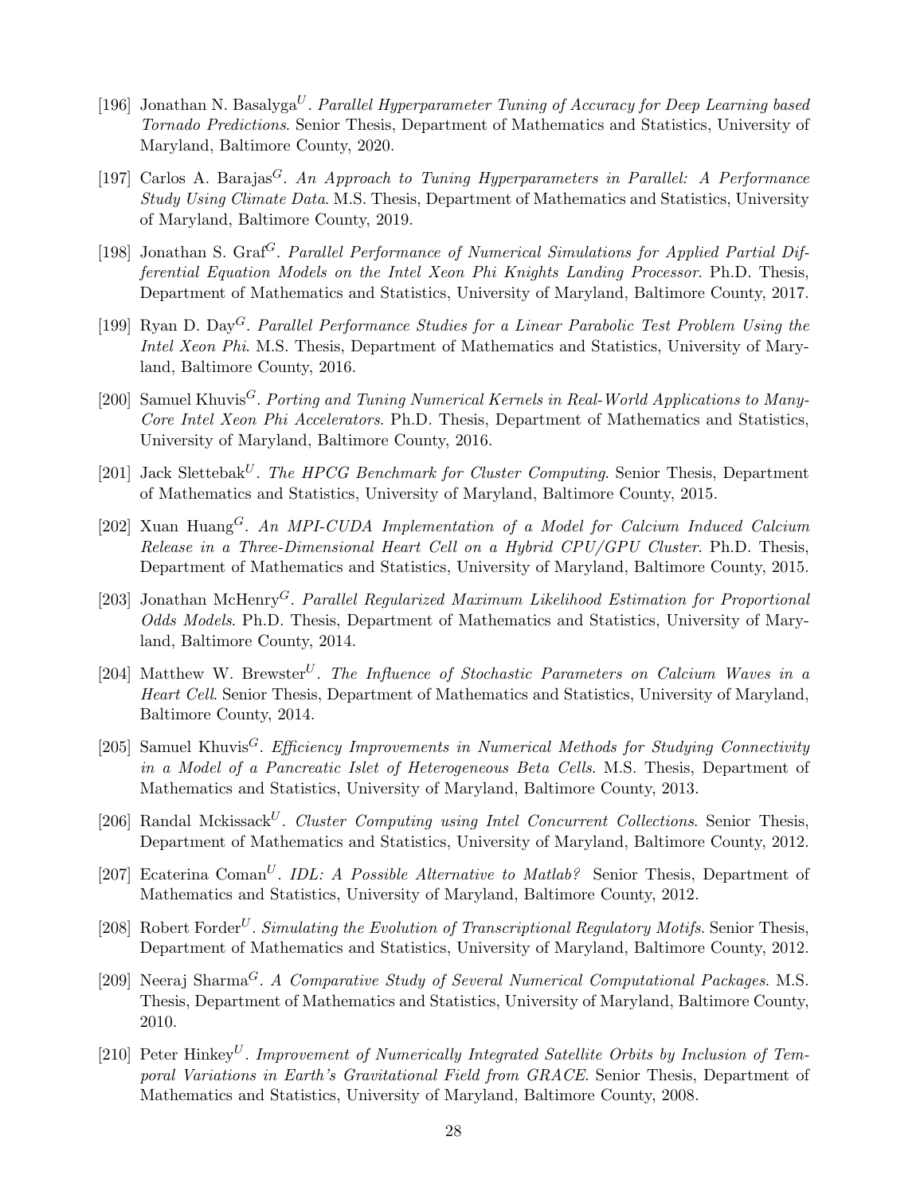[196] Jonathan N. Basalyga[U]. *Parallel Hyperparameter Tuning of Accuracy for Deep Learning based Tornado Predictions*. Senior Thesis, Department of Mathematics and Statistics, University of Maryland, Baltimore County, 2020.

[197] Carlos A. Barajas[G]. *An Approach to Tuning Hyperparameters in Parallel: A Performance Study Using Climate Data*. M.S. Thesis, Department of Mathematics and Statistics, University of Maryland, Baltimore County, 2019.

[198] Jonathan S. Graf[G]. *Parallel Performance of Numerical Simulations for Applied Partial Differential Equation Models on the Intel Xeon Phi Knights Landing Processor*. Ph.D. Thesis, Department of Mathematics and Statistics, University of Maryland, Baltimore County, 2017.

[199] Ryan D. Day[G]. *Parallel Performance Studies for a Linear Parabolic Test Problem Using the Intel Xeon Phi*. M.S. Thesis, Department of Mathematics and Statistics, University of Maryland, Baltimore County, 2016.

[200] Samuel Khuvis[G]. *Porting and Tuning Numerical Kernels in Real-World Applications to Many-Core Intel Xeon Phi Accelerators*. Ph.D. Thesis, Department of Mathematics and Statistics, University of Maryland, Baltimore County, 2016.

[201] Jack Slettebak[U]. *The HPCG Benchmark for Cluster Computing*. Senior Thesis, Department of Mathematics and Statistics, University of Maryland, Baltimore County, 2015.

[202] Xuan Huang[G]. *An MPI-CUDA Implementation of a Model for Calcium Induced Calcium Release in a Three-Dimensional Heart Cell on a Hybrid CPU/GPU Cluster*. Ph.D. Thesis, Department of Mathematics and Statistics, University of Maryland, Baltimore County, 2015.

[203] Jonathan McHenry[G]. *Parallel Regularized Maximum Likelihood Estimation for Proportional Odds Models*. Ph.D. Thesis, Department of Mathematics and Statistics, University of Maryland, Baltimore County, 2014.

[204] Matthew W. Brewster[U]. *The Influence of Stochastic Parameters on Calcium Waves in a Heart Cell*. Senior Thesis, Department of Mathematics and Statistics, University of Maryland, Baltimore County, 2014.

[205] Samuel Khuvis[G]. *Efficiency Improvements in Numerical Methods for Studying Connectivity in a Model of a Pancreatic Islet of Heterogeneous Beta Cells*. M.S. Thesis, Department of Mathematics and Statistics, University of Maryland, Baltimore County, 2013.

[206] Randal Mckissack[U]. *Cluster Computing using Intel Concurrent Collections*. Senior Thesis, Department of Mathematics and Statistics, University of Maryland, Baltimore County, 2012.

[207] Ecaterina Coman[U]. *IDL: A Possible Alternative to Matlab?* Senior Thesis, Department of Mathematics and Statistics, University of Maryland, Baltimore County, 2012.

[208] Robert Forder[U]. *Simulating the Evolution of Transcriptional Regulatory Motifs*. Senior Thesis, Department of Mathematics and Statistics, University of Maryland, Baltimore County, 2012.

[209] Neeraj Sharma[G]. *A Comparative Study of Several Numerical Computational Packages*. M.S. Thesis, Department of Mathematics and Statistics, University of Maryland, Baltimore County, 2010.

[210] Peter Hinkey[U]. *Improvement of Numerically Integrated Satellite Orbits by Inclusion of Temporal Variations in Earth's Gravitational Field from GRACE*. Senior Thesis, Department of Mathematics and Statistics, University of Maryland, Baltimore County, 2008.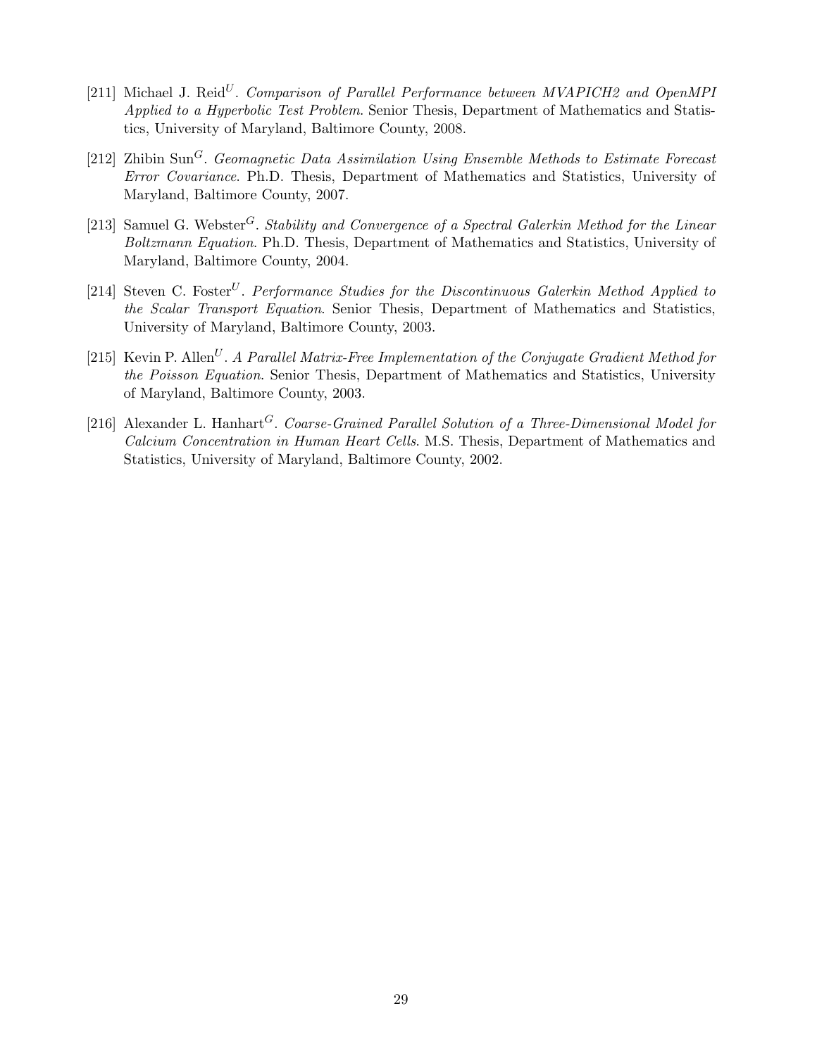[211] Michael J. Reid[U]. *Comparison of Parallel Performance between MVAPICH2 and OpenMPI Applied to a Hyperbolic Test Problem*. Senior Thesis, Department of Mathematics and Statistics, University of Maryland, Baltimore County, 2008.

[212] Zhibin Sun[G]. *Geomagnetic Data Assimilation Using Ensemble Methods to Estimate Forecast Error Covariance*. Ph.D. Thesis, Department of Mathematics and Statistics, University of Maryland, Baltimore County, 2007.

[213] Samuel G. Webster[G]. *Stability and Convergence of a Spectral Galerkin Method for the Linear Boltzmann Equation*. Ph.D. Thesis, Department of Mathematics and Statistics, University of Maryland, Baltimore County, 2004.

[214] Steven C. Foster[U]. *Performance Studies for the Discontinuous Galerkin Method Applied to the Scalar Transport Equation*. Senior Thesis, Department of Mathematics and Statistics, University of Maryland, Baltimore County, 2003.

[215] Kevin P. Allen[U]. *A Parallel Matrix-Free Implementation of the Conjugate Gradient Method for the Poisson Equation*. Senior Thesis, Department of Mathematics and Statistics, University of Maryland, Baltimore County, 2003.

[216] Alexander L. Hanhart[G]. *Coarse-Grained Parallel Solution of a Three-Dimensional Model for Calcium Concentration in Human Heart Cells*. M.S. Thesis, Department of Mathematics and Statistics, University of Maryland, Baltimore County, 2002.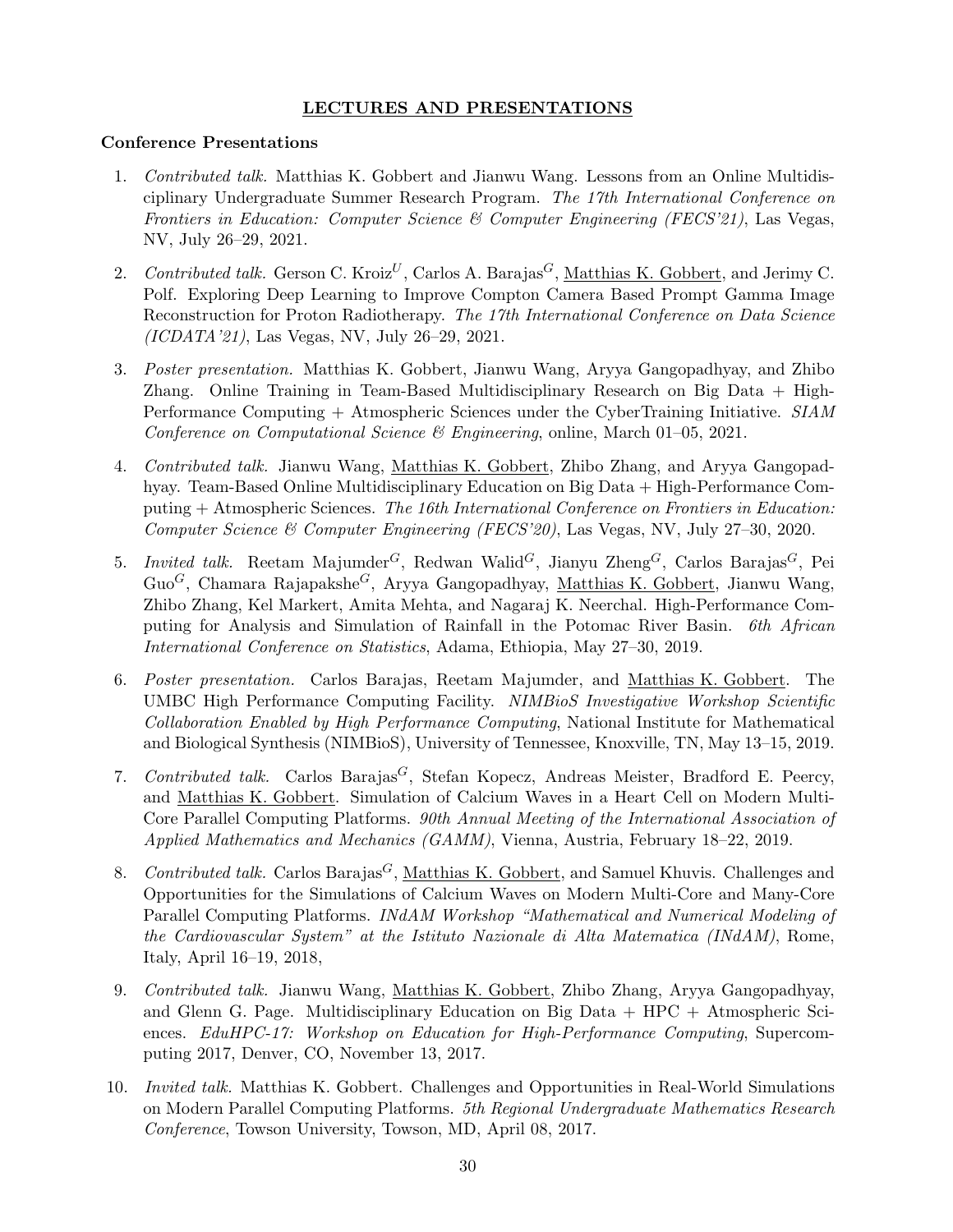## LECTURES AND PRESENTATIONS

### Conference Presentations

1. *Contributed talk.* Matthias K. Gobbert and Jianwu Wang. Lessons from an Online Multidisciplinary Undergraduate Summer Research Program. *The 17th International Conference on Frontiers in Education: Computer Science & Computer Engineering (FECS'21)*, Las Vegas, NV, July 26–29, 2021.

2. *Contributed talk.* Gerson C. Kroiz[U], Carlos A. Barajas[G], Matthias K. Gobbert, and Jerimy C. Polf. Exploring Deep Learning to Improve Compton Camera Based Prompt Gamma Image Reconstruction for Proton Radiotherapy. *The 17th International Conference on Data Science (ICDATA'21)*, Las Vegas, NV, July 26–29, 2021.

3. *Poster presentation.* Matthias K. Gobbert, Jianwu Wang, Aryya Gangopadhyay, and Zhibo Zhang. Online Training in Team-Based Multidisciplinary Research on Big Data + High-Performance Computing + Atmospheric Sciences under the CyberTraining Initiative. *SIAM Conference on Computational Science & Engineering*, online, March 01–05, 2021.

4. *Contributed talk.* Jianwu Wang, Matthias K. Gobbert, Zhibo Zhang, and Aryya Gangopadhyay. Team-Based Online Multidisciplinary Education on Big Data + High-Performance Computing + Atmospheric Sciences. *The 16th International Conference on Frontiers in Education: Computer Science & Computer Engineering (FECS'20)*, Las Vegas, NV, July 27–30, 2020.

5. *Invited talk.* Reetam Majumder[G], Redwan Walid[G], Jianyu Zheng[G], Carlos Barajas[G], Pei Guo[G], Chamara Rajapakshe[G], Aryya Gangopadhyay, Matthias K. Gobbert, Jianwu Wang, Zhibo Zhang, Kel Markert, Amita Mehta, and Nagaraj K. Neerchal. High-Performance Computing for Analysis and Simulation of Rainfall in the Potomac River Basin. *6th African International Conference on Statistics*, Adama, Ethiopia, May 27–30, 2019.

6. *Poster presentation.* Carlos Barajas, Reetam Majumder, and Matthias K. Gobbert. The UMBC High Performance Computing Facility. *NIMBioS Investigative Workshop Scientific Collaboration Enabled by High Performance Computing*, National Institute for Mathematical and Biological Synthesis (NIMBioS), University of Tennessee, Knoxville, TN, May 13–15, 2019.

7. *Contributed talk.* Carlos Barajas[G], Stefan Kopecz, Andreas Meister, Bradford E. Peercy, and Matthias K. Gobbert. Simulation of Calcium Waves in a Heart Cell on Modern Multi-Core Parallel Computing Platforms. *90th Annual Meeting of the International Association of Applied Mathematics and Mechanics (GAMM)*, Vienna, Austria, February 18–22, 2019.

8. *Contributed talk.* Carlos Barajas[G], Matthias K. Gobbert, and Samuel Khuvis. Challenges and Opportunities for the Simulations of Calcium Waves on Modern Multi-Core and Many-Core Parallel Computing Platforms. *INdAM Workshop "Mathematical and Numerical Modeling of the Cardiovascular System" at the Istituto Nazionale di Alta Matematica (INdAM)*, Rome, Italy, April 16–19, 2018,

9. *Contributed talk.* Jianwu Wang, Matthias K. Gobbert, Zhibo Zhang, Aryya Gangopadhyay, and Glenn G. Page. Multidisciplinary Education on Big Data + HPC + Atmospheric Sciences. *EduHPC-17: Workshop on Education for High-Performance Computing*, Supercomputing 2017, Denver, CO, November 13, 2017.

10. *Invited talk.* Matthias K. Gobbert. Challenges and Opportunities in Real-World Simulations on Modern Parallel Computing Platforms. *5th Regional Undergraduate Mathematics Research Conference*, Towson University, Towson, MD, April 08, 2017.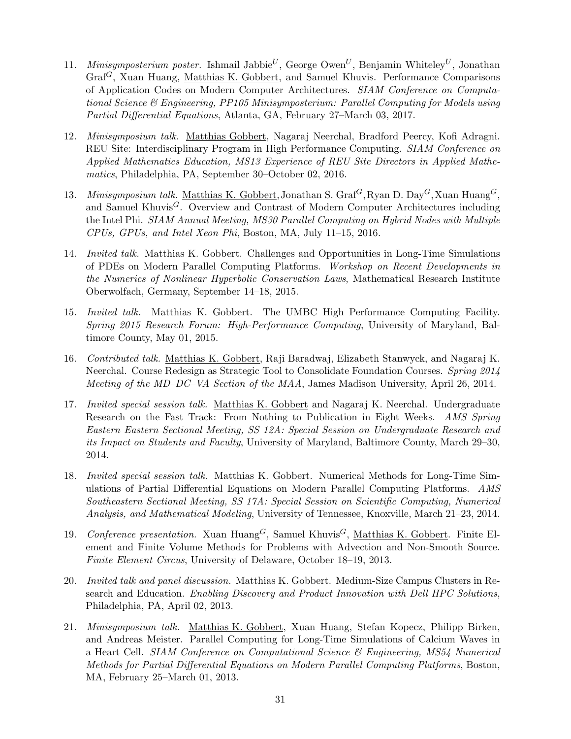11. *Minisymposterium poster.* Ishmail Jabbie[U], George Owen[U], Benjamin Whiteley[U], Jonathan Graf[G], Xuan Huang, Matthias K. Gobbert, and Samuel Khuvis. Performance Comparisons of Application Codes on Modern Computer Architectures. *SIAM Conference on Computational Science & Engineering, PP105 Minisymposterium: Parallel Computing for Models using Partial Differential Equations*, Atlanta, GA, February 27–March 03, 2017.

12. *Minisymposium talk.* Matthias Gobbert, Nagaraj Neerchal, Bradford Peercy, Kofi Adragni. REU Site: Interdisciplinary Program in High Performance Computing. *SIAM Conference on Applied Mathematics Education, MS13 Experience of REU Site Directors in Applied Mathematics*, Philadelphia, PA, September 30–October 02, 2016.

13. *Minisymposium talk.* Matthias K. Gobbert, Jonathan S. Graf[G], Ryan D. Day[G], Xuan Huang[G], and Samuel Khuvis[G]. Overview and Contrast of Modern Computer Architectures including the Intel Phi. *SIAM Annual Meeting, MS30 Parallel Computing on Hybrid Nodes with Multiple CPUs, GPUs, and Intel Xeon Phi*, Boston, MA, July 11–15, 2016.

14. *Invited talk.* Matthias K. Gobbert. Challenges and Opportunities in Long-Time Simulations of PDEs on Modern Parallel Computing Platforms. *Workshop on Recent Developments in the Numerics of Nonlinear Hyperbolic Conservation Laws*, Mathematical Research Institute Oberwolfach, Germany, September 14–18, 2015.

15. *Invited talk.* Matthias K. Gobbert. The UMBC High Performance Computing Facility. *Spring 2015 Research Forum: High-Performance Computing*, University of Maryland, Baltimore County, May 01, 2015.

16. *Contributed talk.* Matthias K. Gobbert, Raji Baradwaj, Elizabeth Stanwyck, and Nagaraj K. Neerchal. Course Redesign as Strategic Tool to Consolidate Foundation Courses. *Spring 2014 Meeting of the MD–DC–VA Section of the MAA*, James Madison University, April 26, 2014.

17. *Invited special session talk.* Matthias K. Gobbert and Nagaraj K. Neerchal. Undergraduate Research on the Fast Track: From Nothing to Publication in Eight Weeks. *AMS Spring Eastern Eastern Sectional Meeting, SS 12A: Special Session on Undergraduate Research and its Impact on Students and Faculty*, University of Maryland, Baltimore County, March 29–30, 2014.

18. *Invited special session talk.* Matthias K. Gobbert. Numerical Methods for Long-Time Simulations of Partial Differential Equations on Modern Parallel Computing Platforms. *AMS Southeastern Sectional Meeting, SS 17A: Special Session on Scientific Computing, Numerical Analysis, and Mathematical Modeling*, University of Tennessee, Knoxville, March 21–23, 2014.

19. *Conference presentation.* Xuan Huang[G], Samuel Khuvis[G], Matthias K. Gobbert. Finite Element and Finite Volume Methods for Problems with Advection and Non-Smooth Source. *Finite Element Circus*, University of Delaware, October 18–19, 2013.

20. *Invited talk and panel discussion.* Matthias K. Gobbert. Medium-Size Campus Clusters in Research and Education. *Enabling Discovery and Product Innovation with Dell HPC Solutions*, Philadelphia, PA, April 02, 2013.

21. *Minisymposium talk.* Matthias K. Gobbert, Xuan Huang, Stefan Kopecz, Philipp Birken, and Andreas Meister. Parallel Computing for Long-Time Simulations of Calcium Waves in a Heart Cell. *SIAM Conference on Computational Science & Engineering, MS54 Numerical Methods for Partial Differential Equations on Modern Parallel Computing Platforms*, Boston, MA, February 25–March 01, 2013.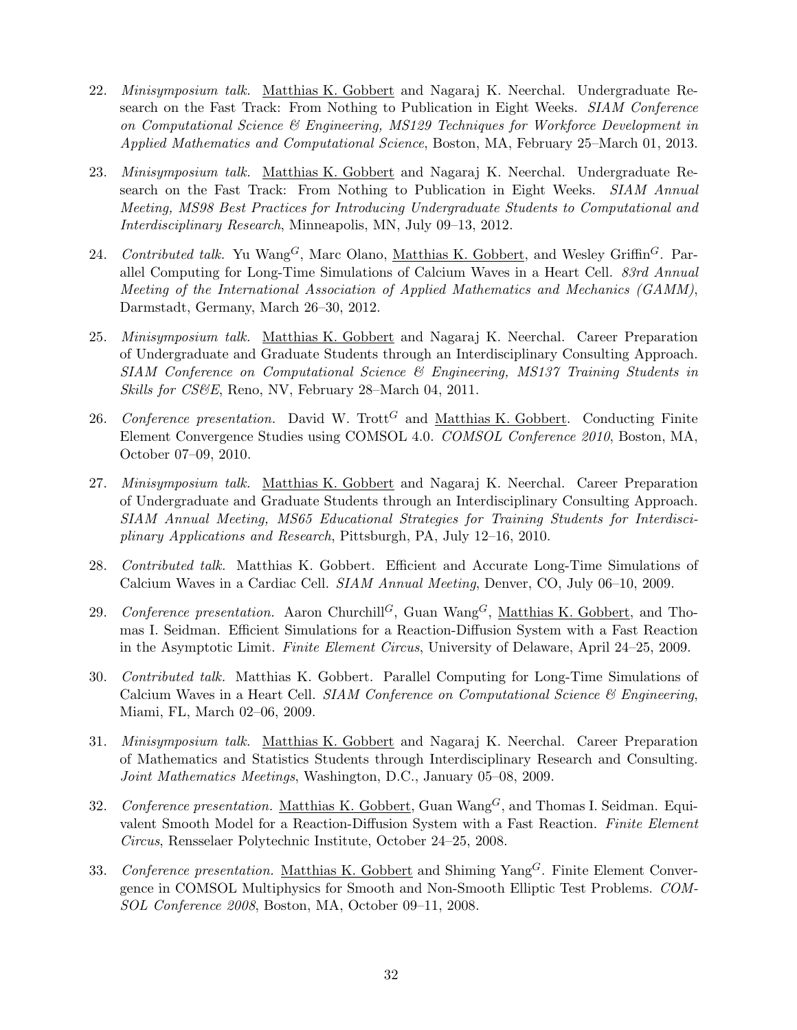22. *Minisymposium talk.* Matthias K. Gobbert and Nagaraj K. Neerchal. Undergraduate Research on the Fast Track: From Nothing to Publication in Eight Weeks. *SIAM Conference on Computational Science & Engineering, MS129 Techniques for Workforce Development in Applied Mathematics and Computational Science*, Boston, MA, February 25–March 01, 2013.

23. *Minisymposium talk.* Matthias K. Gobbert and Nagaraj K. Neerchal. Undergraduate Research on the Fast Track: From Nothing to Publication in Eight Weeks. *SIAM Annual Meeting, MS98 Best Practices for Introducing Undergraduate Students to Computational and Interdisciplinary Research*, Minneapolis, MN, July 09–13, 2012.

24. *Contributed talk.* Yu Wang$^G$, Marc Olano, Matthias K. Gobbert, and Wesley Griffin$^G$. Parallel Computing for Long-Time Simulations of Calcium Waves in a Heart Cell. *83rd Annual Meeting of the International Association of Applied Mathematics and Mechanics (GAMM)*, Darmstadt, Germany, March 26–30, 2012.

25. *Minisymposium talk.* Matthias K. Gobbert and Nagaraj K. Neerchal. Career Preparation of Undergraduate and Graduate Students through an Interdisciplinary Consulting Approach. *SIAM Conference on Computational Science & Engineering, MS137 Training Students in Skills for CS&E*, Reno, NV, February 28–March 04, 2011.

26. *Conference presentation.* David W. Trott$^G$ and Matthias K. Gobbert. Conducting Finite Element Convergence Studies using COMSOL 4.0. *COMSOL Conference 2010*, Boston, MA, October 07–09, 2010.

27. *Minisymposium talk.* Matthias K. Gobbert and Nagaraj K. Neerchal. Career Preparation of Undergraduate and Graduate Students through an Interdisciplinary Consulting Approach. *SIAM Annual Meeting, MS65 Educational Strategies for Training Students for Interdisciplinary Applications and Research*, Pittsburgh, PA, July 12–16, 2010.

28. *Contributed talk.* Matthias K. Gobbert. Efficient and Accurate Long-Time Simulations of Calcium Waves in a Cardiac Cell. *SIAM Annual Meeting*, Denver, CO, July 06–10, 2009.

29. *Conference presentation.* Aaron Churchill$^G$, Guan Wang$^G$, Matthias K. Gobbert, and Thomas I. Seidman. Efficient Simulations for a Reaction-Diffusion System with a Fast Reaction in the Asymptotic Limit. *Finite Element Circus*, University of Delaware, April 24–25, 2009.

30. *Contributed talk.* Matthias K. Gobbert. Parallel Computing for Long-Time Simulations of Calcium Waves in a Heart Cell. *SIAM Conference on Computational Science & Engineering*, Miami, FL, March 02–06, 2009.

31. *Minisymposium talk.* Matthias K. Gobbert and Nagaraj K. Neerchal. Career Preparation of Mathematics and Statistics Students through Interdisciplinary Research and Consulting. *Joint Mathematics Meetings*, Washington, D.C., January 05–08, 2009.

32. *Conference presentation.* Matthias K. Gobbert, Guan Wang$^G$, and Thomas I. Seidman. Equivalent Smooth Model for a Reaction-Diffusion System with a Fast Reaction. *Finite Element Circus*, Rensselaer Polytechnic Institute, October 24–25, 2008.

33. *Conference presentation.* Matthias K. Gobbert and Shiming Yang$^G$. Finite Element Convergence in COMSOL Multiphysics for Smooth and Non-Smooth Elliptic Test Problems. *COMSOL Conference 2008*, Boston, MA, October 09–11, 2008.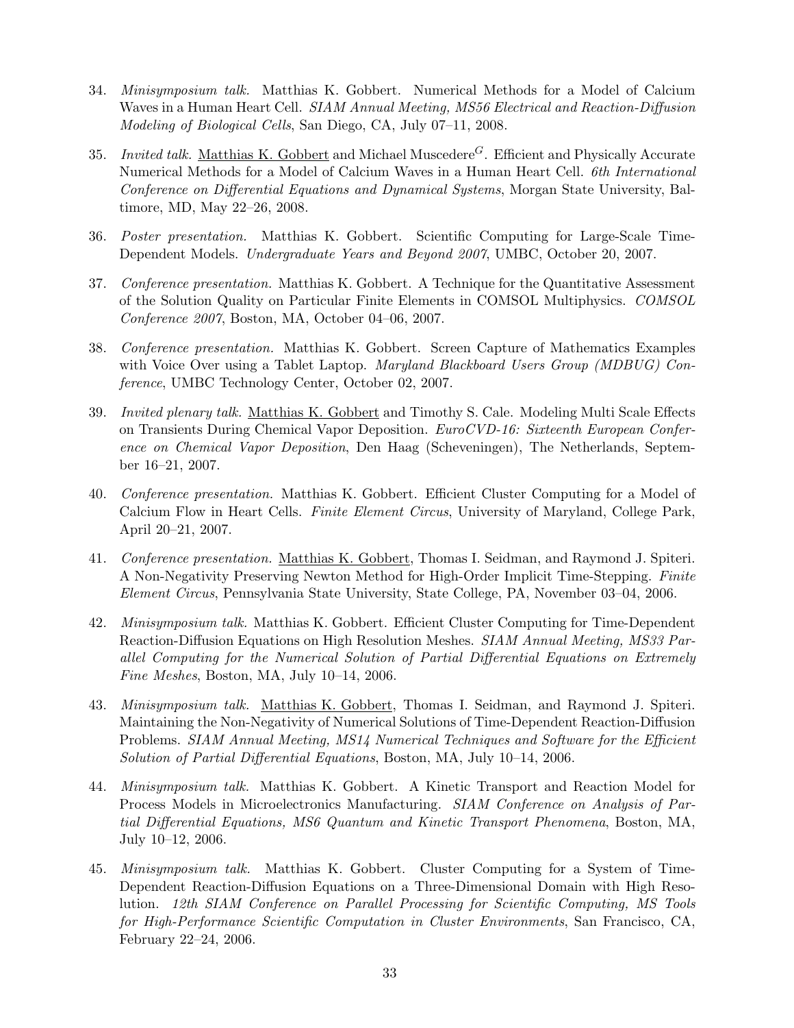34. *Minisymposium talk.* Matthias K. Gobbert. Numerical Methods for a Model of Calcium Waves in a Human Heart Cell. *SIAM Annual Meeting, MS56 Electrical and Reaction-Diffusion Modeling of Biological Cells*, San Diego, CA, July 07–11, 2008.

35. *Invited talk.* Matthias K. Gobbert and Michael Muscedere[G]. Efficient and Physically Accurate Numerical Methods for a Model of Calcium Waves in a Human Heart Cell. *6th International Conference on Differential Equations and Dynamical Systems*, Morgan State University, Baltimore, MD, May 22–26, 2008.

36. *Poster presentation.* Matthias K. Gobbert. Scientific Computing for Large-Scale Time-Dependent Models. *Undergraduate Years and Beyond 2007*, UMBC, October 20, 2007.

37. *Conference presentation.* Matthias K. Gobbert. A Technique for the Quantitative Assessment of the Solution Quality on Particular Finite Elements in COMSOL Multiphysics. *COMSOL Conference 2007*, Boston, MA, October 04–06, 2007.

38. *Conference presentation.* Matthias K. Gobbert. Screen Capture of Mathematics Examples with Voice Over using a Tablet Laptop. *Maryland Blackboard Users Group (MDBUG) Conference*, UMBC Technology Center, October 02, 2007.

39. *Invited plenary talk.* Matthias K. Gobbert and Timothy S. Cale. Modeling Multi Scale Effects on Transients During Chemical Vapor Deposition. *EuroCVD-16: Sixteenth European Conference on Chemical Vapor Deposition*, Den Haag (Scheveningen), The Netherlands, September 16–21, 2007.

40. *Conference presentation.* Matthias K. Gobbert. Efficient Cluster Computing for a Model of Calcium Flow in Heart Cells. *Finite Element Circus*, University of Maryland, College Park, April 20–21, 2007.

41. *Conference presentation.* Matthias K. Gobbert, Thomas I. Seidman, and Raymond J. Spiteri. A Non-Negativity Preserving Newton Method for High-Order Implicit Time-Stepping. *Finite Element Circus*, Pennsylvania State University, State College, PA, November 03–04, 2006.

42. *Minisymposium talk.* Matthias K. Gobbert. Efficient Cluster Computing for Time-Dependent Reaction-Diffusion Equations on High Resolution Meshes. *SIAM Annual Meeting, MS33 Parallel Computing for the Numerical Solution of Partial Differential Equations on Extremely Fine Meshes*, Boston, MA, July 10–14, 2006.

43. *Minisymposium talk.* Matthias K. Gobbert, Thomas I. Seidman, and Raymond J. Spiteri. Maintaining the Non-Negativity of Numerical Solutions of Time-Dependent Reaction-Diffusion Problems. *SIAM Annual Meeting, MS14 Numerical Techniques and Software for the Efficient Solution of Partial Differential Equations*, Boston, MA, July 10–14, 2006.

44. *Minisymposium talk.* Matthias K. Gobbert. A Kinetic Transport and Reaction Model for Process Models in Microelectronics Manufacturing. *SIAM Conference on Analysis of Partial Differential Equations, MS6 Quantum and Kinetic Transport Phenomena*, Boston, MA, July 10–12, 2006.

45. *Minisymposium talk.* Matthias K. Gobbert. Cluster Computing for a System of Time-Dependent Reaction-Diffusion Equations on a Three-Dimensional Domain with High Resolution. *12th SIAM Conference on Parallel Processing for Scientific Computing, MS Tools for High-Performance Scientific Computation in Cluster Environments*, San Francisco, CA, February 22–24, 2006.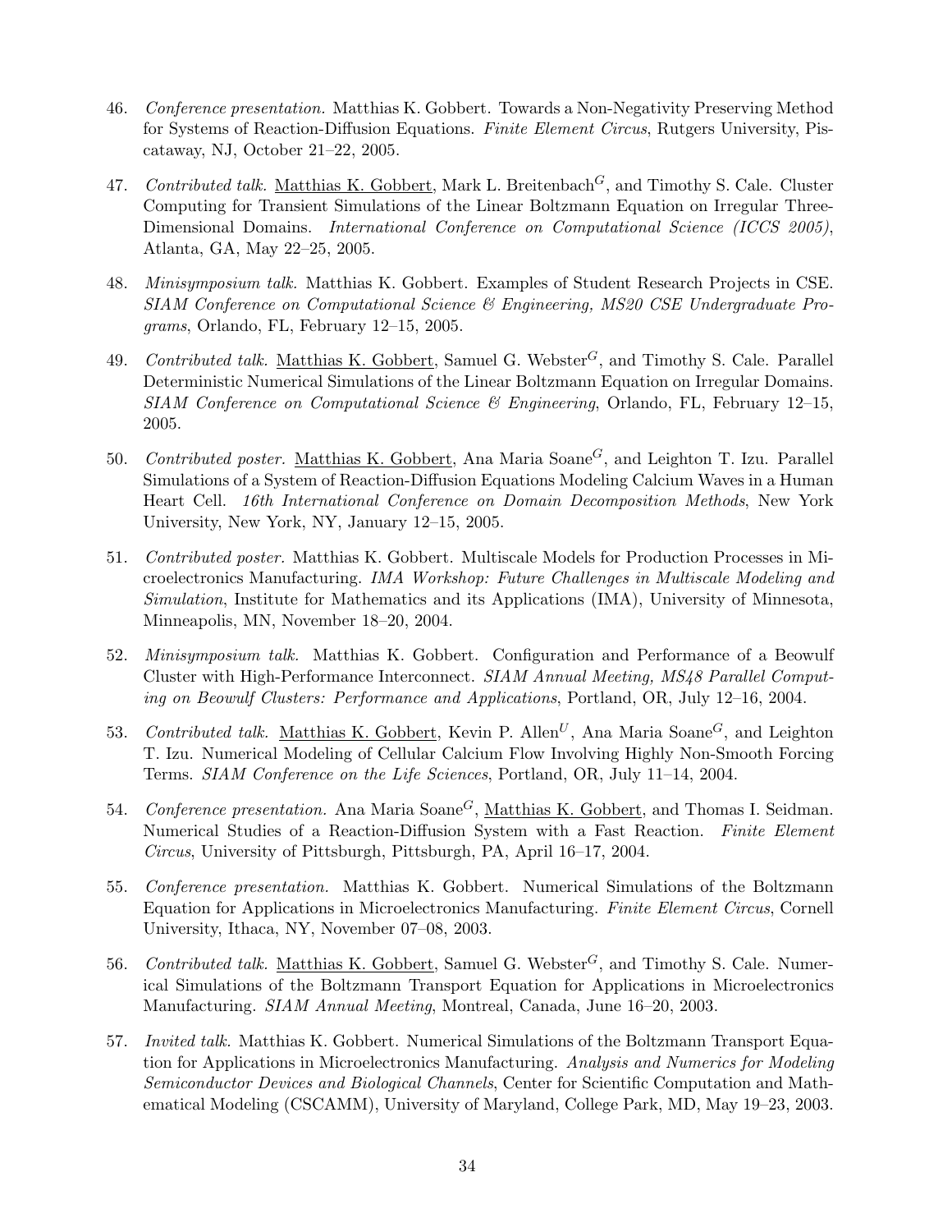46. *Conference presentation.* Matthias K. Gobbert. Towards a Non-Negativity Preserving Method for Systems of Reaction-Diffusion Equations. *Finite Element Circus*, Rutgers University, Piscataway, NJ, October 21–22, 2005.

47. *Contributed talk.* Matthias K. Gobbert, Mark L. Breitenbach[G], and Timothy S. Cale. Cluster Computing for Transient Simulations of the Linear Boltzmann Equation on Irregular Three-Dimensional Domains. *International Conference on Computational Science (ICCS 2005)*, Atlanta, GA, May 22–25, 2005.

48. *Minisymposium talk.* Matthias K. Gobbert. Examples of Student Research Projects in CSE. *SIAM Conference on Computational Science & Engineering, MS20 CSE Undergraduate Programs*, Orlando, FL, February 12–15, 2005.

49. *Contributed talk.* Matthias K. Gobbert, Samuel G. Webster[G], and Timothy S. Cale. Parallel Deterministic Numerical Simulations of the Linear Boltzmann Equation on Irregular Domains. *SIAM Conference on Computational Science & Engineering*, Orlando, FL, February 12–15, 2005.

50. *Contributed poster.* Matthias K. Gobbert, Ana Maria Soane[G], and Leighton T. Izu. Parallel Simulations of a System of Reaction-Diffusion Equations Modeling Calcium Waves in a Human Heart Cell. *16th International Conference on Domain Decomposition Methods*, New York University, New York, NY, January 12–15, 2005.

51. *Contributed poster.* Matthias K. Gobbert. Multiscale Models for Production Processes in Microelectronics Manufacturing. *IMA Workshop: Future Challenges in Multiscale Modeling and Simulation*, Institute for Mathematics and its Applications (IMA), University of Minnesota, Minneapolis, MN, November 18–20, 2004.

52. *Minisymposium talk.* Matthias K. Gobbert. Configuration and Performance of a Beowulf Cluster with High-Performance Interconnect. *SIAM Annual Meeting, MS48 Parallel Computing on Beowulf Clusters: Performance and Applications*, Portland, OR, July 12–16, 2004.

53. *Contributed talk.* Matthias K. Gobbert, Kevin P. Allen[U], Ana Maria Soane[G], and Leighton T. Izu. Numerical Modeling of Cellular Calcium Flow Involving Highly Non-Smooth Forcing Terms. *SIAM Conference on the Life Sciences*, Portland, OR, July 11–14, 2004.

54. *Conference presentation.* Ana Maria Soane[G], Matthias K. Gobbert, and Thomas I. Seidman. Numerical Studies of a Reaction-Diffusion System with a Fast Reaction. *Finite Element Circus*, University of Pittsburgh, Pittsburgh, PA, April 16–17, 2004.

55. *Conference presentation.* Matthias K. Gobbert. Numerical Simulations of the Boltzmann Equation for Applications in Microelectronics Manufacturing. *Finite Element Circus*, Cornell University, Ithaca, NY, November 07–08, 2003.

56. *Contributed talk.* Matthias K. Gobbert, Samuel G. Webster[G], and Timothy S. Cale. Numerical Simulations of the Boltzmann Transport Equation for Applications in Microelectronics Manufacturing. *SIAM Annual Meeting*, Montreal, Canada, June 16–20, 2003.

57. *Invited talk.* Matthias K. Gobbert. Numerical Simulations of the Boltzmann Transport Equation for Applications in Microelectronics Manufacturing. *Analysis and Numerics for Modeling Semiconductor Devices and Biological Channels*, Center for Scientific Computation and Mathematical Modeling (CSCAMM), University of Maryland, College Park, MD, May 19–23, 2003.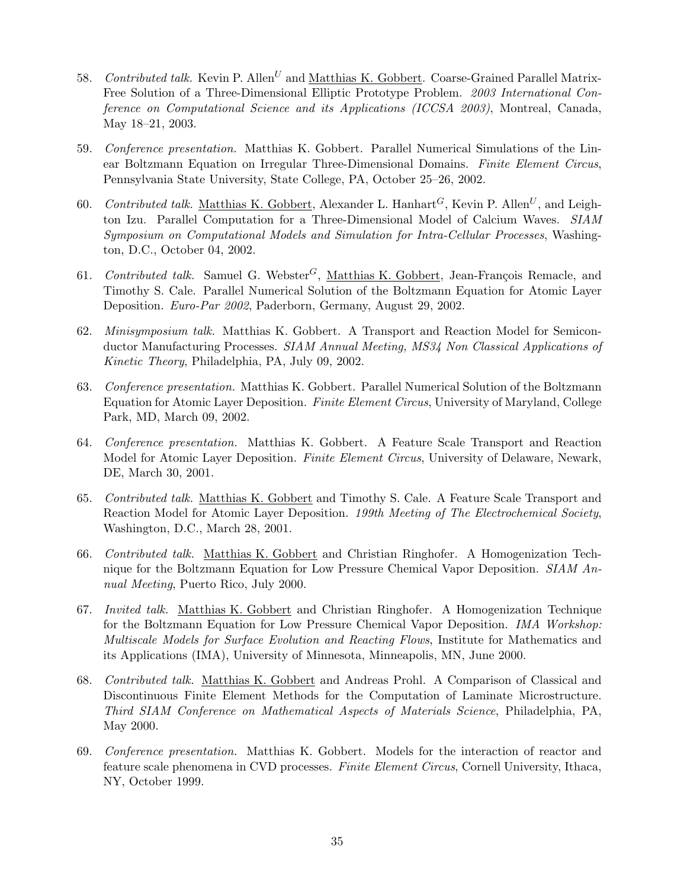58. *Contributed talk.* Kevin P. Allen[U] and Matthias K. Gobbert. Coarse-Grained Parallel Matrix-Free Solution of a Three-Dimensional Elliptic Prototype Problem. *2003 International Conference on Computational Science and its Applications (ICCSA 2003)*, Montreal, Canada, May 18–21, 2003.

59. *Conference presentation.* Matthias K. Gobbert. Parallel Numerical Simulations of the Linear Boltzmann Equation on Irregular Three-Dimensional Domains. *Finite Element Circus*, Pennsylvania State University, State College, PA, October 25–26, 2002.

60. *Contributed talk.* Matthias K. Gobbert, Alexander L. Hanhart[G], Kevin P. Allen[U], and Leighton Izu. Parallel Computation for a Three-Dimensional Model of Calcium Waves. *SIAM Symposium on Computational Models and Simulation for Intra-Cellular Processes*, Washington, D.C., October 04, 2002.

61. *Contributed talk.* Samuel G. Webster[G], Matthias K. Gobbert, Jean-François Remacle, and Timothy S. Cale. Parallel Numerical Solution of the Boltzmann Equation for Atomic Layer Deposition. *Euro-Par 2002*, Paderborn, Germany, August 29, 2002.

62. *Minisymposium talk.* Matthias K. Gobbert. A Transport and Reaction Model for Semiconductor Manufacturing Processes. *SIAM Annual Meeting, MS34 Non Classical Applications of Kinetic Theory*, Philadelphia, PA, July 09, 2002.

63. *Conference presentation.* Matthias K. Gobbert. Parallel Numerical Solution of the Boltzmann Equation for Atomic Layer Deposition. *Finite Element Circus*, University of Maryland, College Park, MD, March 09, 2002.

64. *Conference presentation.* Matthias K. Gobbert. A Feature Scale Transport and Reaction Model for Atomic Layer Deposition. *Finite Element Circus*, University of Delaware, Newark, DE, March 30, 2001.

65. *Contributed talk.* Matthias K. Gobbert and Timothy S. Cale. A Feature Scale Transport and Reaction Model for Atomic Layer Deposition. *199th Meeting of The Electrochemical Society*, Washington, D.C., March 28, 2001.

66. *Contributed talk.* Matthias K. Gobbert and Christian Ringhofer. A Homogenization Technique for the Boltzmann Equation for Low Pressure Chemical Vapor Deposition. *SIAM Annual Meeting*, Puerto Rico, July 2000.

67. *Invited talk.* Matthias K. Gobbert and Christian Ringhofer. A Homogenization Technique for the Boltzmann Equation for Low Pressure Chemical Vapor Deposition. *IMA Workshop: Multiscale Models for Surface Evolution and Reacting Flows*, Institute for Mathematics and its Applications (IMA), University of Minnesota, Minneapolis, MN, June 2000.

68. *Contributed talk.* Matthias K. Gobbert and Andreas Prohl. A Comparison of Classical and Discontinuous Finite Element Methods for the Computation of Laminate Microstructure. *Third SIAM Conference on Mathematical Aspects of Materials Science*, Philadelphia, PA, May 2000.

69. *Conference presentation.* Matthias K. Gobbert. Models for the interaction of reactor and feature scale phenomena in CVD processes. *Finite Element Circus*, Cornell University, Ithaca, NY, October 1999.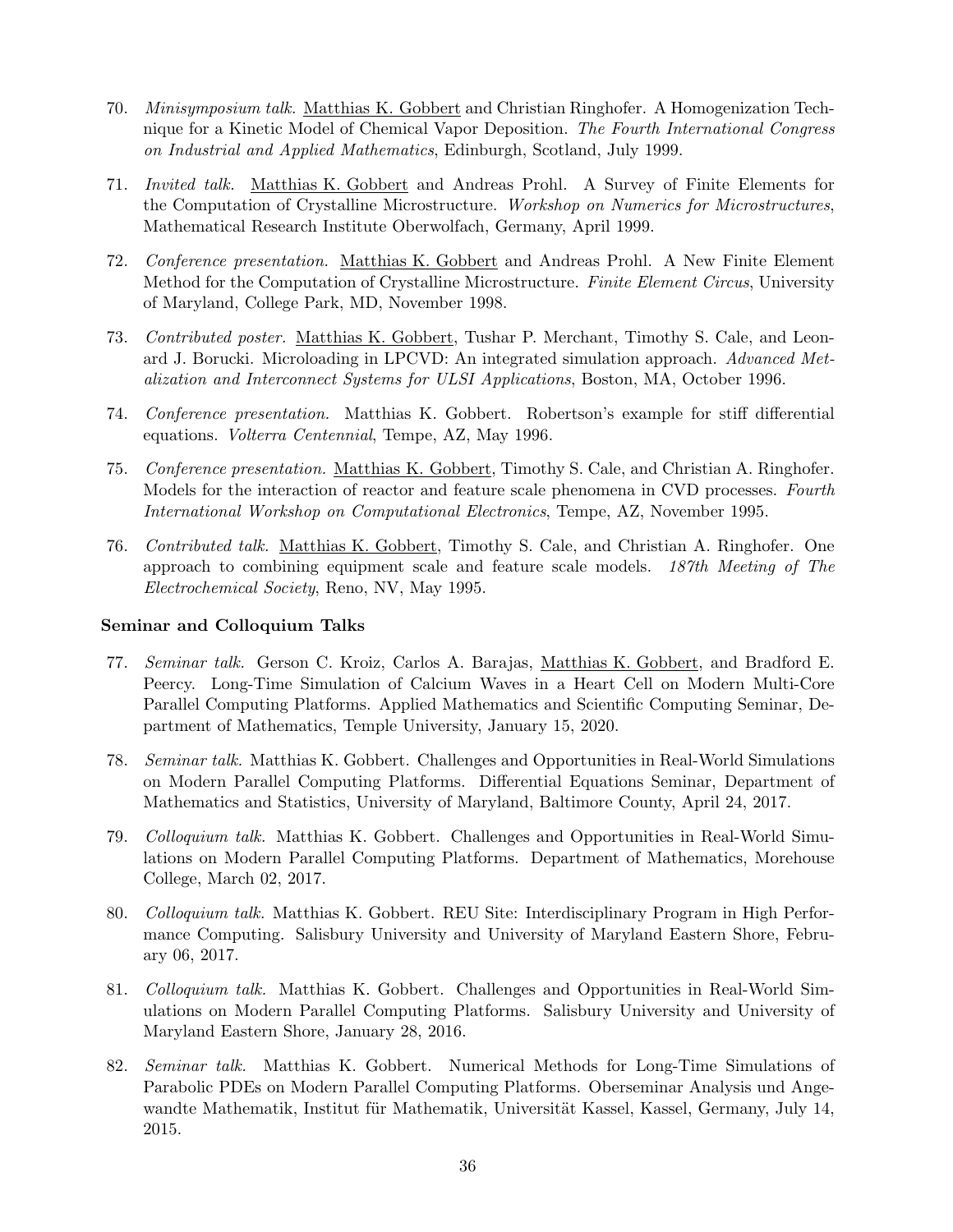70. *Minisymposium talk.* Matthias K. Gobbert and Christian Ringhofer. A Homogenization Technique for a Kinetic Model of Chemical Vapor Deposition. *The Fourth International Congress on Industrial and Applied Mathematics*, Edinburgh, Scotland, July 1999.

71. *Invited talk.* Matthias K. Gobbert and Andreas Prohl. A Survey of Finite Elements for the Computation of Crystalline Microstructure. *Workshop on Numerics for Microstructures*, Mathematical Research Institute Oberwolfach, Germany, April 1999.

72. *Conference presentation.* Matthias K. Gobbert and Andreas Prohl. A New Finite Element Method for the Computation of Crystalline Microstructure. *Finite Element Circus*, University of Maryland, College Park, MD, November 1998.

73. *Contributed poster.* Matthias K. Gobbert, Tushar P. Merchant, Timothy S. Cale, and Leonard J. Borucki. Microloading in LPCVD: An integrated simulation approach. *Advanced Metalization and Interconnect Systems for ULSI Applications*, Boston, MA, October 1996.

74. *Conference presentation.* Matthias K. Gobbert. Robertson's example for stiff differential equations. *Volterra Centennial*, Tempe, AZ, May 1996.

75. *Conference presentation.* Matthias K. Gobbert, Timothy S. Cale, and Christian A. Ringhofer. Models for the interaction of reactor and feature scale phenomena in CVD processes. *Fourth International Workshop on Computational Electronics*, Tempe, AZ, November 1995.

76. *Contributed talk.* Matthias K. Gobbert, Timothy S. Cale, and Christian A. Ringhofer. One approach to combining equipment scale and feature scale models. *187th Meeting of The Electrochemical Society*, Reno, NV, May 1995.

**Seminar and Colloquium Talks**

77. *Seminar talk.* Gerson C. Kroiz, Carlos A. Barajas, Matthias K. Gobbert, and Bradford E. Peercy. Long-Time Simulation of Calcium Waves in a Heart Cell on Modern Multi-Core Parallel Computing Platforms. Applied Mathematics and Scientific Computing Seminar, Department of Mathematics, Temple University, January 15, 2020.

78. *Seminar talk.* Matthias K. Gobbert. Challenges and Opportunities in Real-World Simulations on Modern Parallel Computing Platforms. Differential Equations Seminar, Department of Mathematics and Statistics, University of Maryland, Baltimore County, April 24, 2017.

79. *Colloquium talk.* Matthias K. Gobbert. Challenges and Opportunities in Real-World Simulations on Modern Parallel Computing Platforms. Department of Mathematics, Morehouse College, March 02, 2017.

80. *Colloquium talk.* Matthias K. Gobbert. REU Site: Interdisciplinary Program in High Performance Computing. Salisbury University and University of Maryland Eastern Shore, February 06, 2017.

81. *Colloquium talk.* Matthias K. Gobbert. Challenges and Opportunities in Real-World Simulations on Modern Parallel Computing Platforms. Salisbury University and University of Maryland Eastern Shore, January 28, 2016.

82. *Seminar talk.* Matthias K. Gobbert. Numerical Methods for Long-Time Simulations of Parabolic PDEs on Modern Parallel Computing Platforms. Oberseminar Analysis und Angewandte Mathematik, Institut für Mathematik, Universität Kassel, Kassel, Germany, July 14, 2015.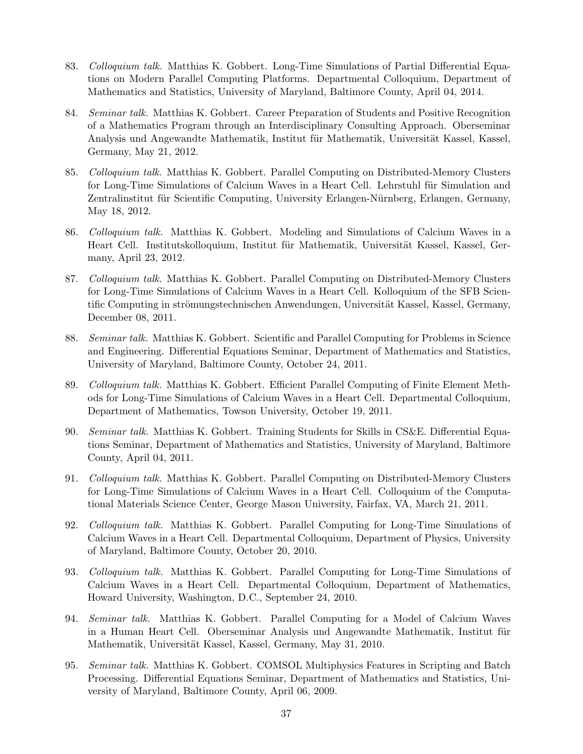83. *Colloquium talk.* Matthias K. Gobbert. Long-Time Simulations of Partial Differential Equations on Modern Parallel Computing Platforms. Departmental Colloquium, Department of Mathematics and Statistics, University of Maryland, Baltimore County, April 04, 2014.

84. *Seminar talk.* Matthias K. Gobbert. Career Preparation of Students and Positive Recognition of a Mathematics Program through an Interdisciplinary Consulting Approach. Oberseminar Analysis und Angewandte Mathematik, Institut für Mathematik, Universität Kassel, Kassel, Germany, May 21, 2012.

85. *Colloquium talk.* Matthias K. Gobbert. Parallel Computing on Distributed-Memory Clusters for Long-Time Simulations of Calcium Waves in a Heart Cell. Lehrstuhl für Simulation and Zentralinstitut für Scientific Computing, University Erlangen-Nürnberg, Erlangen, Germany, May 18, 2012.

86. *Colloquium talk.* Matthias K. Gobbert. Modeling and Simulations of Calcium Waves in a Heart Cell. Institutskolloquium, Institut für Mathematik, Universität Kassel, Kassel, Germany, April 23, 2012.

87. *Colloquium talk.* Matthias K. Gobbert. Parallel Computing on Distributed-Memory Clusters for Long-Time Simulations of Calcium Waves in a Heart Cell. Kolloquium of the SFB Scientific Computing in strömungstechnischen Anwendungen, Universität Kassel, Kassel, Germany, December 08, 2011.

88. *Seminar talk.* Matthias K. Gobbert. Scientific and Parallel Computing for Problems in Science and Engineering. Differential Equations Seminar, Department of Mathematics and Statistics, University of Maryland, Baltimore County, October 24, 2011.

89. *Colloquium talk.* Matthias K. Gobbert. Efficient Parallel Computing of Finite Element Methods for Long-Time Simulations of Calcium Waves in a Heart Cell. Departmental Colloquium, Department of Mathematics, Towson University, October 19, 2011.

90. *Seminar talk.* Matthias K. Gobbert. Training Students for Skills in CS&E. Differential Equations Seminar, Department of Mathematics and Statistics, University of Maryland, Baltimore County, April 04, 2011.

91. *Colloquium talk.* Matthias K. Gobbert. Parallel Computing on Distributed-Memory Clusters for Long-Time Simulations of Calcium Waves in a Heart Cell. Colloquium of the Computational Materials Science Center, George Mason University, Fairfax, VA, March 21, 2011.

92. *Colloquium talk.* Matthias K. Gobbert. Parallel Computing for Long-Time Simulations of Calcium Waves in a Heart Cell. Departmental Colloquium, Department of Physics, University of Maryland, Baltimore County, October 20, 2010.

93. *Colloquium talk.* Matthias K. Gobbert. Parallel Computing for Long-Time Simulations of Calcium Waves in a Heart Cell. Departmental Colloquium, Department of Mathematics, Howard University, Washington, D.C., September 24, 2010.

94. *Seminar talk.* Matthias K. Gobbert. Parallel Computing for a Model of Calcium Waves in a Human Heart Cell. Oberseminar Analysis und Angewandte Mathematik, Institut für Mathematik, Universität Kassel, Kassel, Germany, May 31, 2010.

95. *Seminar talk.* Matthias K. Gobbert. COMSOL Multiphysics Features in Scripting and Batch Processing. Differential Equations Seminar, Department of Mathematics and Statistics, University of Maryland, Baltimore County, April 06, 2009.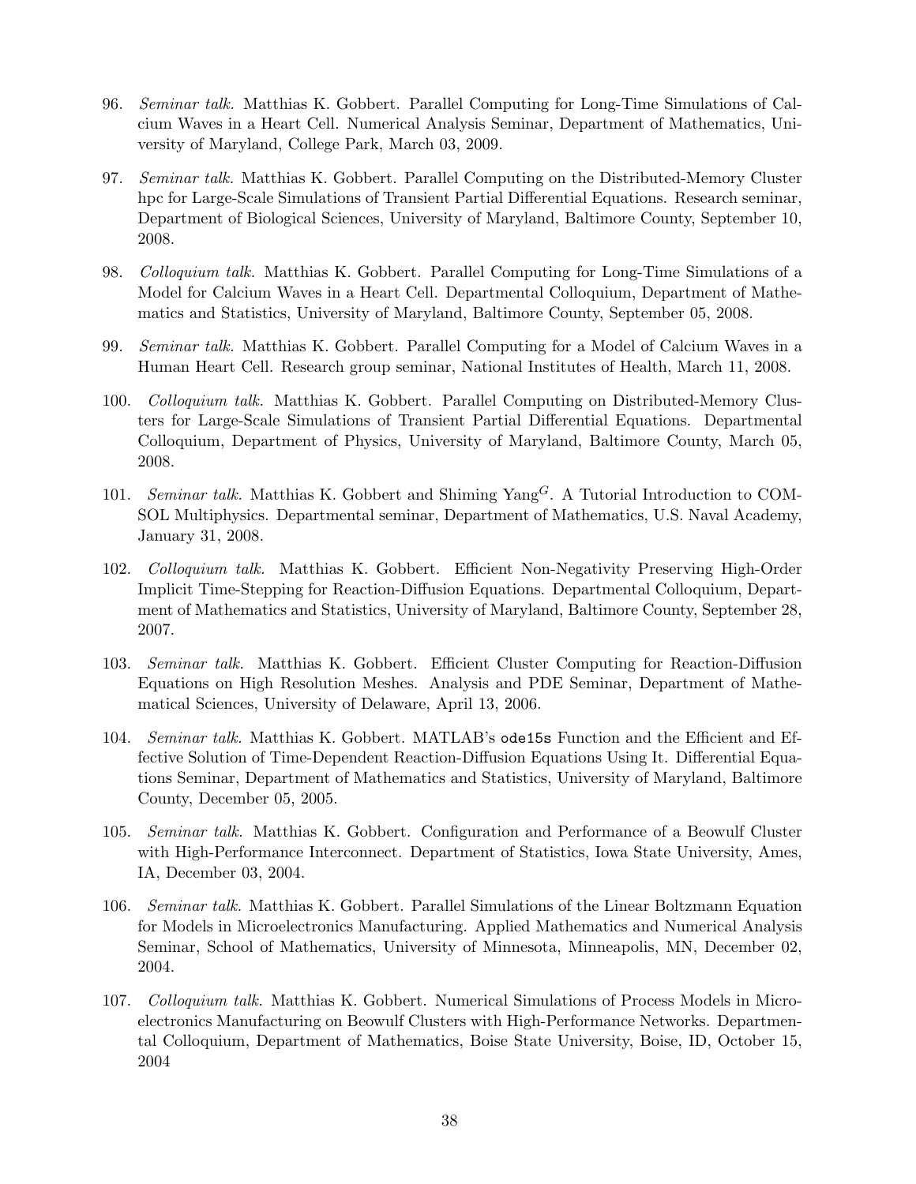96. *Seminar talk.* Matthias K. Gobbert. Parallel Computing for Long-Time Simulations of Calcium Waves in a Heart Cell. Numerical Analysis Seminar, Department of Mathematics, University of Maryland, College Park, March 03, 2009.

97. *Seminar talk.* Matthias K. Gobbert. Parallel Computing on the Distributed-Memory Cluster hpc for Large-Scale Simulations of Transient Partial Differential Equations. Research seminar, Department of Biological Sciences, University of Maryland, Baltimore County, September 10, 2008.

98. *Colloquium talk.* Matthias K. Gobbert. Parallel Computing for Long-Time Simulations of a Model for Calcium Waves in a Heart Cell. Departmental Colloquium, Department of Mathematics and Statistics, University of Maryland, Baltimore County, September 05, 2008.

99. *Seminar talk.* Matthias K. Gobbert. Parallel Computing for a Model of Calcium Waves in a Human Heart Cell. Research group seminar, National Institutes of Health, March 11, 2008.

100. *Colloquium talk.* Matthias K. Gobbert. Parallel Computing on Distributed-Memory Clusters for Large-Scale Simulations of Transient Partial Differential Equations. Departmental Colloquium, Department of Physics, University of Maryland, Baltimore County, March 05, 2008.

101. *Seminar talk.* Matthias K. Gobbert and Shiming Yang$^{G}$. A Tutorial Introduction to COMSOL Multiphysics. Departmental seminar, Department of Mathematics, U.S. Naval Academy, January 31, 2008.

102. *Colloquium talk.* Matthias K. Gobbert. Efficient Non-Negativity Preserving High-Order Implicit Time-Stepping for Reaction-Diffusion Equations. Departmental Colloquium, Department of Mathematics and Statistics, University of Maryland, Baltimore County, September 28, 2007.

103. *Seminar talk.* Matthias K. Gobbert. Efficient Cluster Computing for Reaction-Diffusion Equations on High Resolution Meshes. Analysis and PDE Seminar, Department of Mathematical Sciences, University of Delaware, April 13, 2006.

104. *Seminar talk.* Matthias K. Gobbert. MATLAB's `ode15s` Function and the Efficient and Effective Solution of Time-Dependent Reaction-Diffusion Equations Using It. Differential Equations Seminar, Department of Mathematics and Statistics, University of Maryland, Baltimore County, December 05, 2005.

105. *Seminar talk.* Matthias K. Gobbert. Configuration and Performance of a Beowulf Cluster with High-Performance Interconnect. Department of Statistics, Iowa State University, Ames, IA, December 03, 2004.

106. *Seminar talk.* Matthias K. Gobbert. Parallel Simulations of the Linear Boltzmann Equation for Models in Microelectronics Manufacturing. Applied Mathematics and Numerical Analysis Seminar, School of Mathematics, University of Minnesota, Minneapolis, MN, December 02, 2004.

107. *Colloquium talk.* Matthias K. Gobbert. Numerical Simulations of Process Models in Microelectronics Manufacturing on Beowulf Clusters with High-Performance Networks. Departmental Colloquium, Department of Mathematics, Boise State University, Boise, ID, October 15, 2004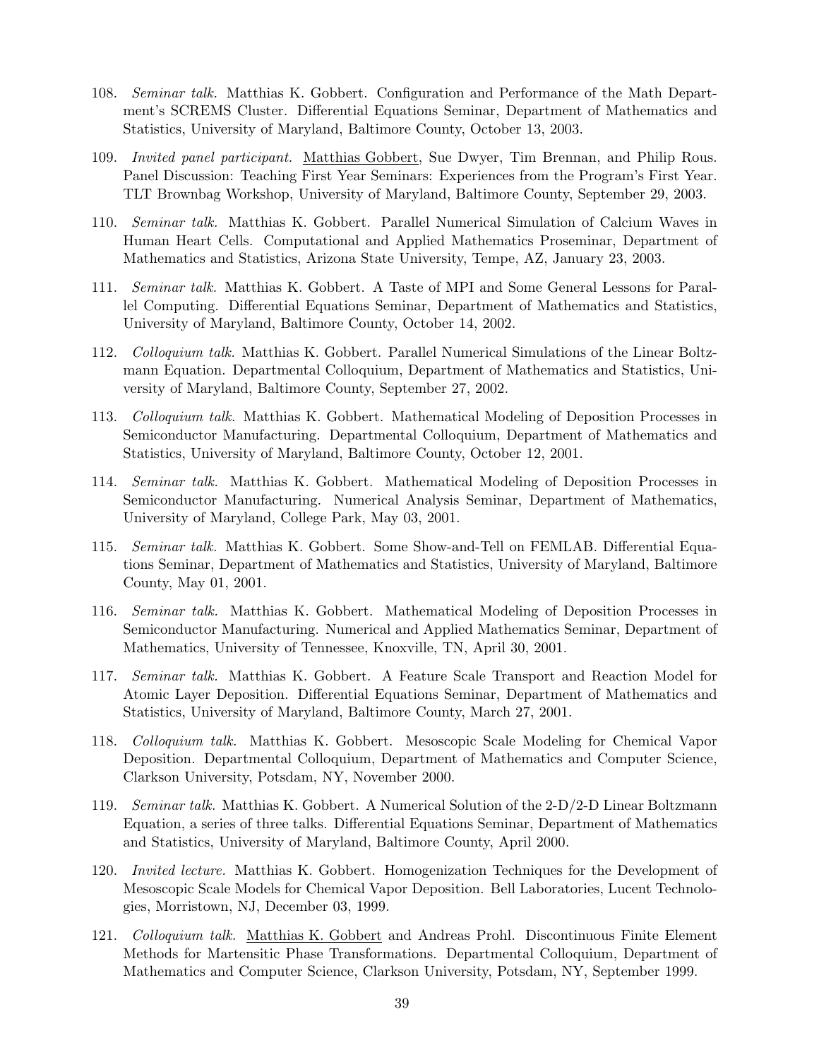108. *Seminar talk.* Matthias K. Gobbert. Configuration and Performance of the Math Department's SCREMS Cluster. Differential Equations Seminar, Department of Mathematics and Statistics, University of Maryland, Baltimore County, October 13, 2003.

109. *Invited panel participant.* Matthias Gobbert, Sue Dwyer, Tim Brennan, and Philip Rous. Panel Discussion: Teaching First Year Seminars: Experiences from the Program's First Year. TLT Brownbag Workshop, University of Maryland, Baltimore County, September 29, 2003.

110. *Seminar talk.* Matthias K. Gobbert. Parallel Numerical Simulation of Calcium Waves in Human Heart Cells. Computational and Applied Mathematics Proseminar, Department of Mathematics and Statistics, Arizona State University, Tempe, AZ, January 23, 2003.

111. *Seminar talk.* Matthias K. Gobbert. A Taste of MPI and Some General Lessons for Parallel Computing. Differential Equations Seminar, Department of Mathematics and Statistics, University of Maryland, Baltimore County, October 14, 2002.

112. *Colloquium talk.* Matthias K. Gobbert. Parallel Numerical Simulations of the Linear Boltzmann Equation. Departmental Colloquium, Department of Mathematics and Statistics, University of Maryland, Baltimore County, September 27, 2002.

113. *Colloquium talk.* Matthias K. Gobbert. Mathematical Modeling of Deposition Processes in Semiconductor Manufacturing. Departmental Colloquium, Department of Mathematics and Statistics, University of Maryland, Baltimore County, October 12, 2001.

114. *Seminar talk.* Matthias K. Gobbert. Mathematical Modeling of Deposition Processes in Semiconductor Manufacturing. Numerical Analysis Seminar, Department of Mathematics, University of Maryland, College Park, May 03, 2001.

115. *Seminar talk.* Matthias K. Gobbert. Some Show-and-Tell on FEMLAB. Differential Equations Seminar, Department of Mathematics and Statistics, University of Maryland, Baltimore County, May 01, 2001.

116. *Seminar talk.* Matthias K. Gobbert. Mathematical Modeling of Deposition Processes in Semiconductor Manufacturing. Numerical and Applied Mathematics Seminar, Department of Mathematics, University of Tennessee, Knoxville, TN, April 30, 2001.

117. *Seminar talk.* Matthias K. Gobbert. A Feature Scale Transport and Reaction Model for Atomic Layer Deposition. Differential Equations Seminar, Department of Mathematics and Statistics, University of Maryland, Baltimore County, March 27, 2001.

118. *Colloquium talk.* Matthias K. Gobbert. Mesoscopic Scale Modeling for Chemical Vapor Deposition. Departmental Colloquium, Department of Mathematics and Computer Science, Clarkson University, Potsdam, NY, November 2000.

119. *Seminar talk.* Matthias K. Gobbert. A Numerical Solution of the 2-D/2-D Linear Boltzmann Equation, a series of three talks. Differential Equations Seminar, Department of Mathematics and Statistics, University of Maryland, Baltimore County, April 2000.

120. *Invited lecture.* Matthias K. Gobbert. Homogenization Techniques for the Development of Mesoscopic Scale Models for Chemical Vapor Deposition. Bell Laboratories, Lucent Technologies, Morristown, NJ, December 03, 1999.

121. *Colloquium talk.* Matthias K. Gobbert and Andreas Prohl. Discontinuous Finite Element Methods for Martensitic Phase Transformations. Departmental Colloquium, Department of Mathematics and Computer Science, Clarkson University, Potsdam, NY, September 1999.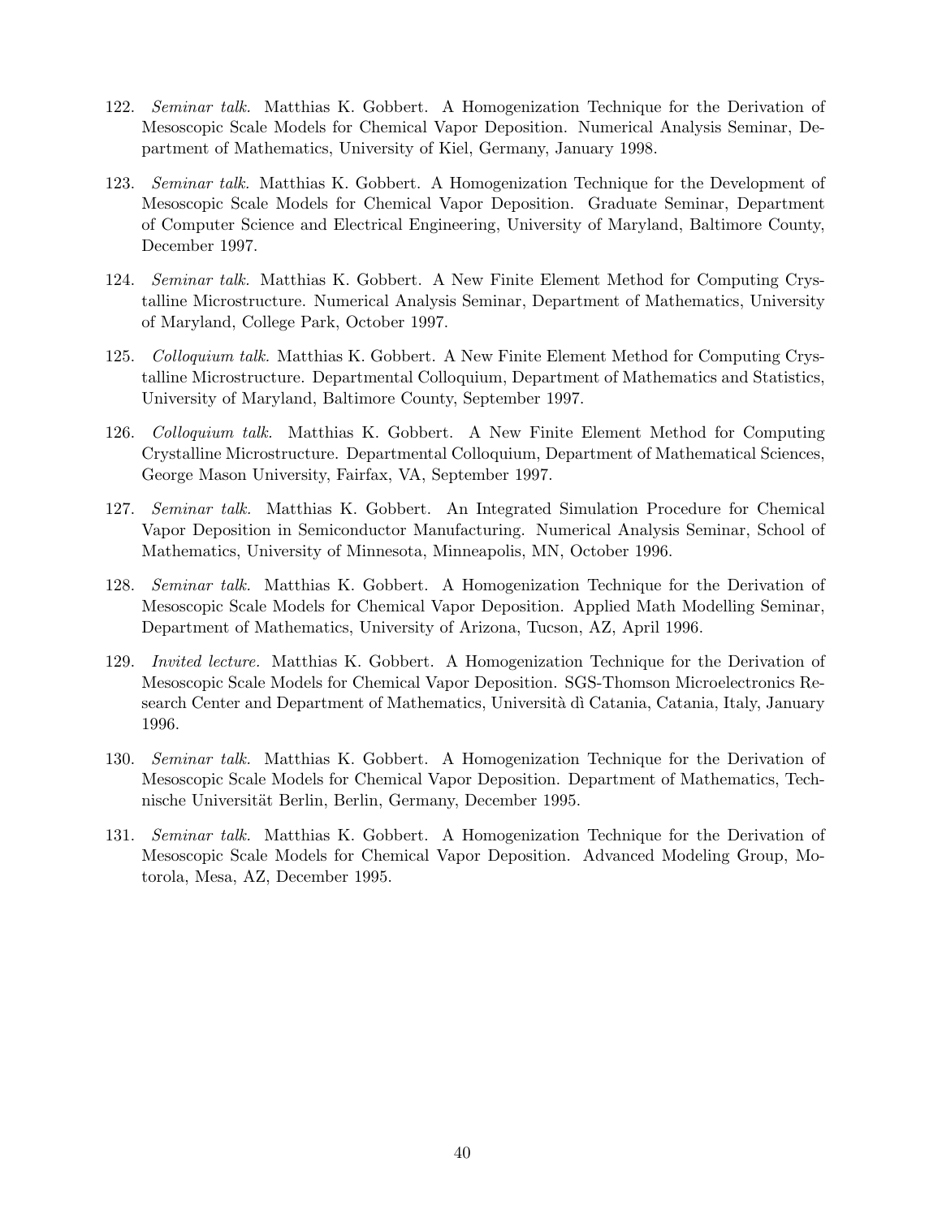122. *Seminar talk.* Matthias K. Gobbert. A Homogenization Technique for the Derivation of Mesoscopic Scale Models for Chemical Vapor Deposition. Numerical Analysis Seminar, Department of Mathematics, University of Kiel, Germany, January 1998.

123. *Seminar talk.* Matthias K. Gobbert. A Homogenization Technique for the Development of Mesoscopic Scale Models for Chemical Vapor Deposition. Graduate Seminar, Department of Computer Science and Electrical Engineering, University of Maryland, Baltimore County, December 1997.

124. *Seminar talk.* Matthias K. Gobbert. A New Finite Element Method for Computing Crystalline Microstructure. Numerical Analysis Seminar, Department of Mathematics, University of Maryland, College Park, October 1997.

125. *Colloquium talk.* Matthias K. Gobbert. A New Finite Element Method for Computing Crystalline Microstructure. Departmental Colloquium, Department of Mathematics and Statistics, University of Maryland, Baltimore County, September 1997.

126. *Colloquium talk.* Matthias K. Gobbert. A New Finite Element Method for Computing Crystalline Microstructure. Departmental Colloquium, Department of Mathematical Sciences, George Mason University, Fairfax, VA, September 1997.

127. *Seminar talk.* Matthias K. Gobbert. An Integrated Simulation Procedure for Chemical Vapor Deposition in Semiconductor Manufacturing. Numerical Analysis Seminar, School of Mathematics, University of Minnesota, Minneapolis, MN, October 1996.

128. *Seminar talk.* Matthias K. Gobbert. A Homogenization Technique for the Derivation of Mesoscopic Scale Models for Chemical Vapor Deposition. Applied Math Modelling Seminar, Department of Mathematics, University of Arizona, Tucson, AZ, April 1996.

129. *Invited lecture.* Matthias K. Gobbert. A Homogenization Technique for the Derivation of Mesoscopic Scale Models for Chemical Vapor Deposition. SGS-Thomson Microelectronics Research Center and Department of Mathematics, Università dì Catania, Catania, Italy, January 1996.

130. *Seminar talk.* Matthias K. Gobbert. A Homogenization Technique for the Derivation of Mesoscopic Scale Models for Chemical Vapor Deposition. Department of Mathematics, Technische Universität Berlin, Berlin, Germany, December 1995.

131. *Seminar talk.* Matthias K. Gobbert. A Homogenization Technique for the Derivation of Mesoscopic Scale Models for Chemical Vapor Deposition. Advanced Modeling Group, Motorola, Mesa, AZ, December 1995.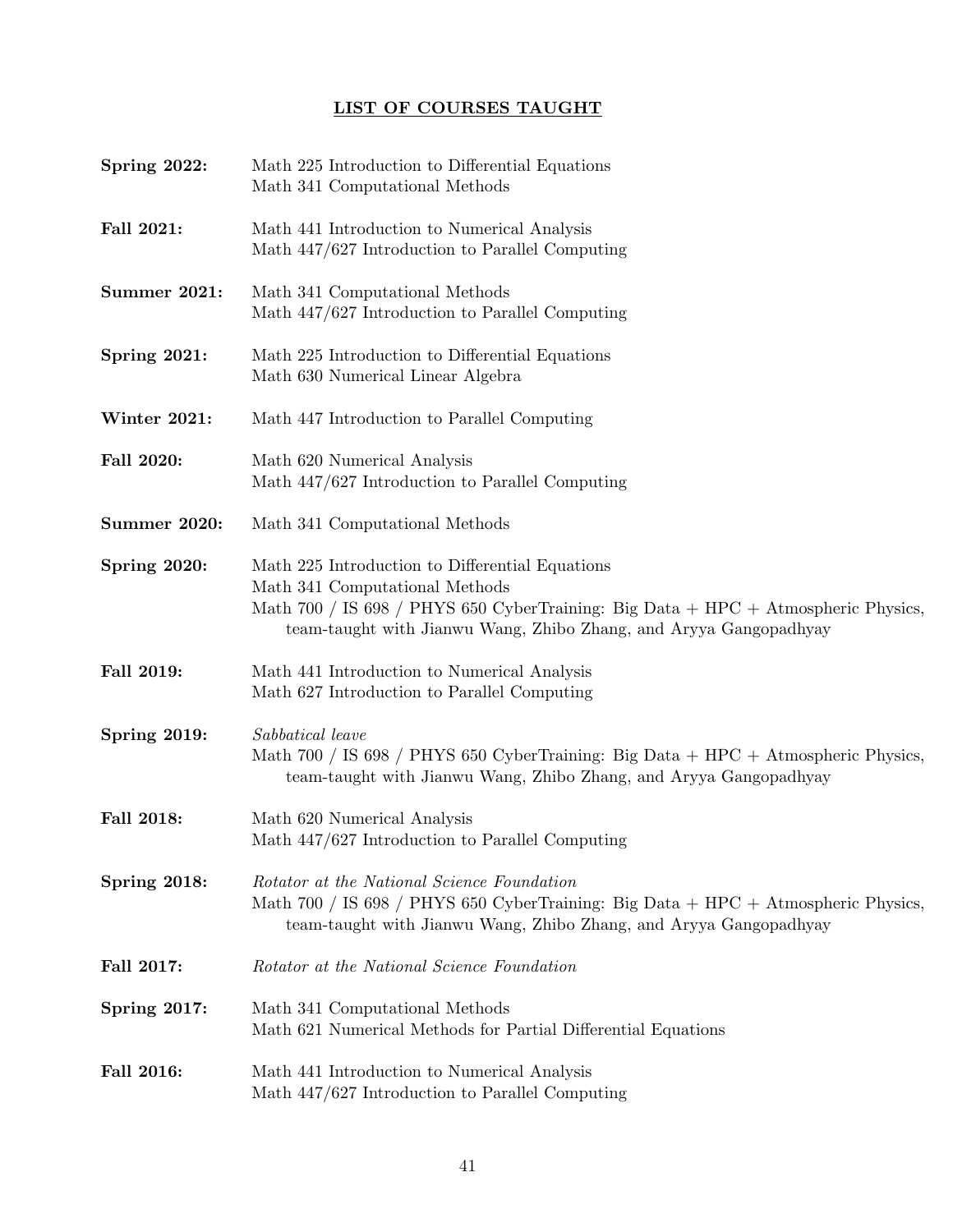## LIST OF COURSES TAUGHT

**Spring 2022:**
Math 225 Introduction to Differential Equations
Math 341 Computational Methods

**Fall 2021:**
Math 441 Introduction to Numerical Analysis
Math 447/627 Introduction to Parallel Computing

**Summer 2021:**
Math 341 Computational Methods
Math 447/627 Introduction to Parallel Computing

**Spring 2021:**
Math 225 Introduction to Differential Equations
Math 630 Numerical Linear Algebra

**Winter 2021:**
Math 447 Introduction to Parallel Computing

**Fall 2020:**
Math 620 Numerical Analysis
Math 447/627 Introduction to Parallel Computing

**Summer 2020:**
Math 341 Computational Methods

**Spring 2020:**
Math 225 Introduction to Differential Equations
Math 341 Computational Methods
Math 700 / IS 698 / PHYS 650 CyberTraining: Big Data + HPC + Atmospheric Physics, team-taught with Jianwu Wang, Zhibo Zhang, and Aryya Gangopadhyay

**Fall 2019:**
Math 441 Introduction to Numerical Analysis
Math 627 Introduction to Parallel Computing

**Spring 2019:**
*Sabbatical leave*
Math 700 / IS 698 / PHYS 650 CyberTraining: Big Data + HPC + Atmospheric Physics, team-taught with Jianwu Wang, Zhibo Zhang, and Aryya Gangopadhyay

**Fall 2018:**
Math 620 Numerical Analysis
Math 447/627 Introduction to Parallel Computing

**Spring 2018:**
*Rotator at the National Science Foundation*
Math 700 / IS 698 / PHYS 650 CyberTraining: Big Data + HPC + Atmospheric Physics, team-taught with Jianwu Wang, Zhibo Zhang, and Aryya Gangopadhyay

**Fall 2017:**
*Rotator at the National Science Foundation*

**Spring 2017:**
Math 341 Computational Methods
Math 621 Numerical Methods for Partial Differential Equations

**Fall 2016:**
Math 441 Introduction to Numerical Analysis
Math 447/627 Introduction to Parallel Computing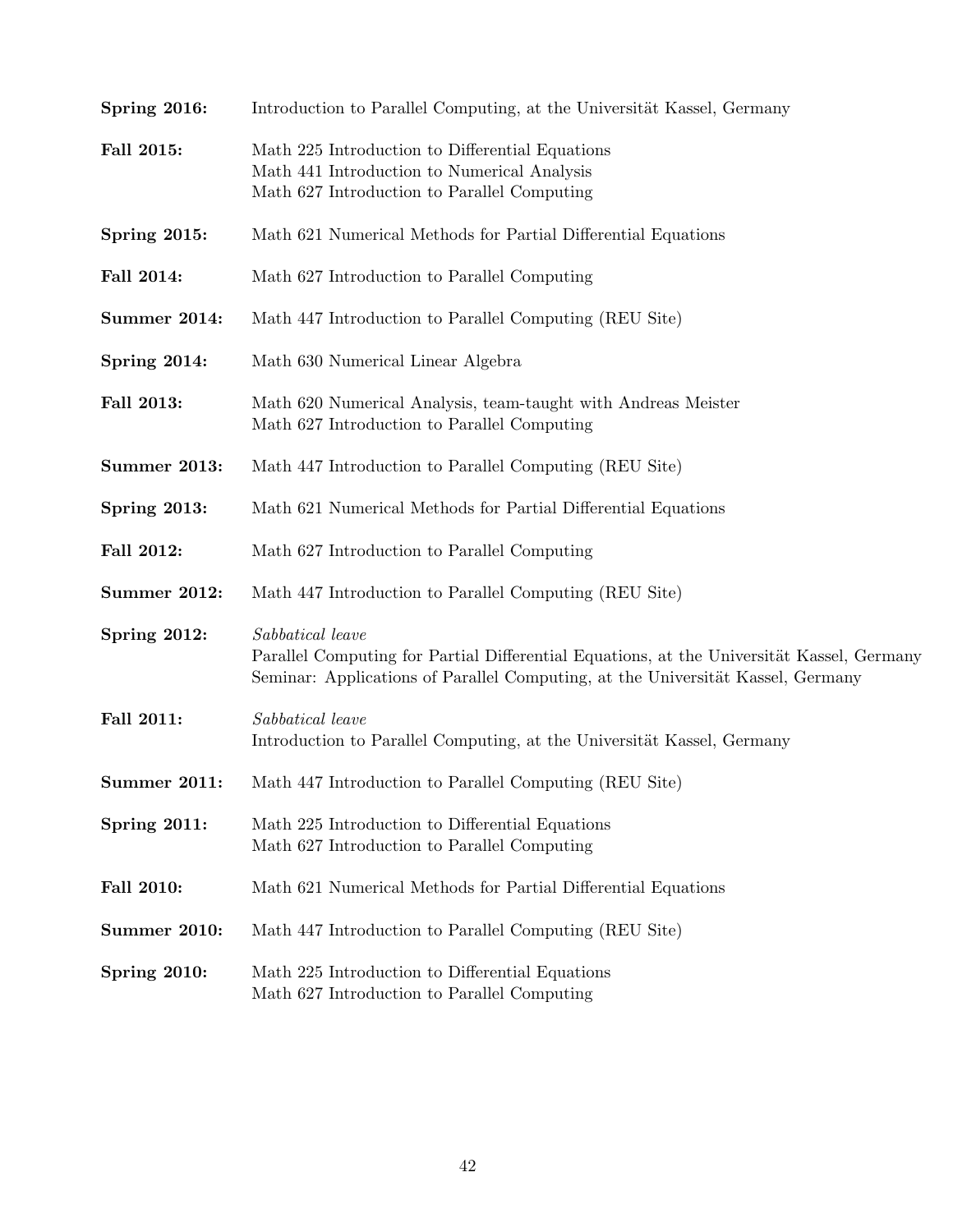**Spring 2016:** Introduction to Parallel Computing, at the Universität Kassel, Germany

**Fall 2015:** Math 225 Introduction to Differential Equations
Math 441 Introduction to Numerical Analysis
Math 627 Introduction to Parallel Computing

**Spring 2015:** Math 621 Numerical Methods for Partial Differential Equations

**Fall 2014:** Math 627 Introduction to Parallel Computing

**Summer 2014:** Math 447 Introduction to Parallel Computing (REU Site)

**Spring 2014:** Math 630 Numerical Linear Algebra

**Fall 2013:** Math 620 Numerical Analysis, team-taught with Andreas Meister
Math 627 Introduction to Parallel Computing

**Summer 2013:** Math 447 Introduction to Parallel Computing (REU Site)

**Spring 2013:** Math 621 Numerical Methods for Partial Differential Equations

**Fall 2012:** Math 627 Introduction to Parallel Computing

**Summer 2012:** Math 447 Introduction to Parallel Computing (REU Site)

**Spring 2012:** *Sabbatical leave*
Parallel Computing for Partial Differential Equations, at the Universität Kassel, Germany
Seminar: Applications of Parallel Computing, at the Universität Kassel, Germany

**Fall 2011:** *Sabbatical leave*
Introduction to Parallel Computing, at the Universität Kassel, Germany

**Summer 2011:** Math 447 Introduction to Parallel Computing (REU Site)

**Spring 2011:** Math 225 Introduction to Differential Equations
Math 627 Introduction to Parallel Computing

**Fall 2010:** Math 621 Numerical Methods for Partial Differential Equations

**Summer 2010:** Math 447 Introduction to Parallel Computing (REU Site)

**Spring 2010:** Math 225 Introduction to Differential Equations
Math 627 Introduction to Parallel Computing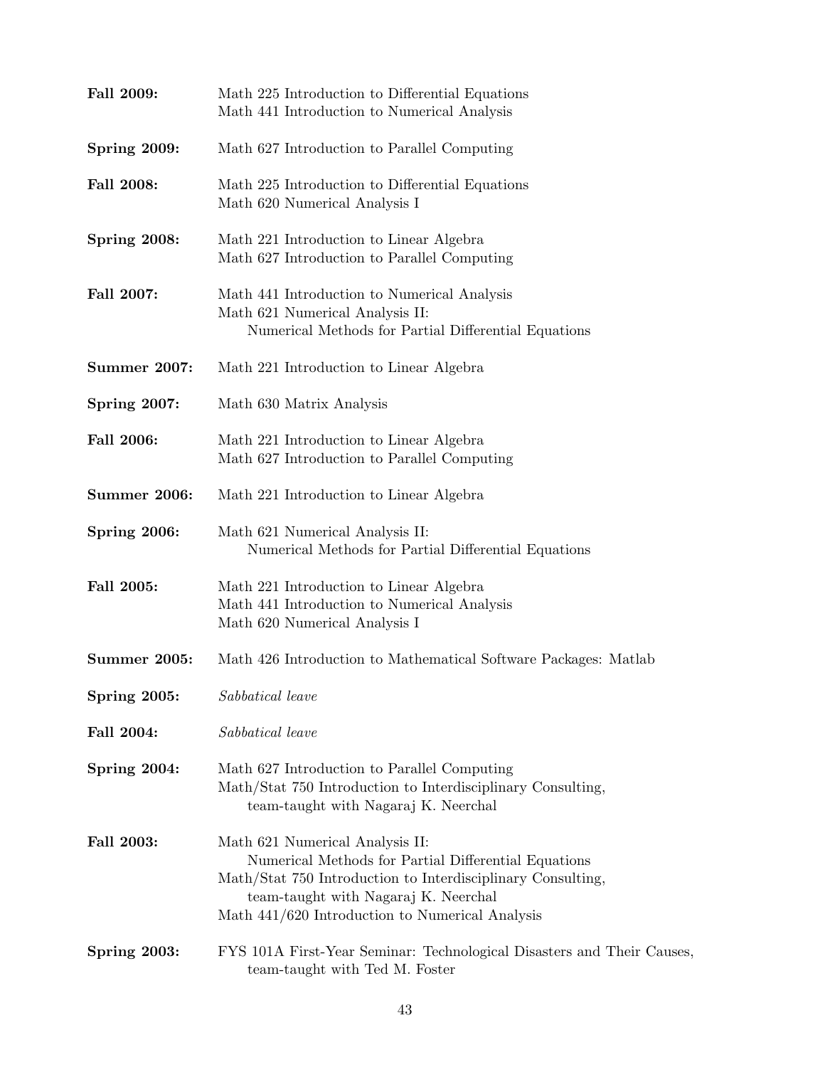**Fall 2009:** Math 225 Introduction to Differential Equations
Math 441 Introduction to Numerical Analysis

**Spring 2009:** Math 627 Introduction to Parallel Computing

**Fall 2008:** Math 225 Introduction to Differential Equations
Math 620 Numerical Analysis I

**Spring 2008:** Math 221 Introduction to Linear Algebra
Math 627 Introduction to Parallel Computing

**Fall 2007:** Math 441 Introduction to Numerical Analysis
Math 621 Numerical Analysis II:
Numerical Methods for Partial Differential Equations

**Summer 2007:** Math 221 Introduction to Linear Algebra

**Spring 2007:** Math 630 Matrix Analysis

**Fall 2006:** Math 221 Introduction to Linear Algebra
Math 627 Introduction to Parallel Computing

**Summer 2006:** Math 221 Introduction to Linear Algebra

**Spring 2006:** Math 621 Numerical Analysis II:
Numerical Methods for Partial Differential Equations

**Fall 2005:** Math 221 Introduction to Linear Algebra
Math 441 Introduction to Numerical Analysis
Math 620 Numerical Analysis I

**Summer 2005:** Math 426 Introduction to Mathematical Software Packages: Matlab

**Spring 2005:** *Sabbatical leave*

**Fall 2004:** *Sabbatical leave*

**Spring 2004:** Math 627 Introduction to Parallel Computing
Math/Stat 750 Introduction to Interdisciplinary Consulting,
team-taught with Nagaraj K. Neerchal

**Fall 2003:** Math 621 Numerical Analysis II:
Numerical Methods for Partial Differential Equations
Math/Stat 750 Introduction to Interdisciplinary Consulting,
team-taught with Nagaraj K. Neerchal
Math 441/620 Introduction to Numerical Analysis

**Spring 2003:** FYS 101A First-Year Seminar: Technological Disasters and Their Causes,
team-taught with Ted M. Foster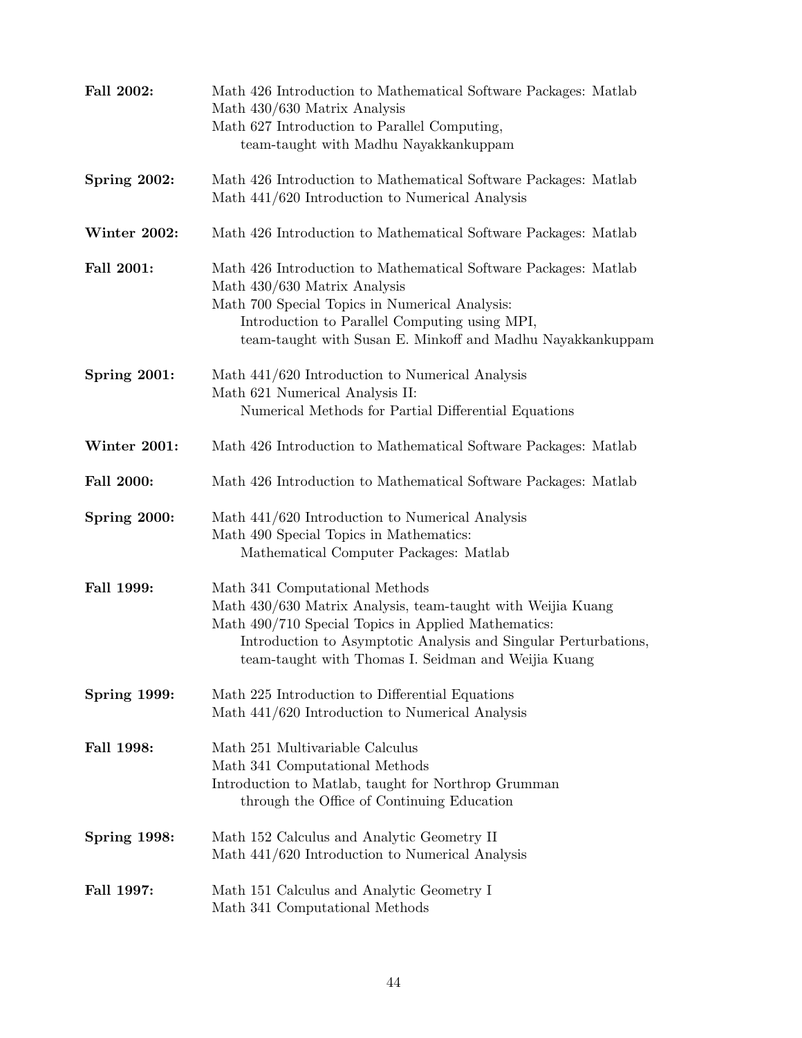**Fall 2002:**
Math 426 Introduction to Mathematical Software Packages: Matlab
Math 430/630 Matrix Analysis
Math 627 Introduction to Parallel Computing,
team-taught with Madhu Nayakkankuppam

**Spring 2002:**
Math 426 Introduction to Mathematical Software Packages: Matlab
Math 441/620 Introduction to Numerical Analysis

**Winter 2002:**
Math 426 Introduction to Mathematical Software Packages: Matlab

**Fall 2001:**
Math 426 Introduction to Mathematical Software Packages: Matlab
Math 430/630 Matrix Analysis
Math 700 Special Topics in Numerical Analysis:
Introduction to Parallel Computing using MPI,
team-taught with Susan E. Minkoff and Madhu Nayakkankuppam

**Spring 2001:**
Math 441/620 Introduction to Numerical Analysis
Math 621 Numerical Analysis II:
Numerical Methods for Partial Differential Equations

**Winter 2001:**
Math 426 Introduction to Mathematical Software Packages: Matlab

**Fall 2000:**
Math 426 Introduction to Mathematical Software Packages: Matlab

**Spring 2000:**
Math 441/620 Introduction to Numerical Analysis
Math 490 Special Topics in Mathematics:
Mathematical Computer Packages: Matlab

**Fall 1999:**
Math 341 Computational Methods
Math 430/630 Matrix Analysis, team-taught with Weijia Kuang
Math 490/710 Special Topics in Applied Mathematics:
Introduction to Asymptotic Analysis and Singular Perturbations,
team-taught with Thomas I. Seidman and Weijia Kuang

**Spring 1999:**
Math 225 Introduction to Differential Equations
Math 441/620 Introduction to Numerical Analysis

**Fall 1998:**
Math 251 Multivariable Calculus
Math 341 Computational Methods
Introduction to Matlab, taught for Northrop Grumman
through the Office of Continuing Education

**Spring 1998:**
Math 152 Calculus and Analytic Geometry II
Math 441/620 Introduction to Numerical Analysis

**Fall 1997:**
Math 151 Calculus and Analytic Geometry I
Math 341 Computational Methods